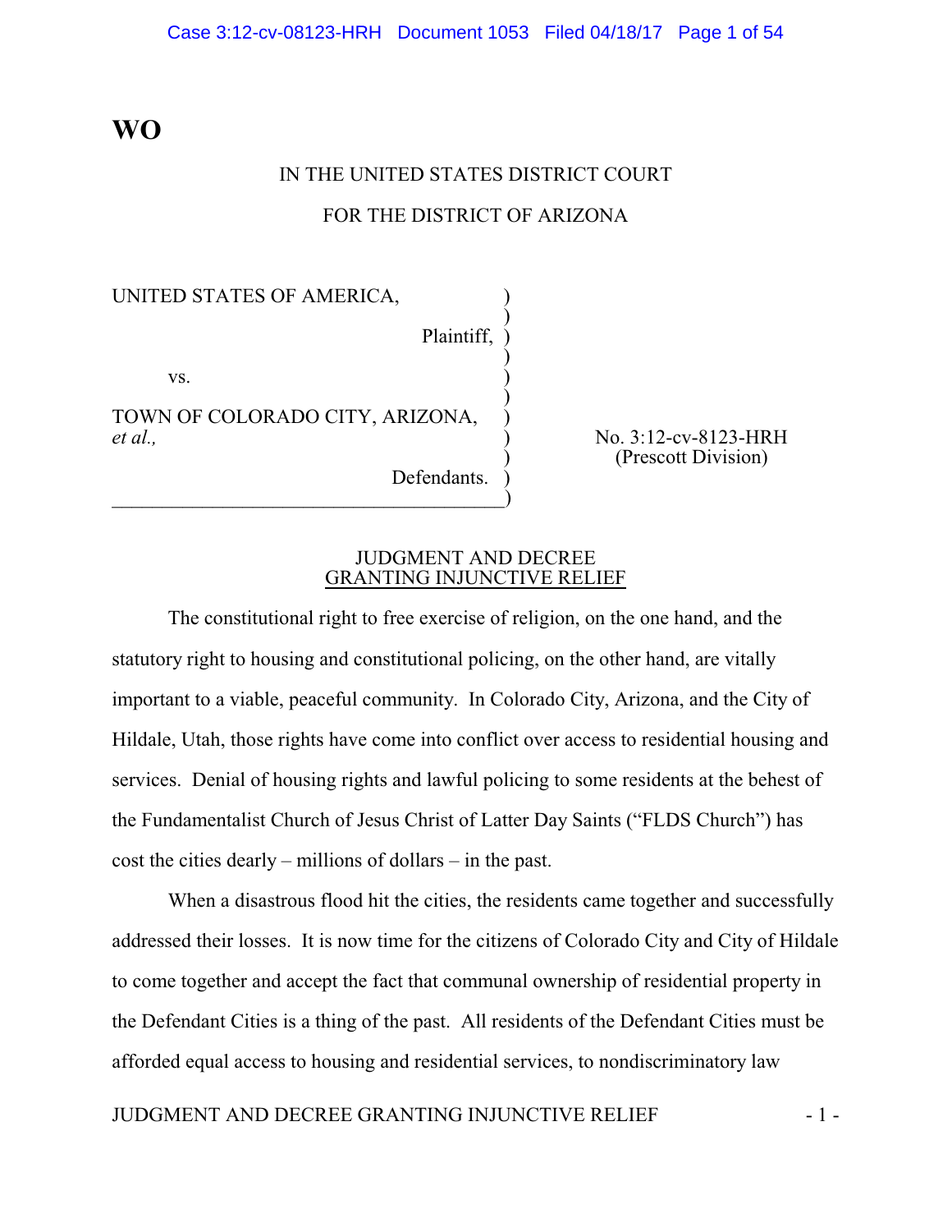**WO**

IN THE UNITED STATES DISTRICT COURT

FOR THE DISTRICT OF ARIZONA

UNITED STATES OF AMERICA,

Plaintiff,

vs.

TOWN OF COLORADO CITY, ARIZONA, *et al.,*

Defendants.

No. 3:12-cv-8123-HRH
(Prescott Division)

JUDGMENT AND DECREE
GRANTING INJUNCTIVE RELIEF

The constitutional right to free exercise of religion, on the one hand, and the statutory right to housing and constitutional policing, on the other hand, are vitally important to a viable, peaceful community. In Colorado City, Arizona, and the City of Hildale, Utah, those rights have come into conflict over access to residential housing and services. Denial of housing rights and lawful policing to some residents at the behest of the Fundamentalist Church of Jesus Christ of Latter Day Saints ("FLDS Church") has cost the cities dearly – millions of dollars – in the past.

When a disastrous flood hit the cities, the residents came together and successfully addressed their losses. It is now time for the citizens of Colorado City and City of Hildale to come together and accept the fact that communal ownership of residential property in the Defendant Cities is a thing of the past. All residents of the Defendant Cities must be afforded equal access to housing and residential services, to nondiscriminatory law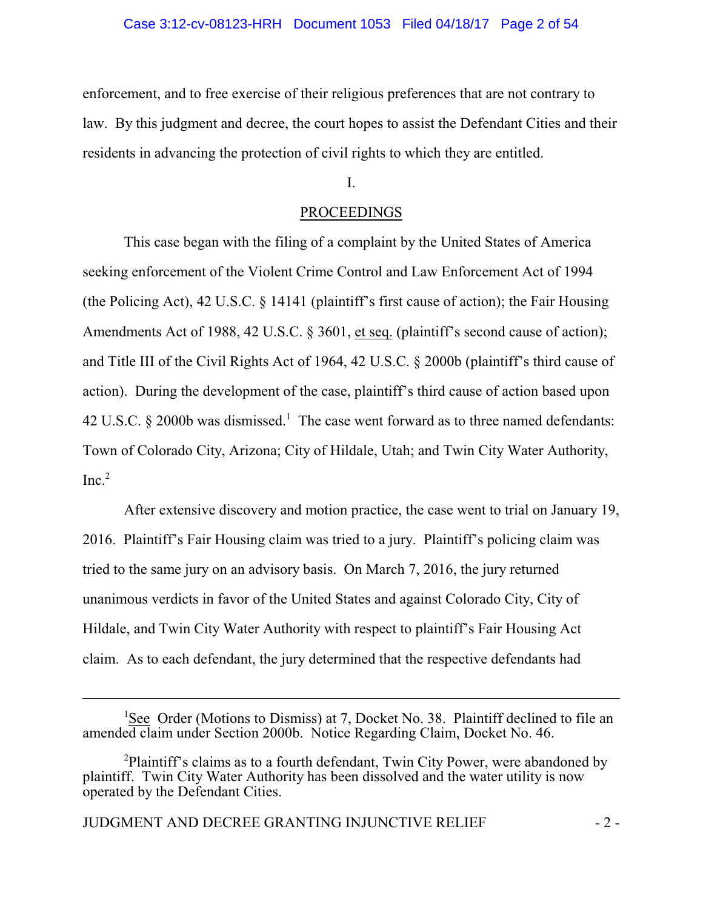enforcement, and to free exercise of their religious preferences that are not contrary to law. By this judgment and decree, the court hopes to assist the Defendant Cities and their residents in advancing the protection of civil rights to which they are entitled.

## I.

## PROCEEDINGS

This case began with the filing of a complaint by the United States of America seeking enforcement of the Violent Crime Control and Law Enforcement Act of 1994 (the Policing Act), 42 U.S.C. § 14141 (plaintiff's first cause of action); the Fair Housing Amendments Act of 1988, 42 U.S.C. § 3601, et seq. (plaintiff's second cause of action); and Title III of the Civil Rights Act of 1964, 42 U.S.C. § 2000b (plaintiff's third cause of action). During the development of the case, plaintiff's third cause of action based upon 42 U.S.C. § 2000b was dismissed.[1] The case went forward as to three named defendants: Town of Colorado City, Arizona; City of Hildale, Utah; and Twin City Water Authority, Inc.[2]

After extensive discovery and motion practice, the case went to trial on January 19, 2016. Plaintiff's Fair Housing claim was tried to a jury. Plaintiff's policing claim was tried to the same jury on an advisory basis. On March 7, 2016, the jury returned unanimous verdicts in favor of the United States and against Colorado City, City of Hildale, and Twin City Water Authority with respect to plaintiff's Fair Housing Act claim. As to each defendant, the jury determined that the respective defendants had

---

[1] See Order (Motions to Dismiss) at 7, Docket No. 38. Plaintiff declined to file an amended claim under Section 2000b. Notice Regarding Claim, Docket No. 46.

[2] Plaintiff's claims as to a fourth defendant, Twin City Power, were abandoned by plaintiff. Twin City Water Authority has been dissolved and the water utility is now operated by the Defendant Cities.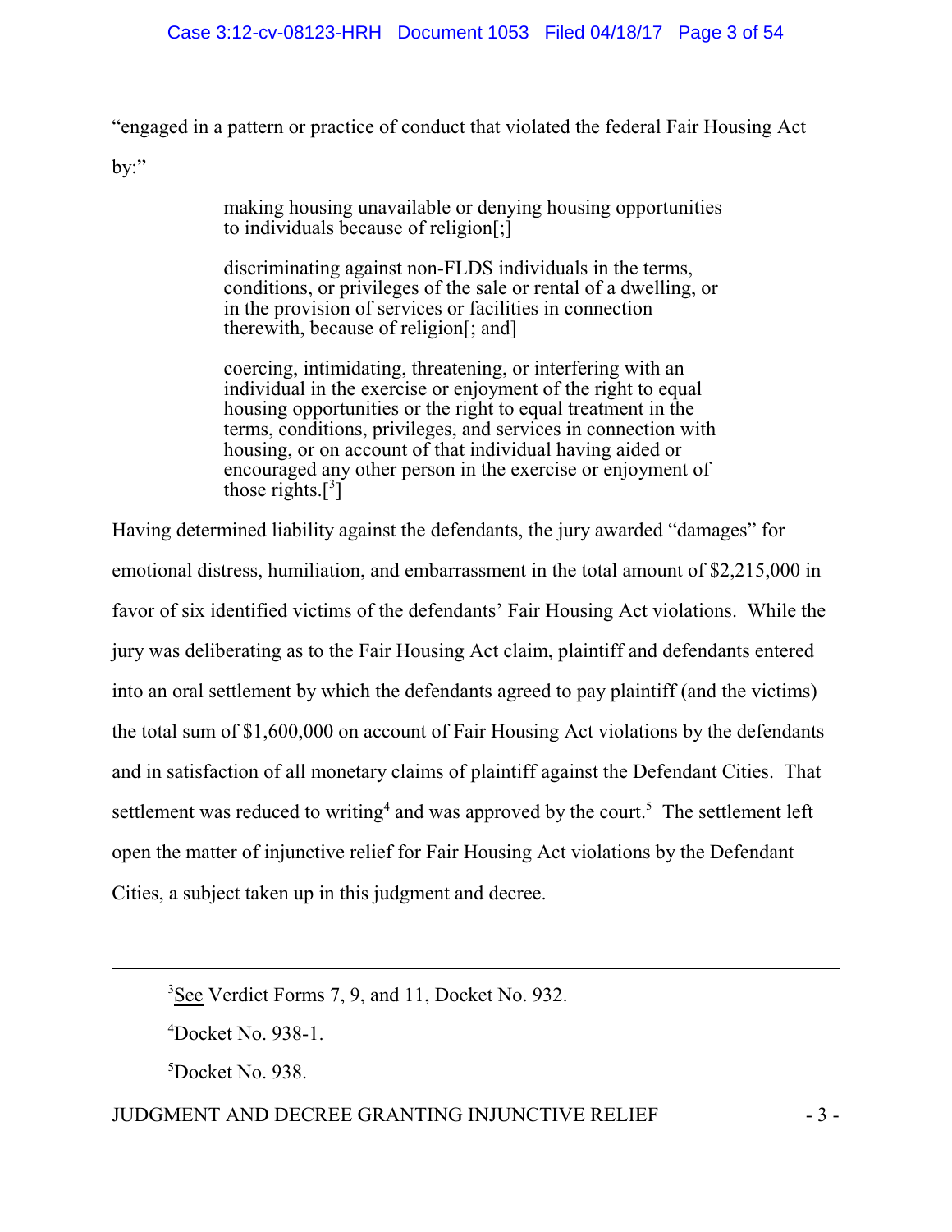"engaged in a pattern or practice of conduct that violated the federal Fair Housing Act by:"

> making housing unavailable or denying housing opportunities to individuals because of religion[;]
>
> discriminating against non-FLDS individuals in the terms, conditions, or privileges of the sale or rental of a dwelling, or in the provision of services or facilities in connection therewith, because of religion[; and]
>
> coercing, intimidating, threatening, or interfering with an individual in the exercise or enjoyment of the right to equal housing opportunities or the right to equal treatment in the terms, conditions, privileges, and services in connection with housing, or on account of that individual having aided or encouraged any other person in the exercise or enjoyment of those rights.[[3]]

Having determined liability against the defendants, the jury awarded "damages" for emotional distress, humiliation, and embarrassment in the total amount of $2,215,000 in favor of six identified victims of the defendants' Fair Housing Act violations. While the jury was deliberating as to the Fair Housing Act claim, plaintiff and defendants entered into an oral settlement by which the defendants agreed to pay plaintiff (and the victims) the total sum of $1,600,000 on account of Fair Housing Act violations by the defendants and in satisfaction of all monetary claims of plaintiff against the Defendant Cities. That settlement was reduced to writing[4] and was approved by the court.[5] The settlement left open the matter of injunctive relief for Fair Housing Act violations by the Defendant Cities, a subject taken up in this judgment and decree.

---

[3] See Verdict Forms 7, 9, and 11, Docket No. 932.

[4] Docket No. 938-1.

[5] Docket No. 938.

JUDGMENT AND DECREE GRANTING INJUNCTIVE RELIEF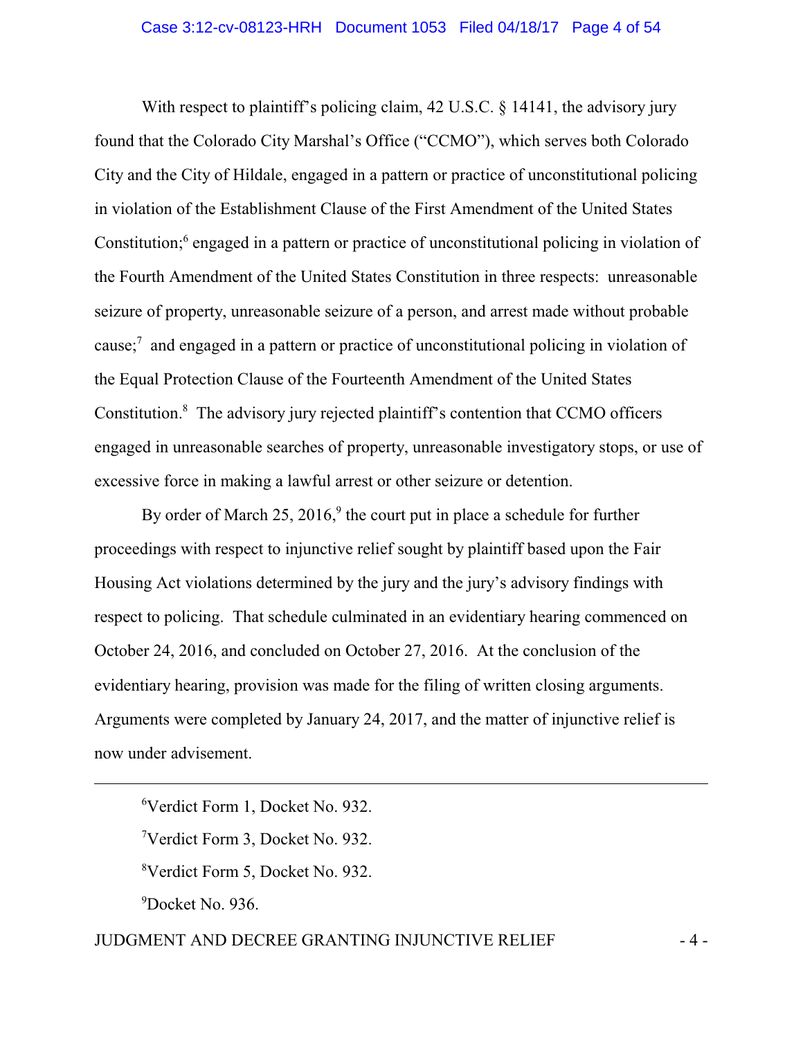With respect to plaintiff's policing claim, 42 U.S.C. § 14141, the advisory jury found that the Colorado City Marshal's Office ("CCMO"), which serves both Colorado City and the City of Hildale, engaged in a pattern or practice of unconstitutional policing in violation of the Establishment Clause of the First Amendment of the United States Constitution;[6] engaged in a pattern or practice of unconstitutional policing in violation of the Fourth Amendment of the United States Constitution in three respects: unreasonable seizure of property, unreasonable seizure of a person, and arrest made without probable cause;[7] and engaged in a pattern or practice of unconstitutional policing in violation of the Equal Protection Clause of the Fourteenth Amendment of the United States Constitution.[8] The advisory jury rejected plaintiff's contention that CCMO officers engaged in unreasonable searches of property, unreasonable investigatory stops, or use of excessive force in making a lawful arrest or other seizure or detention.

By order of March 25, 2016,[9] the court put in place a schedule for further proceedings with respect to injunctive relief sought by plaintiff based upon the Fair Housing Act violations determined by the jury and the jury's advisory findings with respect to policing. That schedule culminated in an evidentiary hearing commenced on October 24, 2016, and concluded on October 27, 2016. At the conclusion of the evidentiary hearing, provision was made for the filing of written closing arguments. Arguments were completed by January 24, 2017, and the matter of injunctive relief is now under advisement.

---

[6]Verdict Form 1, Docket No. 932.

[7]Verdict Form 3, Docket No. 932.

[8]Verdict Form 5, Docket No. 932.

[9]Docket No. 936.

JUDGMENT AND DECREE GRANTING INJUNCTIVE RELIEF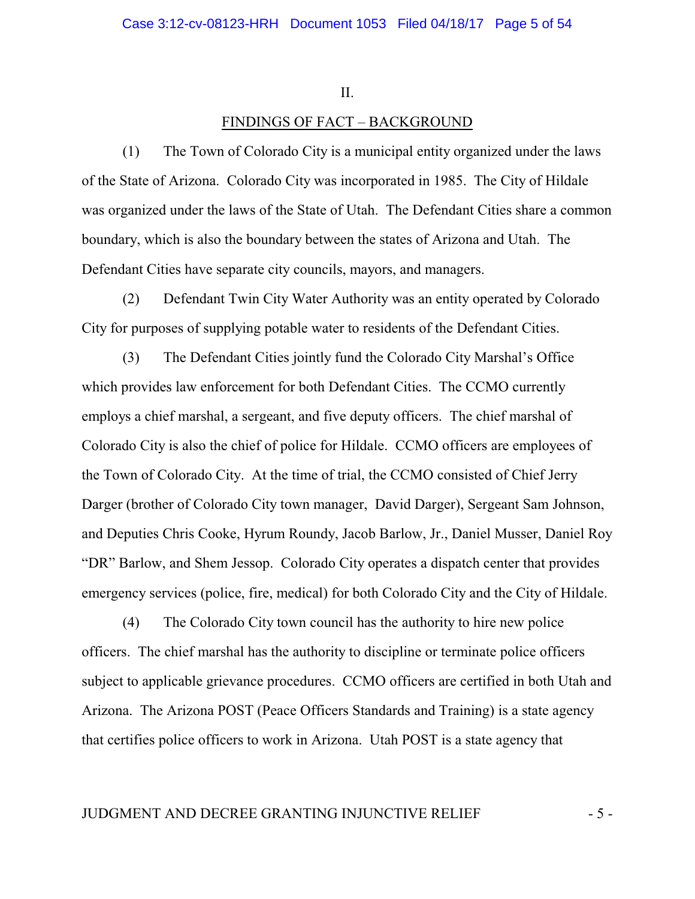II.

## FINDINGS OF FACT – BACKGROUND

(1) The Town of Colorado City is a municipal entity organized under the laws of the State of Arizona. Colorado City was incorporated in 1985. The City of Hildale was organized under the laws of the State of Utah. The Defendant Cities share a common boundary, which is also the boundary between the states of Arizona and Utah. The Defendant Cities have separate city councils, mayors, and managers.

(2) Defendant Twin City Water Authority was an entity operated by Colorado City for purposes of supplying potable water to residents of the Defendant Cities.

(3) The Defendant Cities jointly fund the Colorado City Marshal's Office which provides law enforcement for both Defendant Cities. The CCMO currently employs a chief marshal, a sergeant, and five deputy officers. The chief marshal of Colorado City is also the chief of police for Hildale. CCMO officers are employees of the Town of Colorado City. At the time of trial, the CCMO consisted of Chief Jerry Darger (brother of Colorado City town manager, David Darger), Sergeant Sam Johnson, and Deputies Chris Cooke, Hyrum Roundy, Jacob Barlow, Jr., Daniel Musser, Daniel Roy "DR" Barlow, and Shem Jessop. Colorado City operates a dispatch center that provides emergency services (police, fire, medical) for both Colorado City and the City of Hildale.

(4) The Colorado City town council has the authority to hire new police officers. The chief marshal has the authority to discipline or terminate police officers subject to applicable grievance procedures. CCMO officers are certified in both Utah and Arizona. The Arizona POST (Peace Officers Standards and Training) is a state agency that certifies police officers to work in Arizona. Utah POST is a state agency that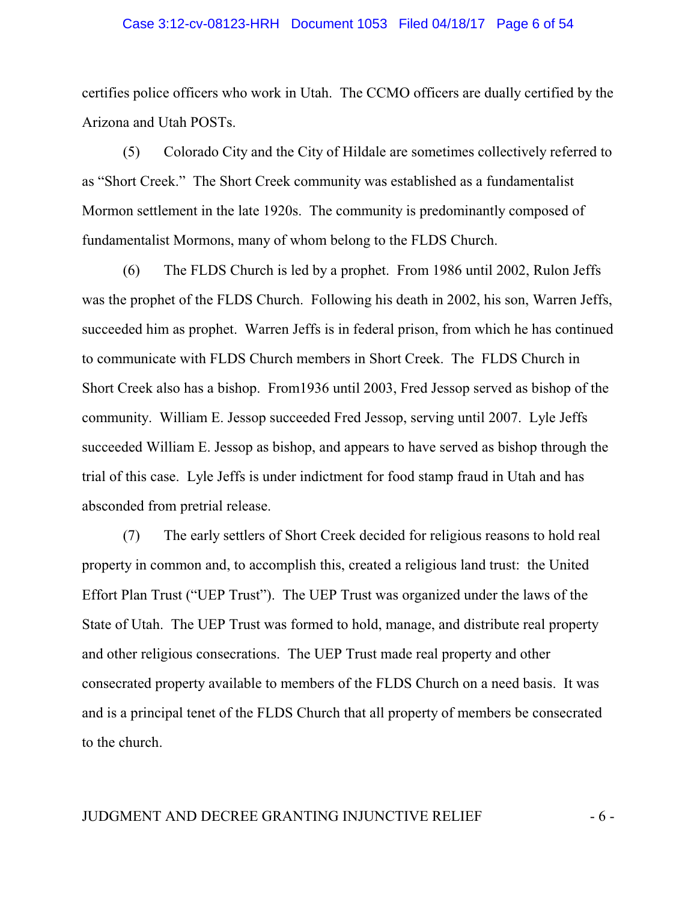certifies police officers who work in Utah. The CCMO officers are dually certified by the Arizona and Utah POSTs.

(5) Colorado City and the City of Hildale are sometimes collectively referred to as "Short Creek." The Short Creek community was established as a fundamentalist Mormon settlement in the late 1920s. The community is predominantly composed of fundamentalist Mormons, many of whom belong to the FLDS Church.

(6) The FLDS Church is led by a prophet. From 1986 until 2002, Rulon Jeffs was the prophet of the FLDS Church. Following his death in 2002, his son, Warren Jeffs, succeeded him as prophet. Warren Jeffs is in federal prison, from which he has continued to communicate with FLDS Church members in Short Creek. The FLDS Church in Short Creek also has a bishop. From1936 until 2003, Fred Jessop served as bishop of the community. William E. Jessop succeeded Fred Jessop, serving until 2007. Lyle Jeffs succeeded William E. Jessop as bishop, and appears to have served as bishop through the trial of this case. Lyle Jeffs is under indictment for food stamp fraud in Utah and has absconded from pretrial release.

(7) The early settlers of Short Creek decided for religious reasons to hold real property in common and, to accomplish this, created a religious land trust: the United Effort Plan Trust ("UEP Trust"). The UEP Trust was organized under the laws of the State of Utah. The UEP Trust was formed to hold, manage, and distribute real property and other religious consecrations. The UEP Trust made real property and other consecrated property available to members of the FLDS Church on a need basis. It was and is a principal tenet of the FLDS Church that all property of members be consecrated to the church.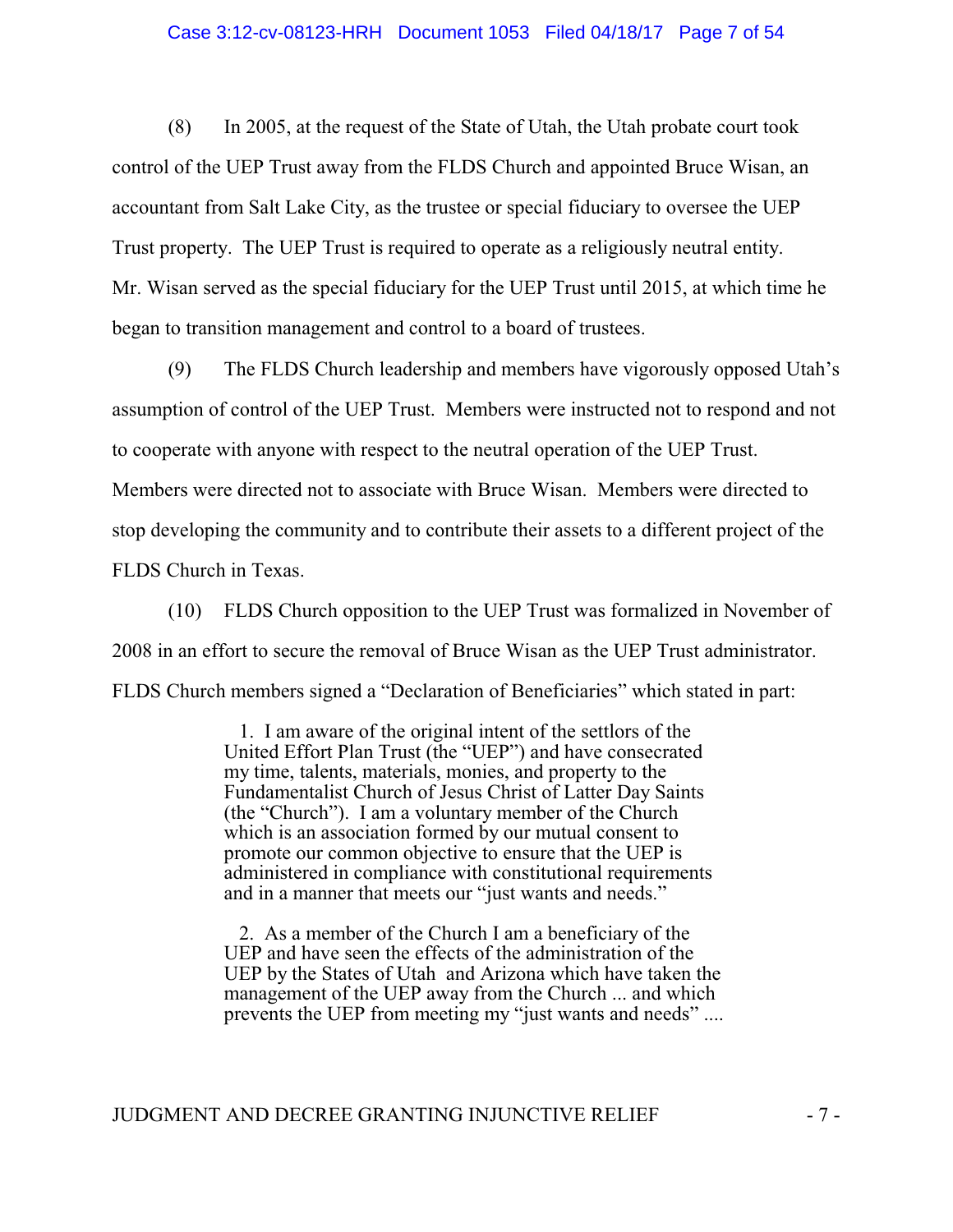(8) In 2005, at the request of the State of Utah, the Utah probate court took control of the UEP Trust away from the FLDS Church and appointed Bruce Wisan, an accountant from Salt Lake City, as the trustee or special fiduciary to oversee the UEP Trust property. The UEP Trust is required to operate as a religiously neutral entity. Mr. Wisan served as the special fiduciary for the UEP Trust until 2015, at which time he began to transition management and control to a board of trustees.

(9) The FLDS Church leadership and members have vigorously opposed Utah's assumption of control of the UEP Trust. Members were instructed not to respond and not to cooperate with anyone with respect to the neutral operation of the UEP Trust. Members were directed not to associate with Bruce Wisan. Members were directed to stop developing the community and to contribute their assets to a different project of the FLDS Church in Texas.

(10) FLDS Church opposition to the UEP Trust was formalized in November of 2008 in an effort to secure the removal of Bruce Wisan as the UEP Trust administrator. FLDS Church members signed a "Declaration of Beneficiaries" which stated in part:

> 1. I am aware of the original intent of the settlors of the United Effort Plan Trust (the "UEP") and have consecrated my time, talents, materials, monies, and property to the Fundamentalist Church of Jesus Christ of Latter Day Saints (the "Church"). I am a voluntary member of the Church which is an association formed by our mutual consent to promote our common objective to ensure that the UEP is administered in compliance with constitutional requirements and in a manner that meets our "just wants and needs."
>
> 2. As a member of the Church I am a beneficiary of the UEP and have seen the effects of the administration of the UEP by the States of Utah and Arizona which have taken the management of the UEP away from the Church ... and which prevents the UEP from meeting my "just wants and needs" ....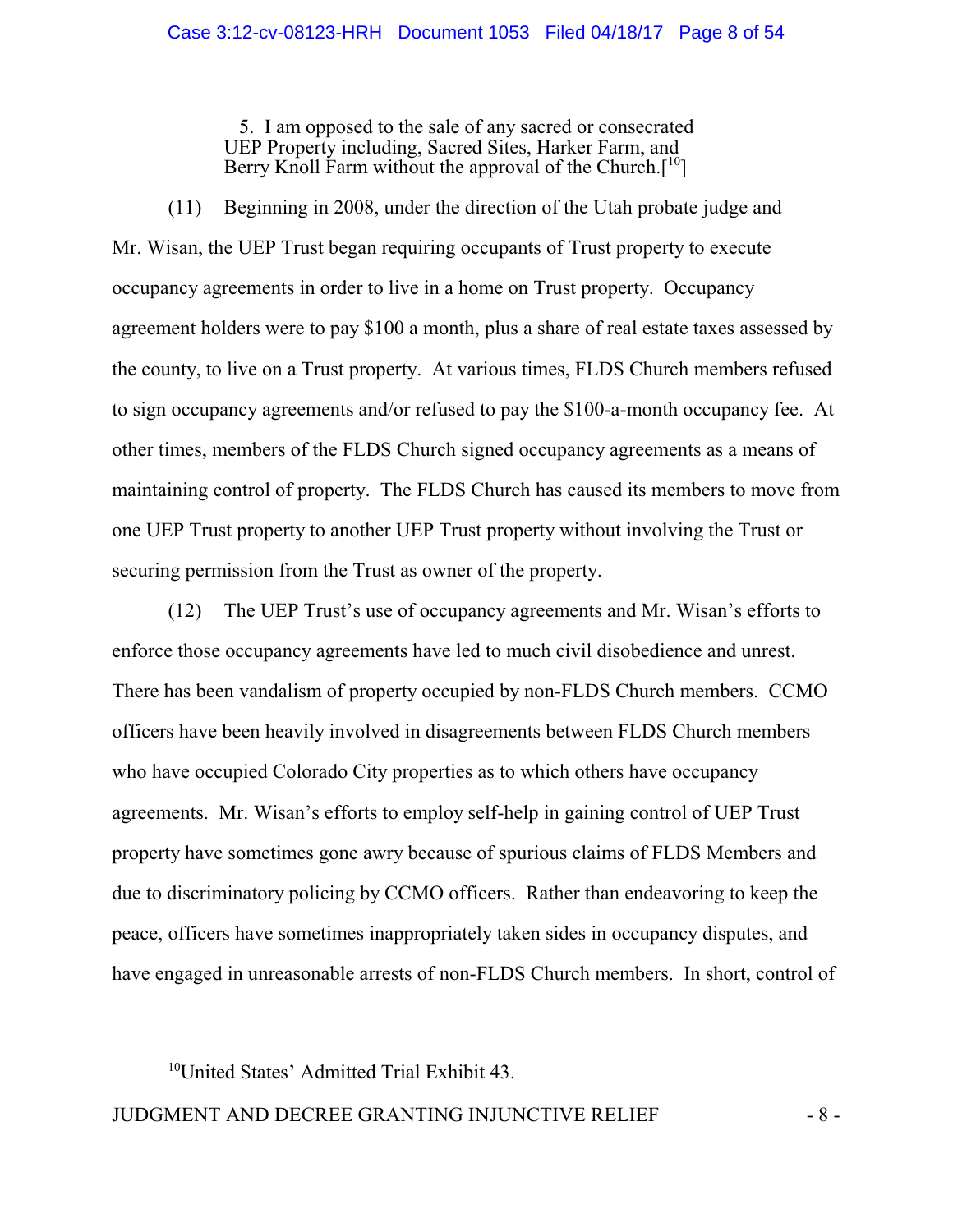> 5. I am opposed to the sale of any sacred or consecrated UEP Property including, Sacred Sites, Harker Farm, and Berry Knoll Farm without the approval of the Church.[10]

(11) Beginning in 2008, under the direction of the Utah probate judge and Mr. Wisan, the UEP Trust began requiring occupants of Trust property to execute occupancy agreements in order to live in a home on Trust property. Occupancy agreement holders were to pay $100 a month, plus a share of real estate taxes assessed by the county, to live on a Trust property. At various times, FLDS Church members refused to sign occupancy agreements and/or refused to pay the $100-a-month occupancy fee. At other times, members of the FLDS Church signed occupancy agreements as a means of maintaining control of property. The FLDS Church has caused its members to move from one UEP Trust property to another UEP Trust property without involving the Trust or securing permission from the Trust as owner of the property.

(12) The UEP Trust's use of occupancy agreements and Mr. Wisan's efforts to enforce those occupancy agreements have led to much civil disobedience and unrest. There has been vandalism of property occupied by non-FLDS Church members. CCMO officers have been heavily involved in disagreements between FLDS Church members who have occupied Colorado City properties as to which others have occupancy agreements. Mr. Wisan's efforts to employ self-help in gaining control of UEP Trust property have sometimes gone awry because of spurious claims of FLDS Members and due to discriminatory policing by CCMO officers. Rather than endeavoring to keep the peace, officers have sometimes inappropriately taken sides in occupancy disputes, and have engaged in unreasonable arrests of non-FLDS Church members. In short, control of

---

[10] United States' Admitted Trial Exhibit 43.

JUDGMENT AND DECREE GRANTING INJUNCTIVE RELIEF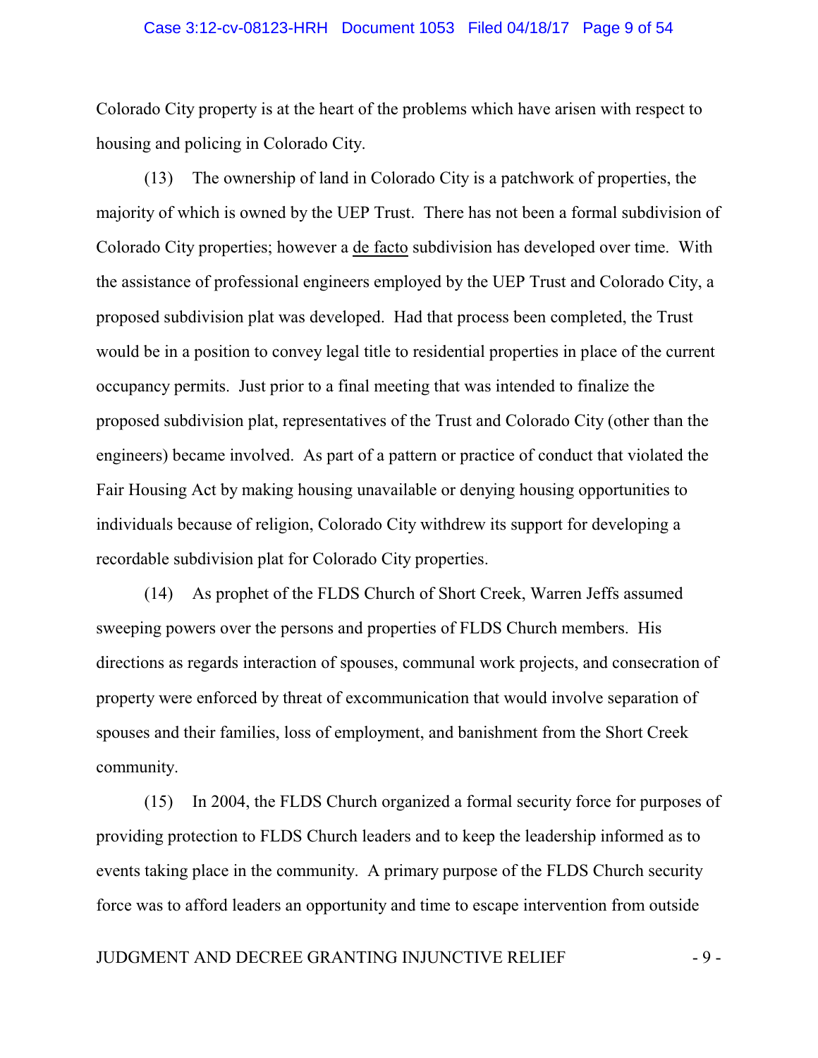Colorado City property is at the heart of the problems which have arisen with respect to housing and policing in Colorado City.

(13) The ownership of land in Colorado City is a patchwork of properties, the majority of which is owned by the UEP Trust. There has not been a formal subdivision of Colorado City properties; however a de facto subdivision has developed over time. With the assistance of professional engineers employed by the UEP Trust and Colorado City, a proposed subdivision plat was developed. Had that process been completed, the Trust would be in a position to convey legal title to residential properties in place of the current occupancy permits. Just prior to a final meeting that was intended to finalize the proposed subdivision plat, representatives of the Trust and Colorado City (other than the engineers) became involved. As part of a pattern or practice of conduct that violated the Fair Housing Act by making housing unavailable or denying housing opportunities to individuals because of religion, Colorado City withdrew its support for developing a recordable subdivision plat for Colorado City properties.

(14) As prophet of the FLDS Church of Short Creek, Warren Jeffs assumed sweeping powers over the persons and properties of FLDS Church members. His directions as regards interaction of spouses, communal work projects, and consecration of property were enforced by threat of excommunication that would involve separation of spouses and their families, loss of employment, and banishment from the Short Creek community.

(15) In 2004, the FLDS Church organized a formal security force for purposes of providing protection to FLDS Church leaders and to keep the leadership informed as to events taking place in the community. A primary purpose of the FLDS Church security force was to afford leaders an opportunity and time to escape intervention from outside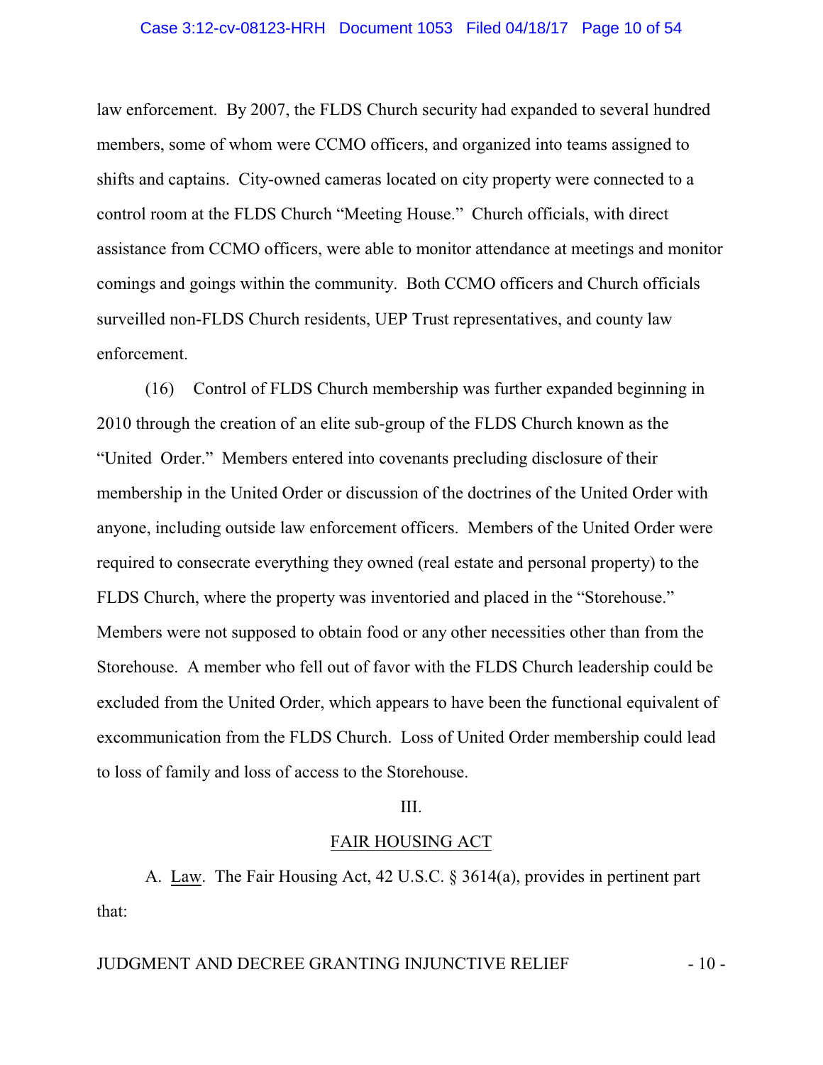law enforcement. By 2007, the FLDS Church security had expanded to several hundred members, some of whom were CCMO officers, and organized into teams assigned to shifts and captains. City-owned cameras located on city property were connected to a control room at the FLDS Church "Meeting House." Church officials, with direct assistance from CCMO officers, were able to monitor attendance at meetings and monitor comings and goings within the community. Both CCMO officers and Church officials surveilled non-FLDS Church residents, UEP Trust representatives, and county law enforcement.

(16) Control of FLDS Church membership was further expanded beginning in 2010 through the creation of an elite sub-group of the FLDS Church known as the "United Order." Members entered into covenants precluding disclosure of their membership in the United Order or discussion of the doctrines of the United Order with anyone, including outside law enforcement officers. Members of the United Order were required to consecrate everything they owned (real estate and personal property) to the FLDS Church, where the property was inventoried and placed in the "Storehouse." Members were not supposed to obtain food or any other necessities other than from the Storehouse. A member who fell out of favor with the FLDS Church leadership could be excluded from the United Order, which appears to have been the functional equivalent of excommunication from the FLDS Church. Loss of United Order membership could lead to loss of family and loss of access to the Storehouse.

## III.

## FAIR HOUSING ACT

A. Law. The Fair Housing Act, 42 U.S.C. § 3614(a), provides in pertinent part that: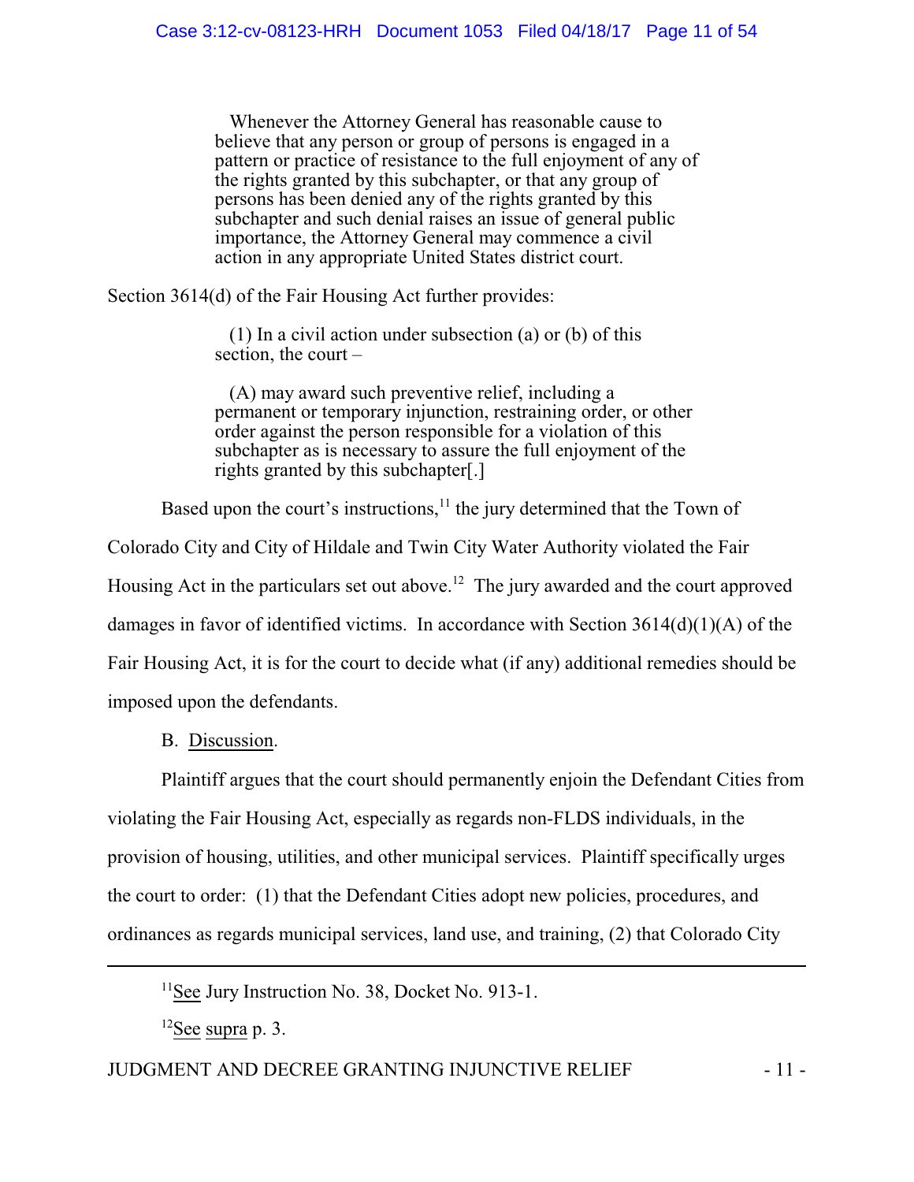> Whenever the Attorney General has reasonable cause to believe that any person or group of persons is engaged in a pattern or practice of resistance to the full enjoyment of any of the rights granted by this subchapter, or that any group of persons has been denied any of the rights granted by this subchapter and such denial raises an issue of general public importance, the Attorney General may commence a civil action in any appropriate United States district court.

Section 3614(d) of the Fair Housing Act further provides:

> (1) In a civil action under subsection (a) or (b) of this section, the court –
>
> (A) may award such preventive relief, including a permanent or temporary injunction, restraining order, or other order against the person responsible for a violation of this subchapter as is necessary to assure the full enjoyment of the rights granted by this subchapter[.]

Based upon the court's instructions,[11] the jury determined that the Town of Colorado City and City of Hildale and Twin City Water Authority violated the Fair Housing Act in the particulars set out above.[12] The jury awarded and the court approved damages in favor of identified victims. In accordance with Section 3614(d)(1)(A) of the Fair Housing Act, it is for the court to decide what (if any) additional remedies should be imposed upon the defendants.

B. <u>Discussion</u>.

Plaintiff argues that the court should permanently enjoin the Defendant Cities from violating the Fair Housing Act, especially as regards non-FLDS individuals, in the provision of housing, utilities, and other municipal services. Plaintiff specifically urges the court to order: (1) that the Defendant Cities adopt new policies, procedures, and ordinances as regards municipal services, land use, and training, (2) that Colorado City

---

[11] <u>See</u> Jury Instruction No. 38, Docket No. 913-1.

[12] <u>See</u> <u>supra</u> p. 3.

JUDGMENT AND DECREE GRANTING INJUNCTIVE RELIEF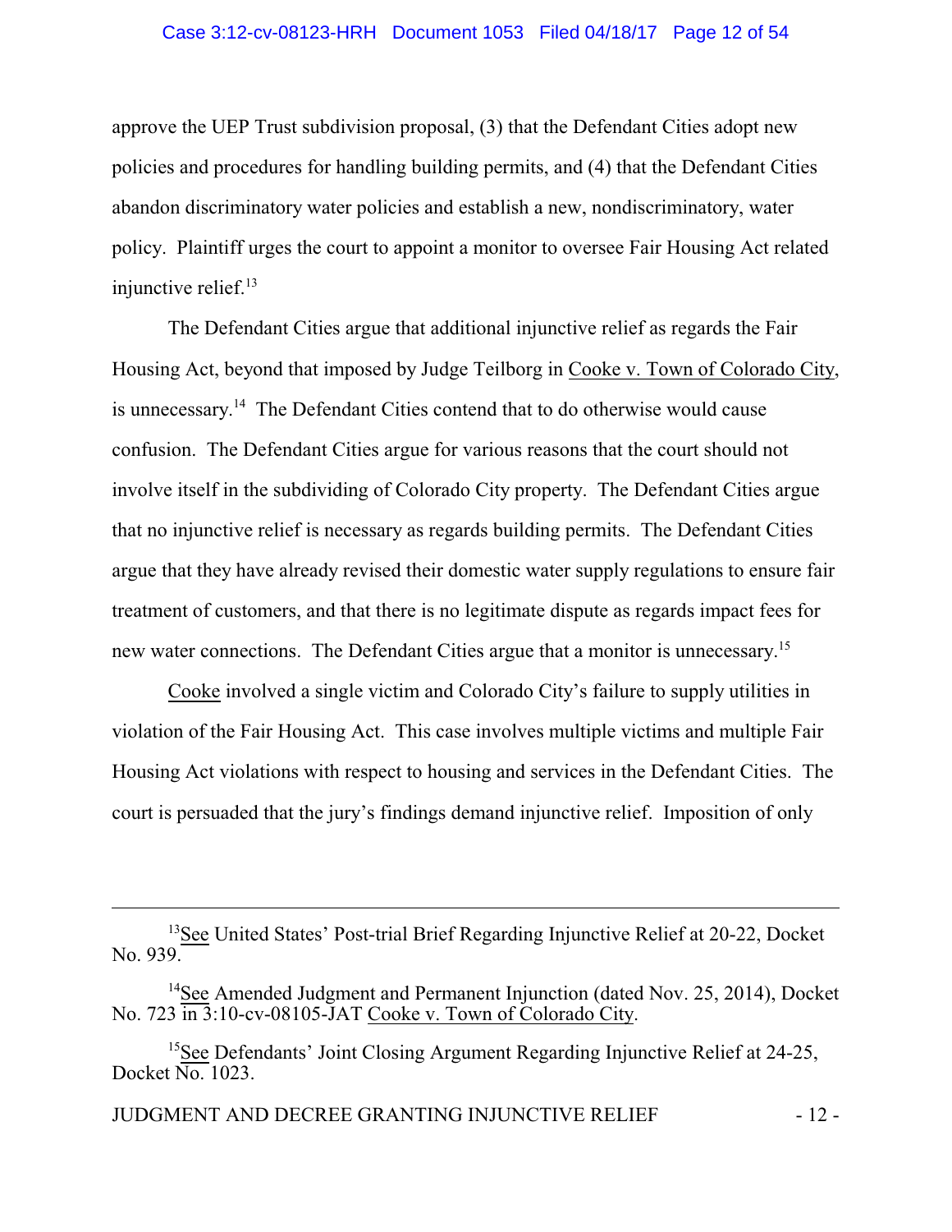approve the UEP Trust subdivision proposal, (3) that the Defendant Cities adopt new policies and procedures for handling building permits, and (4) that the Defendant Cities abandon discriminatory water policies and establish a new, nondiscriminatory, water policy. Plaintiff urges the court to appoint a monitor to oversee Fair Housing Act related injunctive relief.[13]

The Defendant Cities argue that additional injunctive relief as regards the Fair Housing Act, beyond that imposed by Judge Teilborg in Cooke v. Town of Colorado City, is unnecessary.[14] The Defendant Cities contend that to do otherwise would cause confusion. The Defendant Cities argue for various reasons that the court should not involve itself in the subdividing of Colorado City property. The Defendant Cities argue that no injunctive relief is necessary as regards building permits. The Defendant Cities argue that they have already revised their domestic water supply regulations to ensure fair treatment of customers, and that there is no legitimate dispute as regards impact fees for new water connections. The Defendant Cities argue that a monitor is unnecessary.[15]

Cooke involved a single victim and Colorado City's failure to supply utilities in violation of the Fair Housing Act. This case involves multiple victims and multiple Fair Housing Act violations with respect to housing and services in the Defendant Cities. The court is persuaded that the jury's findings demand injunctive relief. Imposition of only

---

[13] See United States' Post-trial Brief Regarding Injunctive Relief at 20-22, Docket No. 939.

[14] See Amended Judgment and Permanent Injunction (dated Nov. 25, 2014), Docket No. 723 in 3:10-cv-08105-JAT Cooke v. Town of Colorado City.

[15] See Defendants' Joint Closing Argument Regarding Injunctive Relief at 24-25, Docket No. 1023.

JUDGMENT AND DECREE GRANTING INJUNCTIVE RELIEF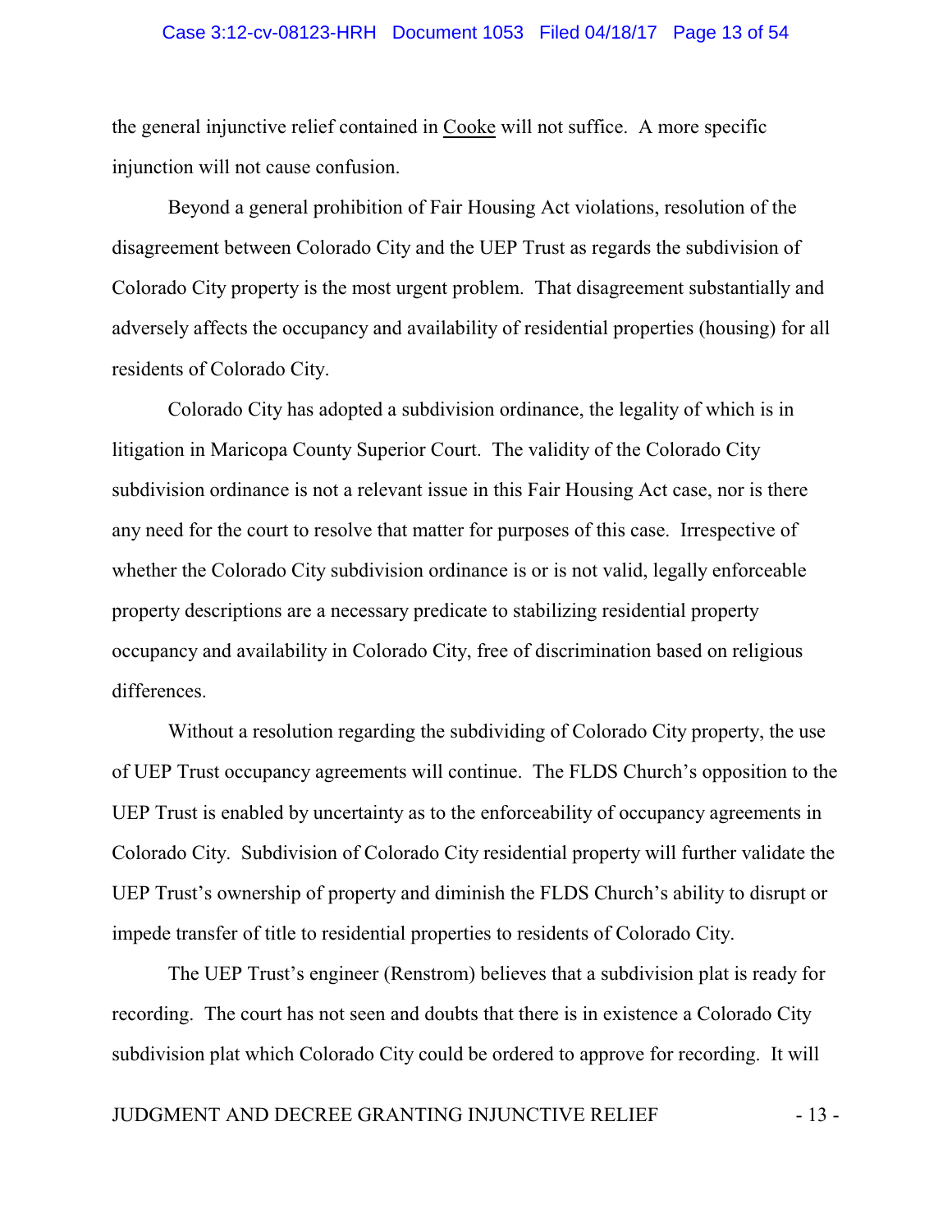the general injunctive relief contained in Cooke will not suffice. A more specific injunction will not cause confusion.

Beyond a general prohibition of Fair Housing Act violations, resolution of the disagreement between Colorado City and the UEP Trust as regards the subdivision of Colorado City property is the most urgent problem. That disagreement substantially and adversely affects the occupancy and availability of residential properties (housing) for all residents of Colorado City.

Colorado City has adopted a subdivision ordinance, the legality of which is in litigation in Maricopa County Superior Court. The validity of the Colorado City subdivision ordinance is not a relevant issue in this Fair Housing Act case, nor is there any need for the court to resolve that matter for purposes of this case. Irrespective of whether the Colorado City subdivision ordinance is or is not valid, legally enforceable property descriptions are a necessary predicate to stabilizing residential property occupancy and availability in Colorado City, free of discrimination based on religious differences.

Without a resolution regarding the subdividing of Colorado City property, the use of UEP Trust occupancy agreements will continue. The FLDS Church's opposition to the UEP Trust is enabled by uncertainty as to the enforceability of occupancy agreements in Colorado City. Subdivision of Colorado City residential property will further validate the UEP Trust's ownership of property and diminish the FLDS Church's ability to disrupt or impede transfer of title to residential properties to residents of Colorado City.

The UEP Trust's engineer (Renstrom) believes that a subdivision plat is ready for recording. The court has not seen and doubts that there is in existence a Colorado City subdivision plat which Colorado City could be ordered to approve for recording. It will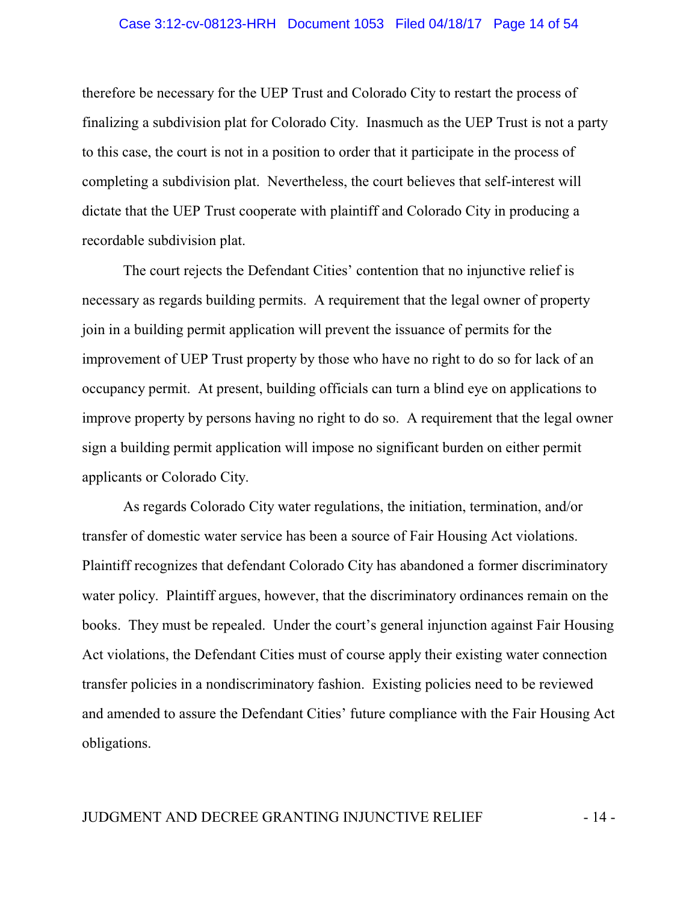therefore be necessary for the UEP Trust and Colorado City to restart the process of finalizing a subdivision plat for Colorado City. Inasmuch as the UEP Trust is not a party to this case, the court is not in a position to order that it participate in the process of completing a subdivision plat. Nevertheless, the court believes that self-interest will dictate that the UEP Trust cooperate with plaintiff and Colorado City in producing a recordable subdivision plat.

The court rejects the Defendant Cities' contention that no injunctive relief is necessary as regards building permits. A requirement that the legal owner of property join in a building permit application will prevent the issuance of permits for the improvement of UEP Trust property by those who have no right to do so for lack of an occupancy permit. At present, building officials can turn a blind eye on applications to improve property by persons having no right to do so. A requirement that the legal owner sign a building permit application will impose no significant burden on either permit applicants or Colorado City.

As regards Colorado City water regulations, the initiation, termination, and/or transfer of domestic water service has been a source of Fair Housing Act violations. Plaintiff recognizes that defendant Colorado City has abandoned a former discriminatory water policy. Plaintiff argues, however, that the discriminatory ordinances remain on the books. They must be repealed. Under the court's general injunction against Fair Housing Act violations, the Defendant Cities must of course apply their existing water connection transfer policies in a nondiscriminatory fashion. Existing policies need to be reviewed and amended to assure the Defendant Cities' future compliance with the Fair Housing Act obligations.

JUDGMENT AND DECREE GRANTING INJUNCTIVE RELIEF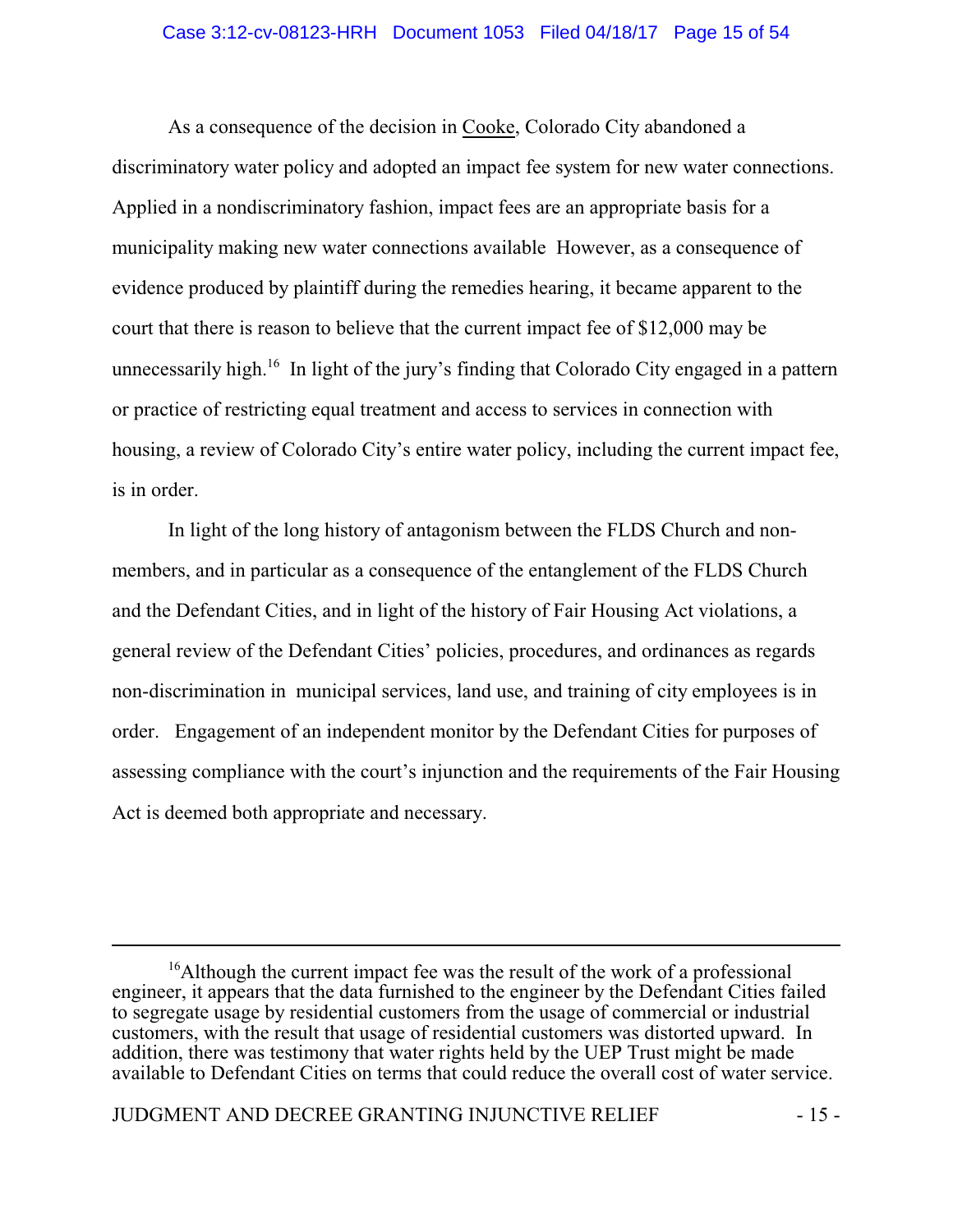As a consequence of the decision in Cooke, Colorado City abandoned a discriminatory water policy and adopted an impact fee system for new water connections. Applied in a nondiscriminatory fashion, impact fees are an appropriate basis for a municipality making new water connections available However, as a consequence of evidence produced by plaintiff during the remedies hearing, it became apparent to the court that there is reason to believe that the current impact fee of $12,000 may be unnecessarily high.[16] In light of the jury's finding that Colorado City engaged in a pattern or practice of restricting equal treatment and access to services in connection with housing, a review of Colorado City's entire water policy, including the current impact fee, is in order.

In light of the long history of antagonism between the FLDS Church and non-members, and in particular as a consequence of the entanglement of the FLDS Church and the Defendant Cities, and in light of the history of Fair Housing Act violations, a general review of the Defendant Cities' policies, procedures, and ordinances as regards non-discrimination in municipal services, land use, and training of city employees is in order. Engagement of an independent monitor by the Defendant Cities for purposes of assessing compliance with the court's injunction and the requirements of the Fair Housing Act is deemed both appropriate and necessary.

---

[16]Although the current impact fee was the result of the work of a professional engineer, it appears that the data furnished to the engineer by the Defendant Cities failed to segregate usage by residential customers from the usage of commercial or industrial customers, with the result that usage of residential customers was distorted upward. In addition, there was testimony that water rights held by the UEP Trust might be made available to Defendant Cities on terms that could reduce the overall cost of water service.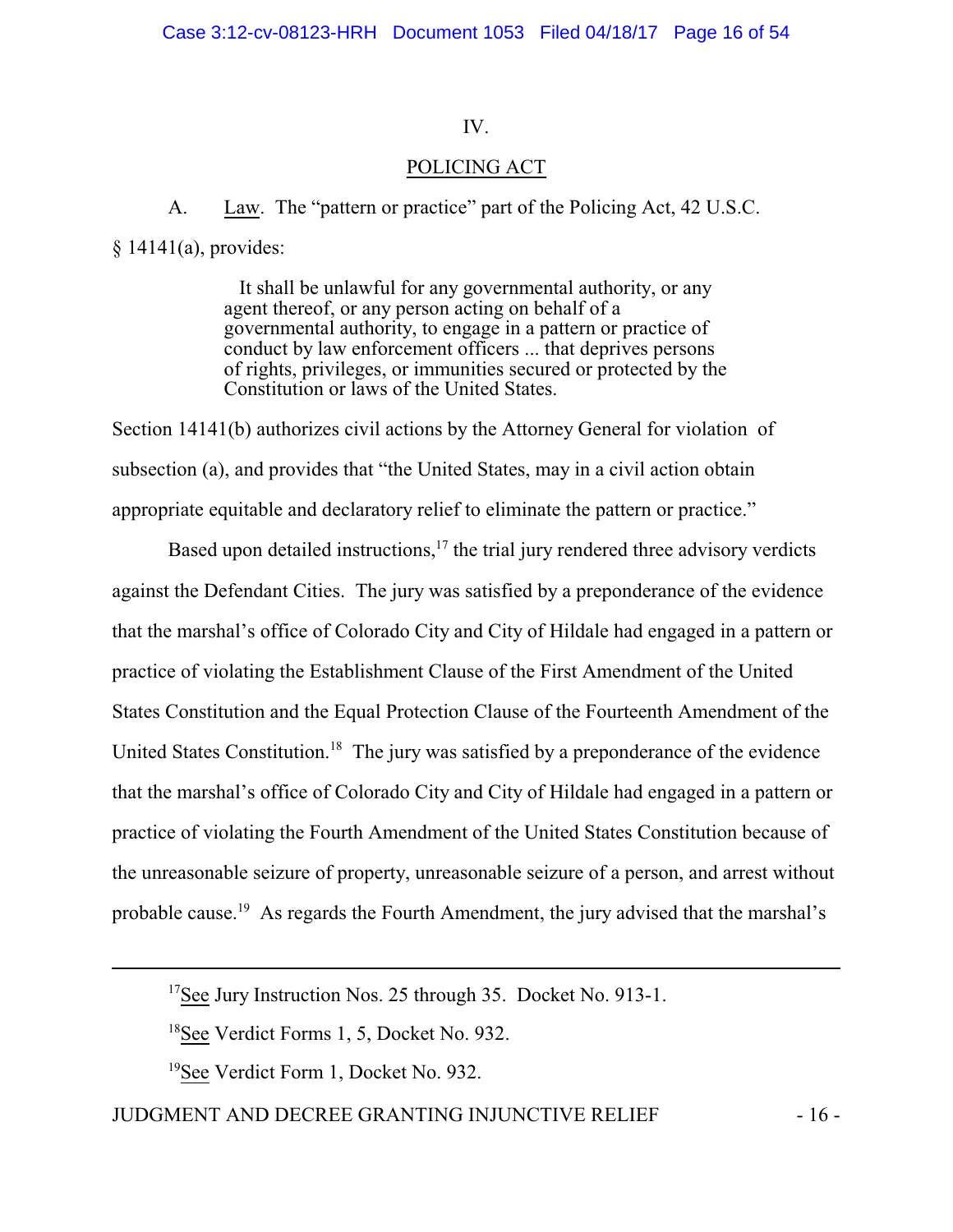## IV.

## POLICING ACT

A. Law. The "pattern or practice" part of the Policing Act, 42 U.S.C. § 14141(a), provides:

> It shall be unlawful for any governmental authority, or any agent thereof, or any person acting on behalf of a governmental authority, to engage in a pattern or practice of conduct by law enforcement officers ... that deprives persons of rights, privileges, or immunities secured or protected by the Constitution or laws of the United States.

Section 14141(b) authorizes civil actions by the Attorney General for violation of subsection (a), and provides that "the United States, may in a civil action obtain appropriate equitable and declaratory relief to eliminate the pattern or practice."

Based upon detailed instructions,[17] the trial jury rendered three advisory verdicts against the Defendant Cities. The jury was satisfied by a preponderance of the evidence that the marshal's office of Colorado City and City of Hildale had engaged in a pattern or practice of violating the Establishment Clause of the First Amendment of the United States Constitution and the Equal Protection Clause of the Fourteenth Amendment of the United States Constitution.[18] The jury was satisfied by a preponderance of the evidence that the marshal's office of Colorado City and City of Hildale had engaged in a pattern or practice of violating the Fourth Amendment of the United States Constitution because of the unreasonable seizure of property, unreasonable seizure of a person, and arrest without probable cause.[19] As regards the Fourth Amendment, the jury advised that the marshal's

---

[17] See Jury Instruction Nos. 25 through 35. Docket No. 913-1.

[18] See Verdict Forms 1, 5, Docket No. 932.

[19] See Verdict Form 1, Docket No. 932.

JUDGMENT AND DECREE GRANTING INJUNCTIVE RELIEF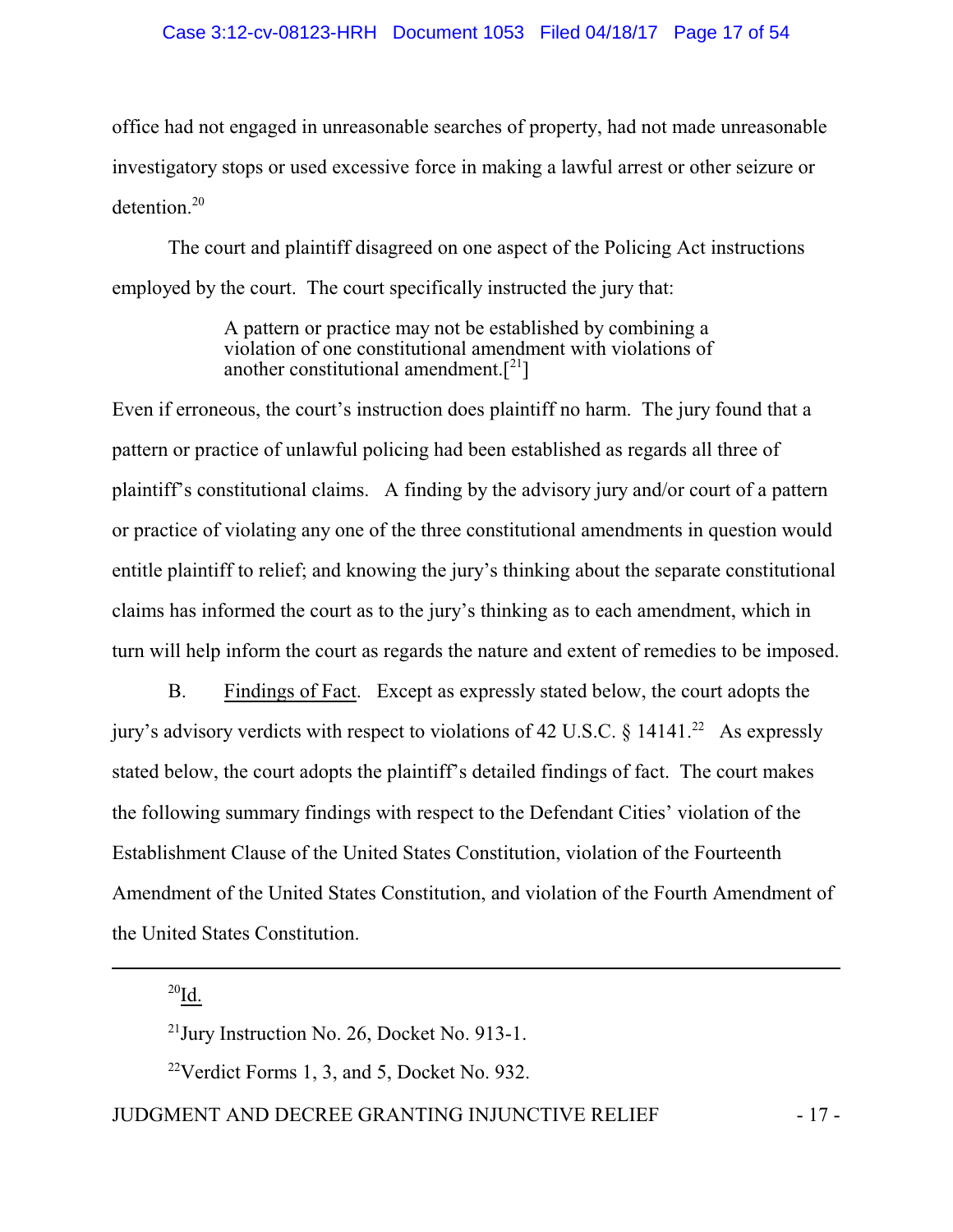office had not engaged in unreasonable searches of property, had not made unreasonable investigatory stops or used excessive force in making a lawful arrest or other seizure or detention.[20]

The court and plaintiff disagreed on one aspect of the Policing Act instructions employed by the court. The court specifically instructed the jury that:

> A pattern or practice may not be established by combining a violation of one constitutional amendment with violations of another constitutional amendment.[[21]]

Even if erroneous, the court's instruction does plaintiff no harm. The jury found that a pattern or practice of unlawful policing had been established as regards all three of plaintiff's constitutional claims. A finding by the advisory jury and/or court of a pattern or practice of violating any one of the three constitutional amendments in question would entitle plaintiff to relief; and knowing the jury's thinking about the separate constitutional claims has informed the court as to the jury's thinking as to each amendment, which in turn will help inform the court as regards the nature and extent of remedies to be imposed.

B. Findings of Fact. Except as expressly stated below, the court adopts the jury's advisory verdicts with respect to violations of 42 U.S.C. § 14141.[22] As expressly stated below, the court adopts the plaintiff's detailed findings of fact. The court makes the following summary findings with respect to the Defendant Cities' violation of the Establishment Clause of the United States Constitution, violation of the Fourteenth Amendment of the United States Constitution, and violation of the Fourth Amendment of the United States Constitution.

---

[20] Id.

[21] Jury Instruction No. 26, Docket No. 913-1.

[22] Verdict Forms 1, 3, and 5, Docket No. 932.

JUDGMENT AND DECREE GRANTING INJUNCTIVE RELIEF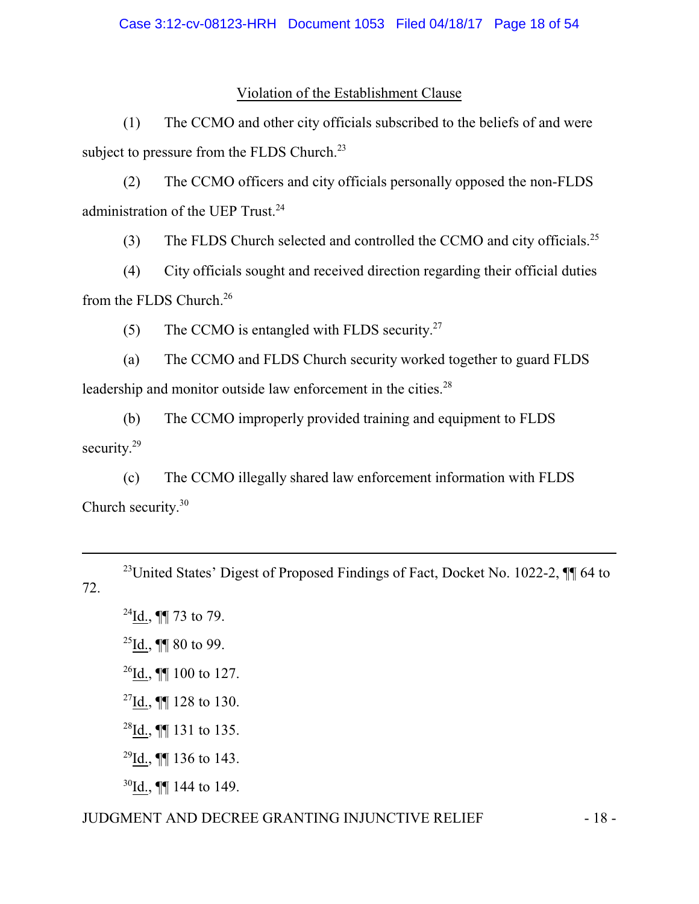Violation of the Establishment Clause

(1) The CCMO and other city officials subscribed to the beliefs of and were subject to pressure from the FLDS Church.[23]

(2) The CCMO officers and city officials personally opposed the non-FLDS administration of the UEP Trust.[24]

(3) The FLDS Church selected and controlled the CCMO and city officials.[25]

(4) City officials sought and received direction regarding their official duties from the FLDS Church.[26]

(5) The CCMO is entangled with FLDS security.[27]

(a) The CCMO and FLDS Church security worked together to guard FLDS leadership and monitor outside law enforcement in the cities.[28]

(b) The CCMO improperly provided training and equipment to FLDS security.[29]

(c) The CCMO illegally shared law enforcement information with FLDS Church security.[30]

---

[23] United States' Digest of Proposed Findings of Fact, Docket No. 1022-2, ¶¶ 64 to 72.

[24] Id., ¶¶ 73 to 79.

[25] Id., ¶¶ 80 to 99.

[26] Id., ¶¶ 100 to 127.

[27] Id., ¶¶ 128 to 130.

[28] Id., ¶¶ 131 to 135.

[29] Id., ¶¶ 136 to 143.

[30] Id., ¶¶ 144 to 149.

JUDGMENT AND DECREE GRANTING INJUNCTIVE RELIEF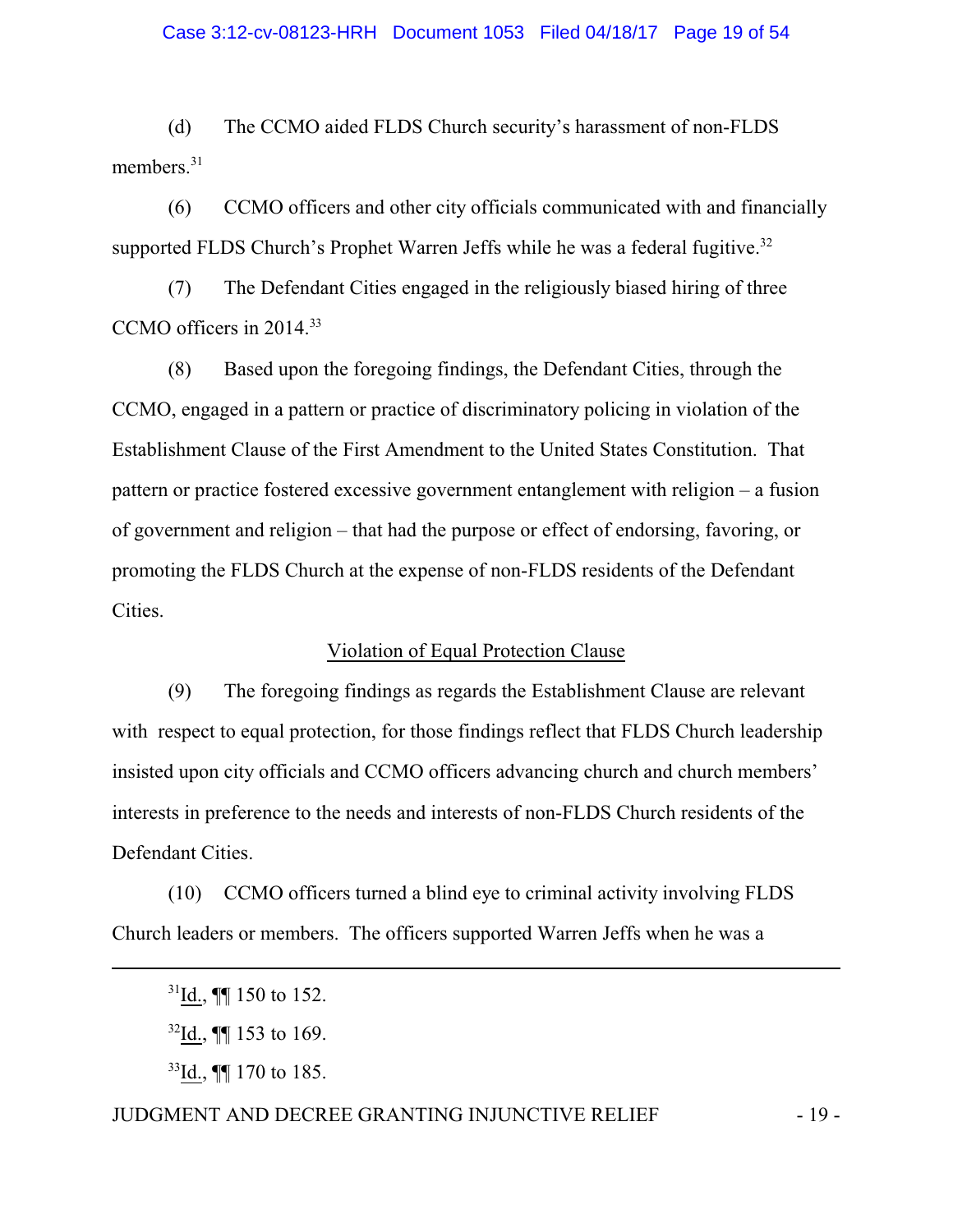(d) The CCMO aided FLDS Church security's harassment of non-FLDS members.[31]

(6) CCMO officers and other city officials communicated with and financially supported FLDS Church's Prophet Warren Jeffs while he was a federal fugitive.[32]

(7) The Defendant Cities engaged in the religiously biased hiring of three CCMO officers in 2014.[33]

(8) Based upon the foregoing findings, the Defendant Cities, through the CCMO, engaged in a pattern or practice of discriminatory policing in violation of the Establishment Clause of the First Amendment to the United States Constitution. That pattern or practice fostered excessive government entanglement with religion – a fusion of government and religion – that had the purpose or effect of endorsing, favoring, or promoting the FLDS Church at the expense of non-FLDS residents of the Defendant Cities.

<u>Violation of Equal Protection Clause</u>

(9) The foregoing findings as regards the Establishment Clause are relevant with respect to equal protection, for those findings reflect that FLDS Church leadership insisted upon city officials and CCMO officers advancing church and church members' interests in preference to the needs and interests of non-FLDS Church residents of the Defendant Cities.

(10) CCMO officers turned a blind eye to criminal activity involving FLDS Church leaders or members. The officers supported Warren Jeffs when he was a

---

[31] <u>Id.</u>, ¶¶ 150 to 152.

[32] <u>Id.</u>, ¶¶ 153 to 169.

[33] <u>Id.</u>, ¶¶ 170 to 185.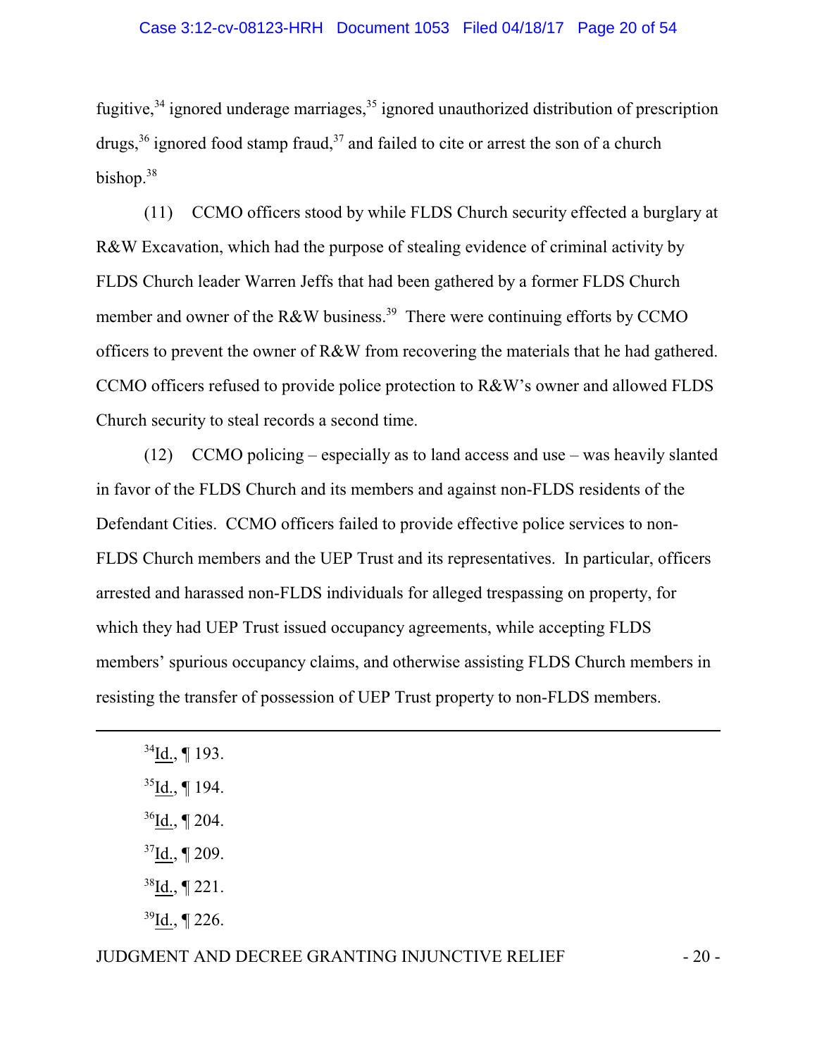fugitive,[34] ignored underage marriages,[35] ignored unauthorized distribution of prescription drugs,[36] ignored food stamp fraud,[37] and failed to cite or arrest the son of a church bishop.[38]

(11) CCMO officers stood by while FLDS Church security effected a burglary at R&W Excavation, which had the purpose of stealing evidence of criminal activity by FLDS Church leader Warren Jeffs that had been gathered by a former FLDS Church member and owner of the R&W business.[39] There were continuing efforts by CCMO officers to prevent the owner of R&W from recovering the materials that he had gathered. CCMO officers refused to provide police protection to R&W's owner and allowed FLDS Church security to steal records a second time.

(12) CCMO policing – especially as to land access and use – was heavily slanted in favor of the FLDS Church and its members and against non-FLDS residents of the Defendant Cities. CCMO officers failed to provide effective police services to non-FLDS Church members and the UEP Trust and its representatives. In particular, officers arrested and harassed non-FLDS individuals for alleged trespassing on property, for which they had UEP Trust issued occupancy agreements, while accepting FLDS members' spurious occupancy claims, and otherwise assisting FLDS Church members in resisting the transfer of possession of UEP Trust property to non-FLDS members.

---

[34] Id., ¶ 193.

[35] Id., ¶ 194.

[36] Id., ¶ 204.

[37] Id., ¶ 209.

[38] Id., ¶ 221.

[39] Id., ¶ 226.

JUDGMENT AND DECREE GRANTING INJUNCTIVE RELIEF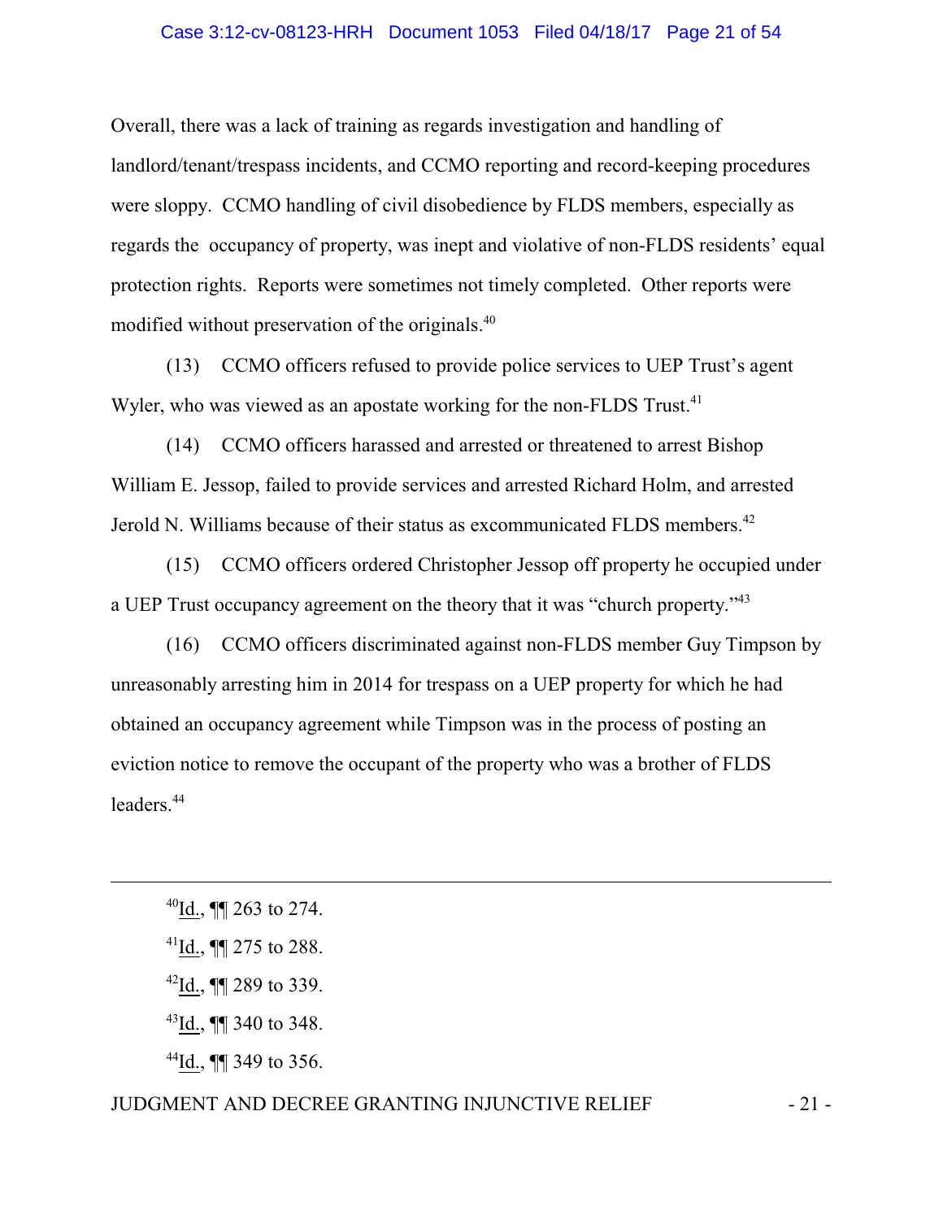Overall, there was a lack of training as regards investigation and handling of landlord/tenant/trespass incidents, and CCMO reporting and record-keeping procedures were sloppy. CCMO handling of civil disobedience by FLDS members, especially as regards the occupancy of property, was inept and violative of non-FLDS residents' equal protection rights. Reports were sometimes not timely completed. Other reports were modified without preservation of the originals.[40]

(13) CCMO officers refused to provide police services to UEP Trust's agent Wyler, who was viewed as an apostate working for the non-FLDS Trust.[41]

(14) CCMO officers harassed and arrested or threatened to arrest Bishop William E. Jessop, failed to provide services and arrested Richard Holm, and arrested Jerold N. Williams because of their status as excommunicated FLDS members.[42]

(15) CCMO officers ordered Christopher Jessop off property he occupied under a UEP Trust occupancy agreement on the theory that it was "church property."[43]

(16) CCMO officers discriminated against non-FLDS member Guy Timpson by unreasonably arresting him in 2014 for trespass on a UEP property for which he had obtained an occupancy agreement while Timpson was in the process of posting an eviction notice to remove the occupant of the property who was a brother of FLDS leaders.[44]

---

[40] Id., ¶¶ 263 to 274.

[41] Id., ¶¶ 275 to 288.

[42] Id., ¶¶ 289 to 339.

[43] Id., ¶¶ 340 to 348.

[44] Id., ¶¶ 349 to 356.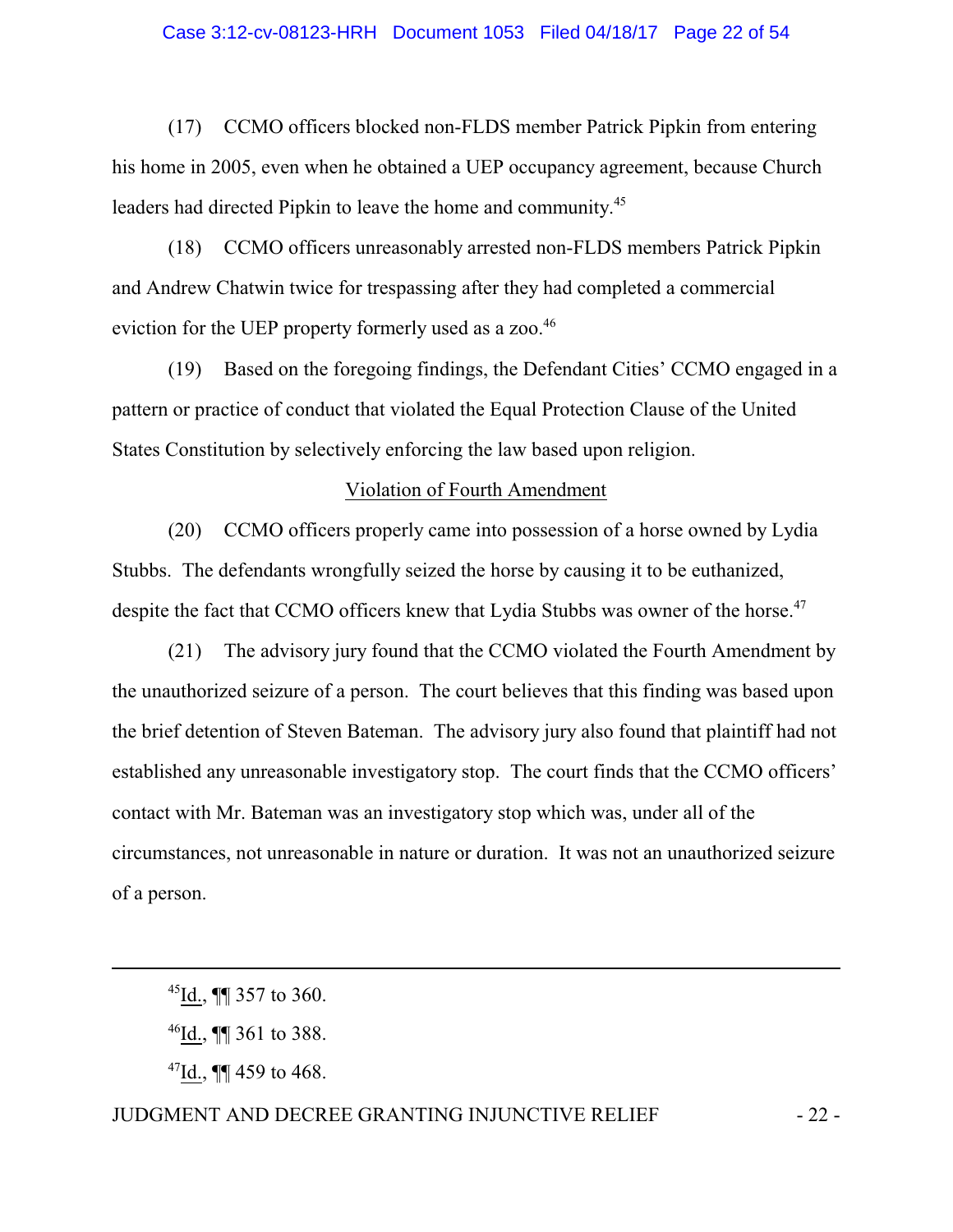(17) CCMO officers blocked non-FLDS member Patrick Pipkin from entering his home in 2005, even when he obtained a UEP occupancy agreement, because Church leaders had directed Pipkin to leave the home and community.[45]

(18) CCMO officers unreasonably arrested non-FLDS members Patrick Pipkin and Andrew Chatwin twice for trespassing after they had completed a commercial eviction for the UEP property formerly used as a zoo.[46]

(19) Based on the foregoing findings, the Defendant Cities' CCMO engaged in a pattern or practice of conduct that violated the Equal Protection Clause of the United States Constitution by selectively enforcing the law based upon religion.

<u>Violation of Fourth Amendment</u>

(20) CCMO officers properly came into possession of a horse owned by Lydia Stubbs. The defendants wrongfully seized the horse by causing it to be euthanized, despite the fact that CCMO officers knew that Lydia Stubbs was owner of the horse.[47]

(21) The advisory jury found that the CCMO violated the Fourth Amendment by the unauthorized seizure of a person. The court believes that this finding was based upon the brief detention of Steven Bateman. The advisory jury also found that plaintiff had not established any unreasonable investigatory stop. The court finds that the CCMO officers' contact with Mr. Bateman was an investigatory stop which was, under all of the circumstances, not unreasonable in nature or duration. It was not an unauthorized seizure of a person.

---

[45] <u>Id.</u>, ¶¶ 357 to 360.

[46] <u>Id.</u>, ¶¶ 361 to 388.

[47] <u>Id.</u>, ¶¶ 459 to 468.

JUDGMENT AND DECREE GRANTING INJUNCTIVE RELIEF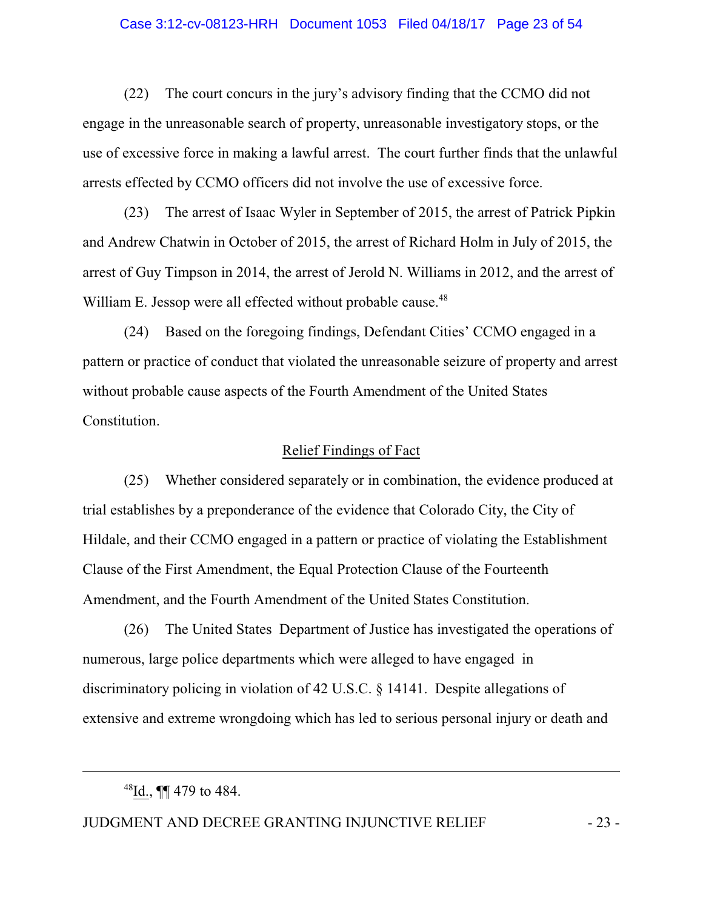(22) The court concurs in the jury's advisory finding that the CCMO did not engage in the unreasonable search of property, unreasonable investigatory stops, or the use of excessive force in making a lawful arrest. The court further finds that the unlawful arrests effected by CCMO officers did not involve the use of excessive force.

(23) The arrest of Isaac Wyler in September of 2015, the arrest of Patrick Pipkin and Andrew Chatwin in October of 2015, the arrest of Richard Holm in July of 2015, the arrest of Guy Timpson in 2014, the arrest of Jerold N. Williams in 2012, and the arrest of William E. Jessop were all effected without probable cause.[48]

(24) Based on the foregoing findings, Defendant Cities' CCMO engaged in a pattern or practice of conduct that violated the unreasonable seizure of property and arrest without probable cause aspects of the Fourth Amendment of the United States Constitution.

## Relief Findings of Fact

(25) Whether considered separately or in combination, the evidence produced at trial establishes by a preponderance of the evidence that Colorado City, the City of Hildale, and their CCMO engaged in a pattern or practice of violating the Establishment Clause of the First Amendment, the Equal Protection Clause of the Fourteenth Amendment, and the Fourth Amendment of the United States Constitution.

(26) The United States Department of Justice has investigated the operations of numerous, large police departments which were alleged to have engaged in discriminatory policing in violation of 42 U.S.C. § 14141. Despite allegations of extensive and extreme wrongdoing which has led to serious personal injury or death and

---

[48] Id., ¶¶ 479 to 484.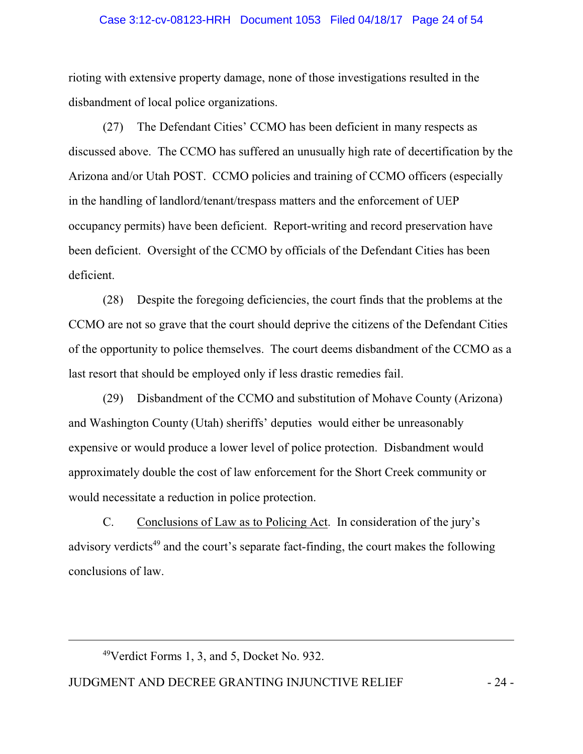rioting with extensive property damage, none of those investigations resulted in the disbandment of local police organizations.

(27) The Defendant Cities' CCMO has been deficient in many respects as discussed above. The CCMO has suffered an unusually high rate of decertification by the Arizona and/or Utah POST. CCMO policies and training of CCMO officers (especially in the handling of landlord/tenant/trespass matters and the enforcement of UEP occupancy permits) have been deficient. Report-writing and record preservation have been deficient. Oversight of the CCMO by officials of the Defendant Cities has been deficient.

(28) Despite the foregoing deficiencies, the court finds that the problems at the CCMO are not so grave that the court should deprive the citizens of the Defendant Cities of the opportunity to police themselves. The court deems disbandment of the CCMO as a last resort that should be employed only if less drastic remedies fail.

(29) Disbandment of the CCMO and substitution of Mohave County (Arizona) and Washington County (Utah) sheriffs' deputies would either be unreasonably expensive or would produce a lower level of police protection. Disbandment would approximately double the cost of law enforcement for the Short Creek community or would necessitate a reduction in police protection.

C. Conclusions of Law as to Policing Act. In consideration of the jury's advisory verdicts[49] and the court's separate fact-finding, the court makes the following conclusions of law.

---

[49]Verdict Forms 1, 3, and 5, Docket No. 932.

JUDGMENT AND DECREE GRANTING INJUNCTIVE RELIEF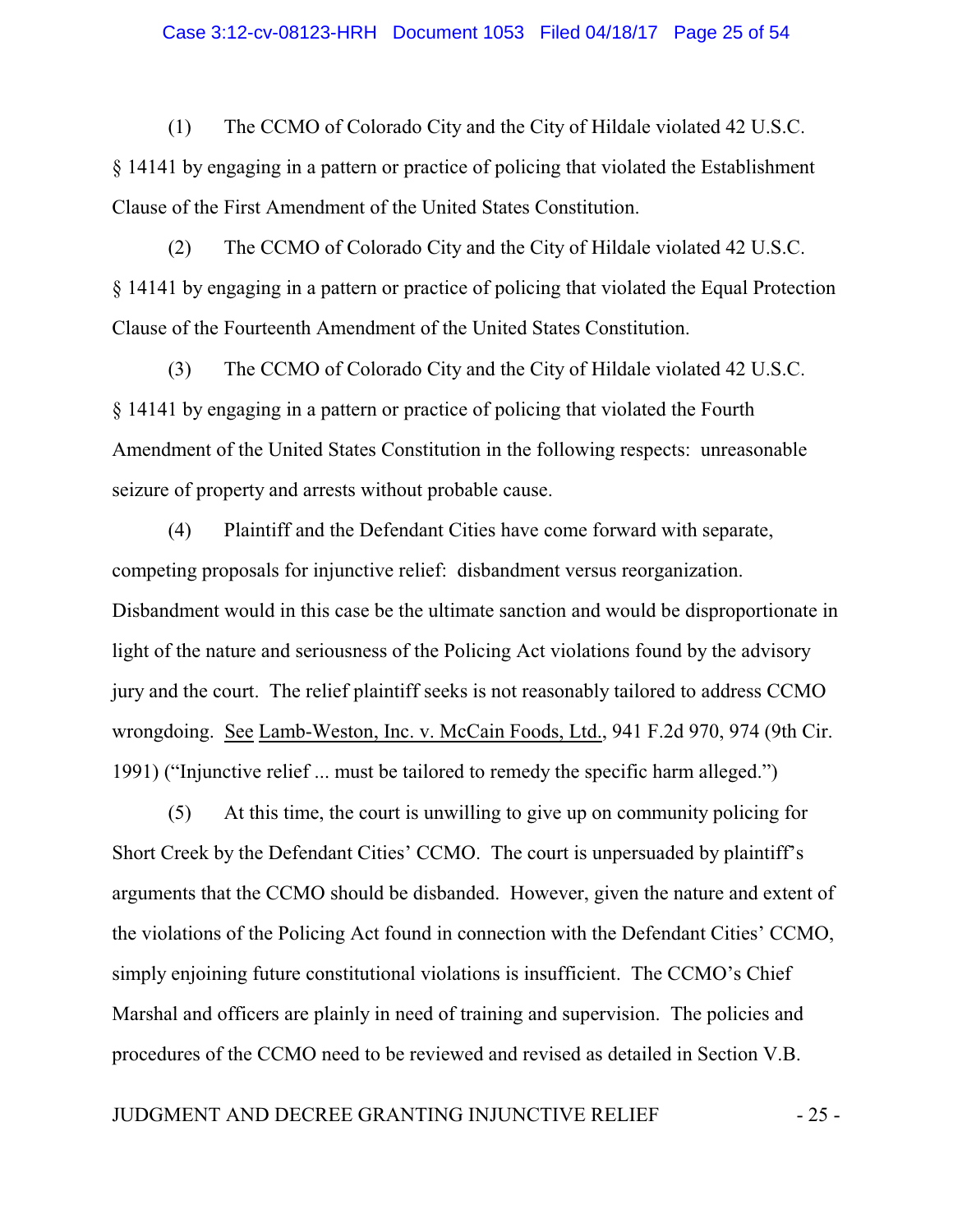(1) The CCMO of Colorado City and the City of Hildale violated 42 U.S.C. § 14141 by engaging in a pattern or practice of policing that violated the Establishment Clause of the First Amendment of the United States Constitution.

(2) The CCMO of Colorado City and the City of Hildale violated 42 U.S.C. § 14141 by engaging in a pattern or practice of policing that violated the Equal Protection Clause of the Fourteenth Amendment of the United States Constitution.

(3) The CCMO of Colorado City and the City of Hildale violated 42 U.S.C. § 14141 by engaging in a pattern or practice of policing that violated the Fourth Amendment of the United States Constitution in the following respects: unreasonable seizure of property and arrests without probable cause.

(4) Plaintiff and the Defendant Cities have come forward with separate, competing proposals for injunctive relief: disbandment versus reorganization. Disbandment would in this case be the ultimate sanction and would be disproportionate in light of the nature and seriousness of the Policing Act violations found by the advisory jury and the court. The relief plaintiff seeks is not reasonably tailored to address CCMO wrongdoing. See Lamb-Weston, Inc. v. McCain Foods, Ltd., 941 F.2d 970, 974 (9th Cir. 1991) ("Injunctive relief ... must be tailored to remedy the specific harm alleged.")

(5) At this time, the court is unwilling to give up on community policing for Short Creek by the Defendant Cities' CCMO. The court is unpersuaded by plaintiff's arguments that the CCMO should be disbanded. However, given the nature and extent of the violations of the Policing Act found in connection with the Defendant Cities' CCMO, simply enjoining future constitutional violations is insufficient. The CCMO's Chief Marshal and officers are plainly in need of training and supervision. The policies and procedures of the CCMO need to be reviewed and revised as detailed in Section V.B.

JUDGMENT AND DECREE GRANTING INJUNCTIVE RELIEF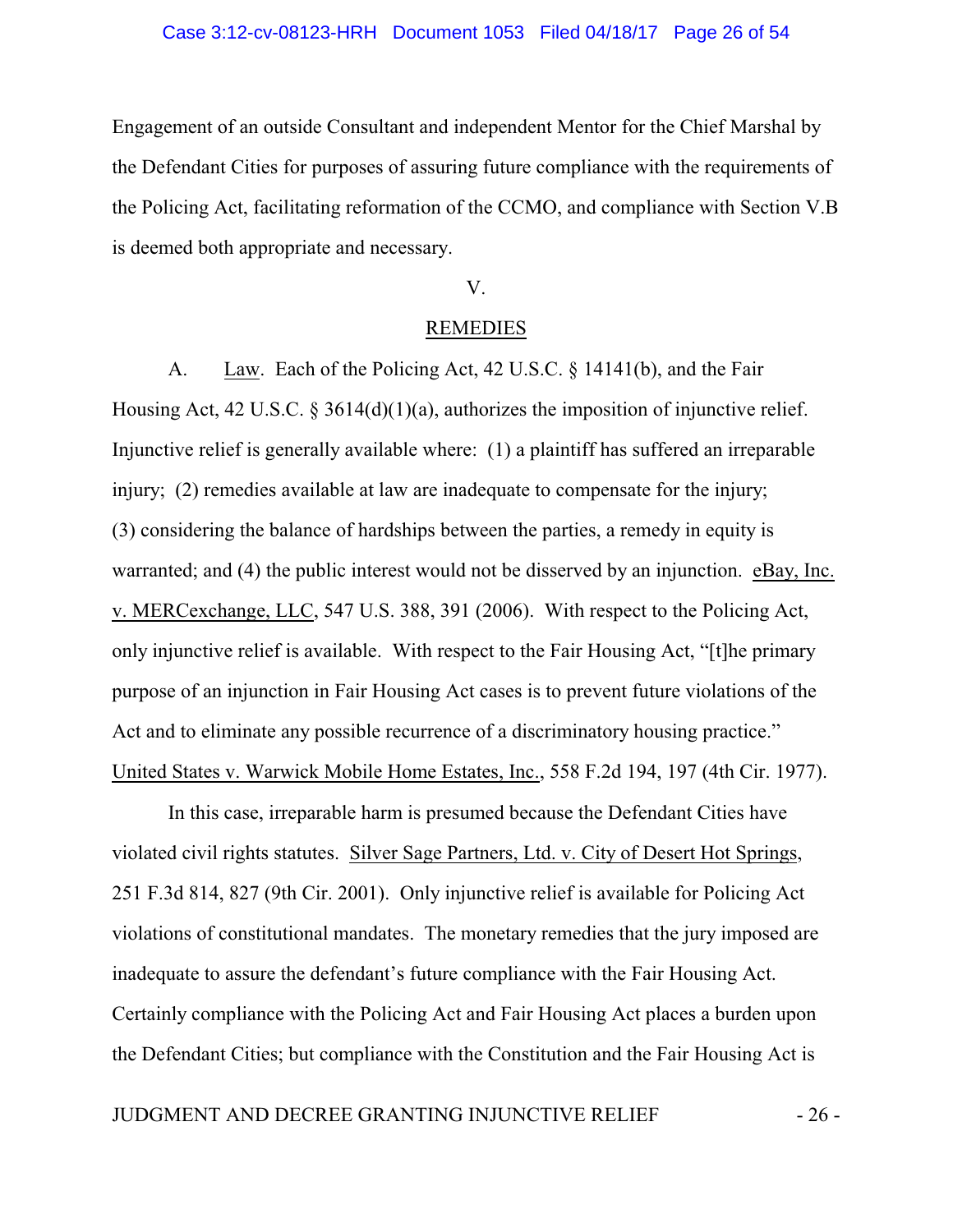Engagement of an outside Consultant and independent Mentor for the Chief Marshal by the Defendant Cities for purposes of assuring future compliance with the requirements of the Policing Act, facilitating reformation of the CCMO, and compliance with Section V.B is deemed both appropriate and necessary.

V.

## REMEDIES

A. Law. Each of the Policing Act, 42 U.S.C. § 14141(b), and the Fair Housing Act, 42 U.S.C. § 3614(d)(1)(a), authorizes the imposition of injunctive relief. Injunctive relief is generally available where: (1) a plaintiff has suffered an irreparable injury; (2) remedies available at law are inadequate to compensate for the injury; (3) considering the balance of hardships between the parties, a remedy in equity is warranted; and (4) the public interest would not be disserved by an injunction. eBay, Inc. v. MERCexchange, LLC, 547 U.S. 388, 391 (2006). With respect to the Policing Act, only injunctive relief is available. With respect to the Fair Housing Act, "[t]he primary purpose of an injunction in Fair Housing Act cases is to prevent future violations of the Act and to eliminate any possible recurrence of a discriminatory housing practice." United States v. Warwick Mobile Home Estates, Inc., 558 F.2d 194, 197 (4th Cir. 1977).

In this case, irreparable harm is presumed because the Defendant Cities have violated civil rights statutes. Silver Sage Partners, Ltd. v. City of Desert Hot Springs, 251 F.3d 814, 827 (9th Cir. 2001). Only injunctive relief is available for Policing Act violations of constitutional mandates. The monetary remedies that the jury imposed are inadequate to assure the defendant's future compliance with the Fair Housing Act. Certainly compliance with the Policing Act and Fair Housing Act places a burden upon the Defendant Cities; but compliance with the Constitution and the Fair Housing Act is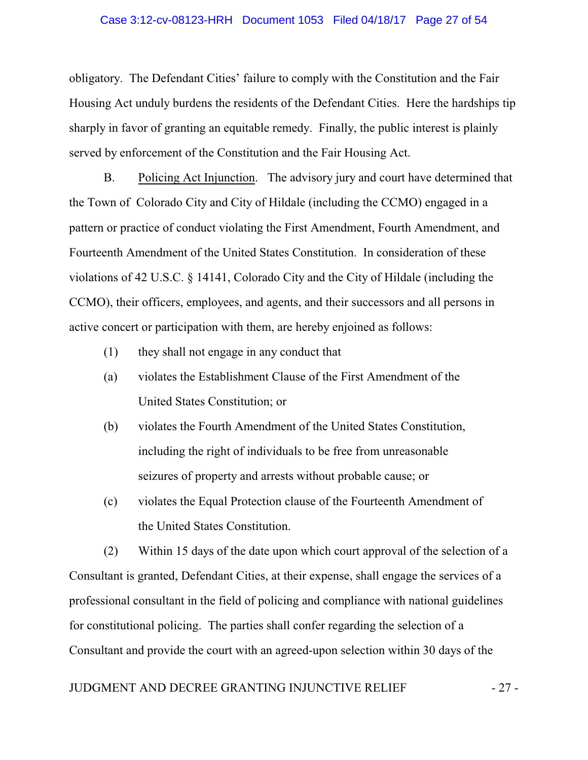obligatory. The Defendant Cities' failure to comply with the Constitution and the Fair Housing Act unduly burdens the residents of the Defendant Cities. Here the hardships tip sharply in favor of granting an equitable remedy. Finally, the public interest is plainly served by enforcement of the Constitution and the Fair Housing Act.

B. Policing Act Injunction. The advisory jury and court have determined that the Town of Colorado City and City of Hildale (including the CCMO) engaged in a pattern or practice of conduct violating the First Amendment, Fourth Amendment, and Fourteenth Amendment of the United States Constitution. In consideration of these violations of 42 U.S.C. § 14141, Colorado City and the City of Hildale (including the CCMO), their officers, employees, and agents, and their successors and all persons in active concert or participation with them, are hereby enjoined as follows:

(1) they shall not engage in any conduct that

(a) violates the Establishment Clause of the First Amendment of the United States Constitution; or

(b) violates the Fourth Amendment of the United States Constitution, including the right of individuals to be free from unreasonable seizures of property and arrests without probable cause; or

(c) violates the Equal Protection clause of the Fourteenth Amendment of the United States Constitution.

(2) Within 15 days of the date upon which court approval of the selection of a Consultant is granted, Defendant Cities, at their expense, shall engage the services of a professional consultant in the field of policing and compliance with national guidelines for constitutional policing. The parties shall confer regarding the selection of a Consultant and provide the court with an agreed-upon selection within 30 days of the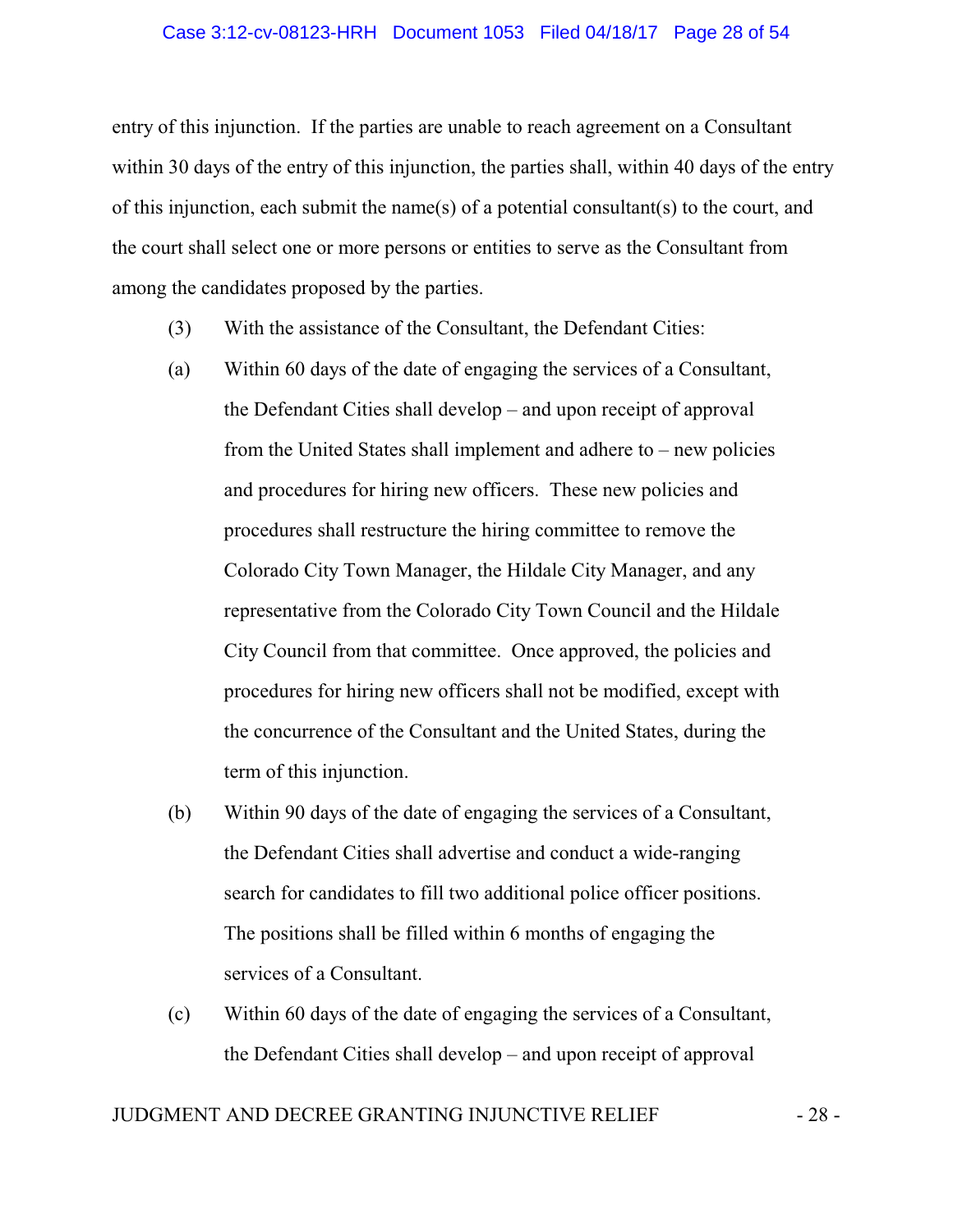entry of this injunction. If the parties are unable to reach agreement on a Consultant within 30 days of the entry of this injunction, the parties shall, within 40 days of the entry of this injunction, each submit the name(s) of a potential consultant(s) to the court, and the court shall select one or more persons or entities to serve as the Consultant from among the candidates proposed by the parties.

(3) With the assistance of the Consultant, the Defendant Cities:

(a) Within 60 days of the date of engaging the services of a Consultant, the Defendant Cities shall develop – and upon receipt of approval from the United States shall implement and adhere to – new policies and procedures for hiring new officers. These new policies and procedures shall restructure the hiring committee to remove the Colorado City Town Manager, the Hildale City Manager, and any representative from the Colorado City Town Council and the Hildale City Council from that committee. Once approved, the policies and procedures for hiring new officers shall not be modified, except with the concurrence of the Consultant and the United States, during the term of this injunction.

(b) Within 90 days of the date of engaging the services of a Consultant, the Defendant Cities shall advertise and conduct a wide-ranging search for candidates to fill two additional police officer positions. The positions shall be filled within 6 months of engaging the services of a Consultant.

(c) Within 60 days of the date of engaging the services of a Consultant, the Defendant Cities shall develop – and upon receipt of approval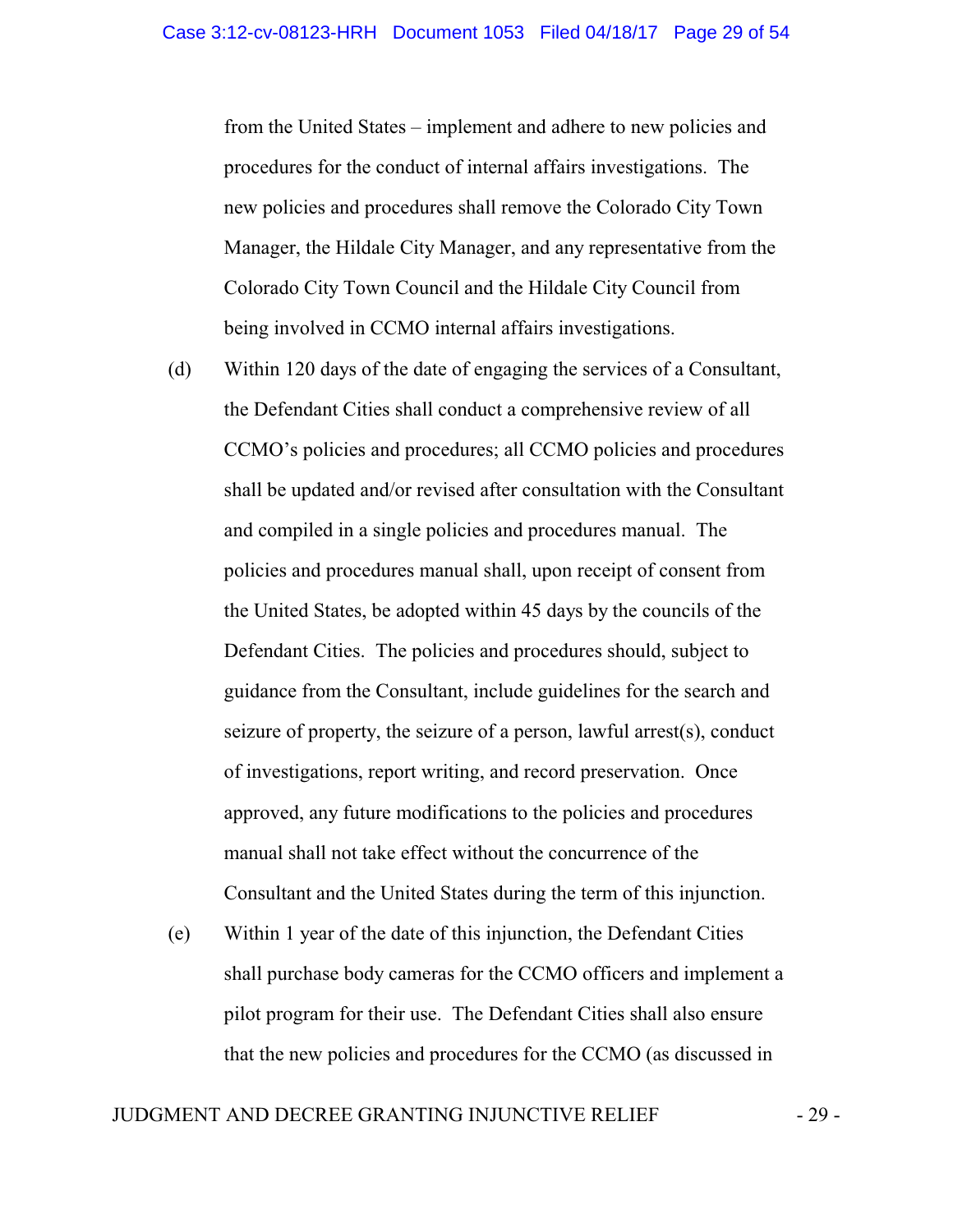from the United States – implement and adhere to new policies and procedures for the conduct of internal affairs investigations. The new policies and procedures shall remove the Colorado City Town Manager, the Hildale City Manager, and any representative from the Colorado City Town Council and the Hildale City Council from being involved in CCMO internal affairs investigations.

(d) Within 120 days of the date of engaging the services of a Consultant, the Defendant Cities shall conduct a comprehensive review of all CCMO's policies and procedures; all CCMO policies and procedures shall be updated and/or revised after consultation with the Consultant and compiled in a single policies and procedures manual. The policies and procedures manual shall, upon receipt of consent from the United States, be adopted within 45 days by the councils of the Defendant Cities. The policies and procedures should, subject to guidance from the Consultant, include guidelines for the search and seizure of property, the seizure of a person, lawful arrest(s), conduct of investigations, report writing, and record preservation. Once approved, any future modifications to the policies and procedures manual shall not take effect without the concurrence of the Consultant and the United States during the term of this injunction.

(e) Within 1 year of the date of this injunction, the Defendant Cities shall purchase body cameras for the CCMO officers and implement a pilot program for their use. The Defendant Cities shall also ensure that the new policies and procedures for the CCMO (as discussed in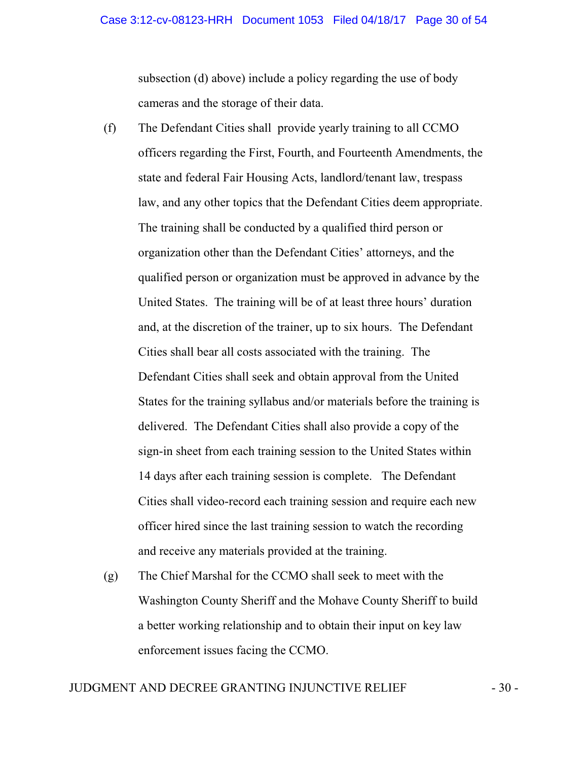subsection (d) above) include a policy regarding the use of body cameras and the storage of their data.

(f) The Defendant Cities shall provide yearly training to all CCMO officers regarding the First, Fourth, and Fourteenth Amendments, the state and federal Fair Housing Acts, landlord/tenant law, trespass law, and any other topics that the Defendant Cities deem appropriate. The training shall be conducted by a qualified third person or organization other than the Defendant Cities' attorneys, and the qualified person or organization must be approved in advance by the United States. The training will be of at least three hours' duration and, at the discretion of the trainer, up to six hours. The Defendant Cities shall bear all costs associated with the training. The Defendant Cities shall seek and obtain approval from the United States for the training syllabus and/or materials before the training is delivered. The Defendant Cities shall also provide a copy of the sign-in sheet from each training session to the United States within 14 days after each training session is complete. The Defendant Cities shall video-record each training session and require each new officer hired since the last training session to watch the recording and receive any materials provided at the training.

(g) The Chief Marshal for the CCMO shall seek to meet with the Washington County Sheriff and the Mohave County Sheriff to build a better working relationship and to obtain their input on key law enforcement issues facing the CCMO.

JUDGMENT AND DECREE GRANTING INJUNCTIVE RELIEF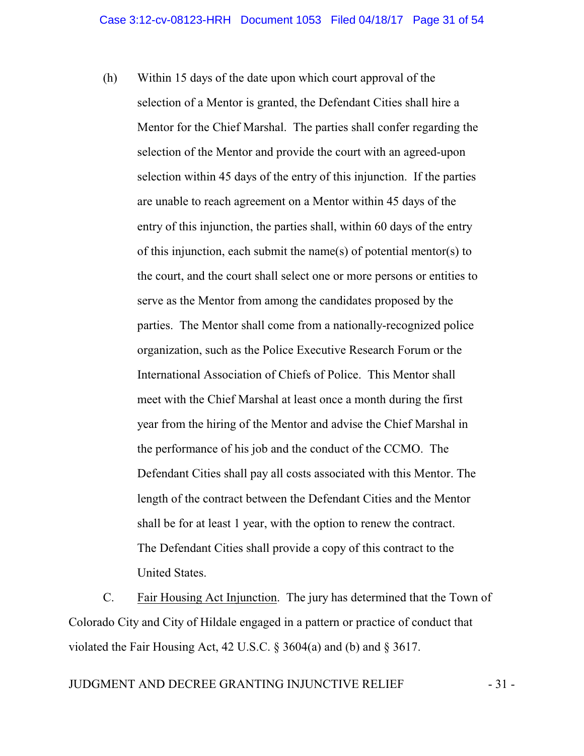(h) Within 15 days of the date upon which court approval of the selection of a Mentor is granted, the Defendant Cities shall hire a Mentor for the Chief Marshal. The parties shall confer regarding the selection of the Mentor and provide the court with an agreed-upon selection within 45 days of the entry of this injunction. If the parties are unable to reach agreement on a Mentor within 45 days of the entry of this injunction, the parties shall, within 60 days of the entry of this injunction, each submit the name(s) of potential mentor(s) to the court, and the court shall select one or more persons or entities to serve as the Mentor from among the candidates proposed by the parties. The Mentor shall come from a nationally-recognized police organization, such as the Police Executive Research Forum or the International Association of Chiefs of Police. This Mentor shall meet with the Chief Marshal at least once a month during the first year from the hiring of the Mentor and advise the Chief Marshal in the performance of his job and the conduct of the CCMO. The Defendant Cities shall pay all costs associated with this Mentor. The length of the contract between the Defendant Cities and the Mentor shall be for at least 1 year, with the option to renew the contract. The Defendant Cities shall provide a copy of this contract to the United States.

C. Fair Housing Act Injunction. The jury has determined that the Town of Colorado City and City of Hildale engaged in a pattern or practice of conduct that violated the Fair Housing Act, 42 U.S.C. § 3604(a) and (b) and § 3617.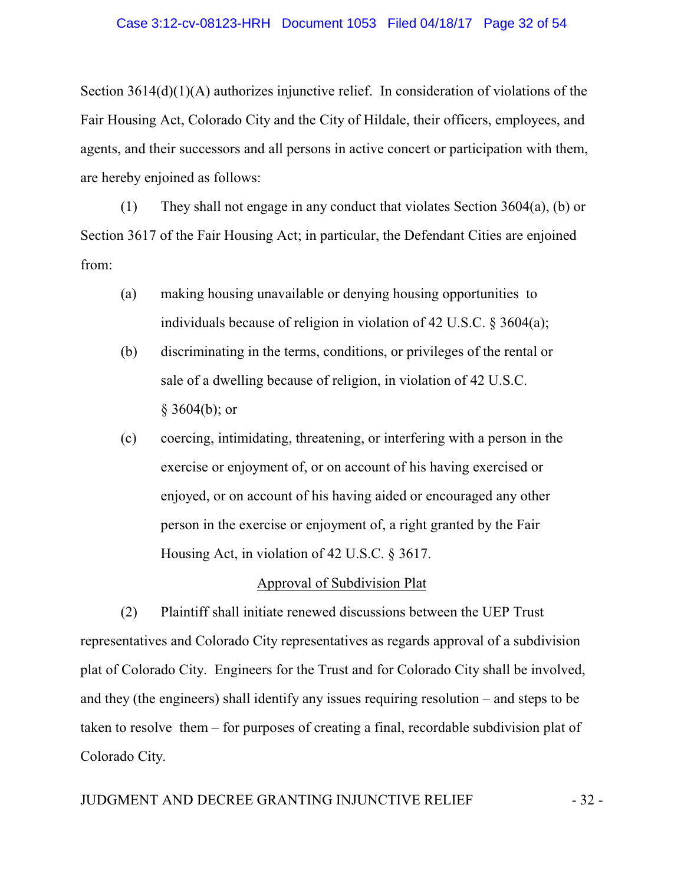Section 3614(d)(1)(A) authorizes injunctive relief. In consideration of violations of the Fair Housing Act, Colorado City and the City of Hildale, their officers, employees, and agents, and their successors and all persons in active concert or participation with them, are hereby enjoined as follows:

(1) They shall not engage in any conduct that violates Section 3604(a), (b) or Section 3617 of the Fair Housing Act; in particular, the Defendant Cities are enjoined from:

(a) making housing unavailable or denying housing opportunities to individuals because of religion in violation of 42 U.S.C. § 3604(a);

(b) discriminating in the terms, conditions, or privileges of the rental or sale of a dwelling because of religion, in violation of 42 U.S.C. § 3604(b); or

(c) coercing, intimidating, threatening, or interfering with a person in the exercise or enjoyment of, or on account of his having exercised or enjoyed, or on account of his having aided or encouraged any other person in the exercise or enjoyment of, a right granted by the Fair Housing Act, in violation of 42 U.S.C. § 3617.

<u>Approval of Subdivision Plat</u>

(2) Plaintiff shall initiate renewed discussions between the UEP Trust representatives and Colorado City representatives as regards approval of a subdivision plat of Colorado City. Engineers for the Trust and for Colorado City shall be involved, and they (the engineers) shall identify any issues requiring resolution – and steps to be taken to resolve them – for purposes of creating a final, recordable subdivision plat of Colorado City.

JUDGMENT AND DECREE GRANTING INJUNCTIVE RELIEF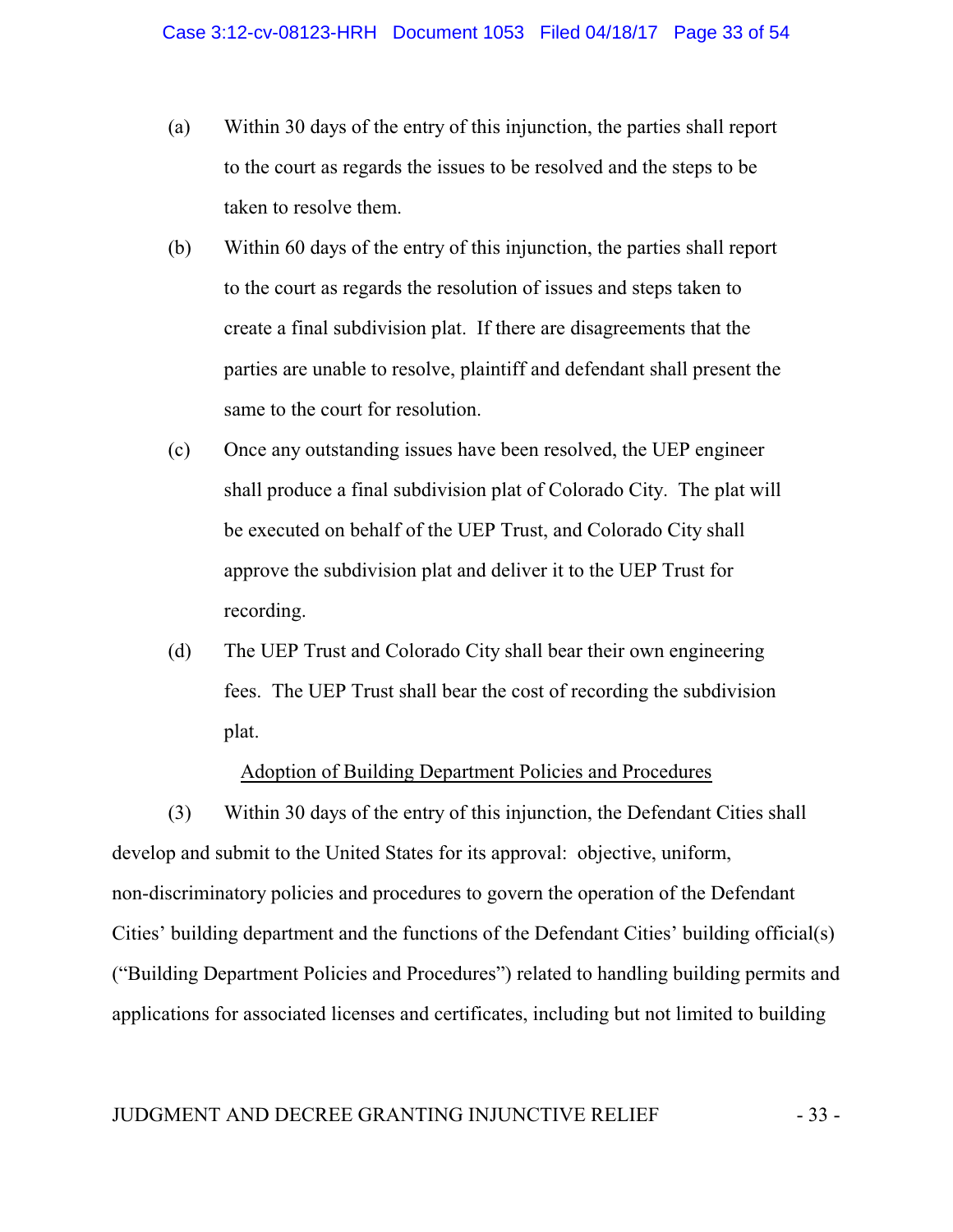(a) Within 30 days of the entry of this injunction, the parties shall report to the court as regards the issues to be resolved and the steps to be taken to resolve them.

(b) Within 60 days of the entry of this injunction, the parties shall report to the court as regards the resolution of issues and steps taken to create a final subdivision plat. If there are disagreements that the parties are unable to resolve, plaintiff and defendant shall present the same to the court for resolution.

(c) Once any outstanding issues have been resolved, the UEP engineer shall produce a final subdivision plat of Colorado City. The plat will be executed on behalf of the UEP Trust, and Colorado City shall approve the subdivision plat and deliver it to the UEP Trust for recording.

(d) The UEP Trust and Colorado City shall bear their own engineering fees. The UEP Trust shall bear the cost of recording the subdivision plat.

<u>Adoption of Building Department Policies and Procedures</u>

(3) Within 30 days of the entry of this injunction, the Defendant Cities shall develop and submit to the United States for its approval: objective, uniform, non-discriminatory policies and procedures to govern the operation of the Defendant Cities' building department and the functions of the Defendant Cities' building official(s) ("Building Department Policies and Procedures") related to handling building permits and applications for associated licenses and certificates, including but not limited to building

JUDGMENT AND DECREE GRANTING INJUNCTIVE RELIEF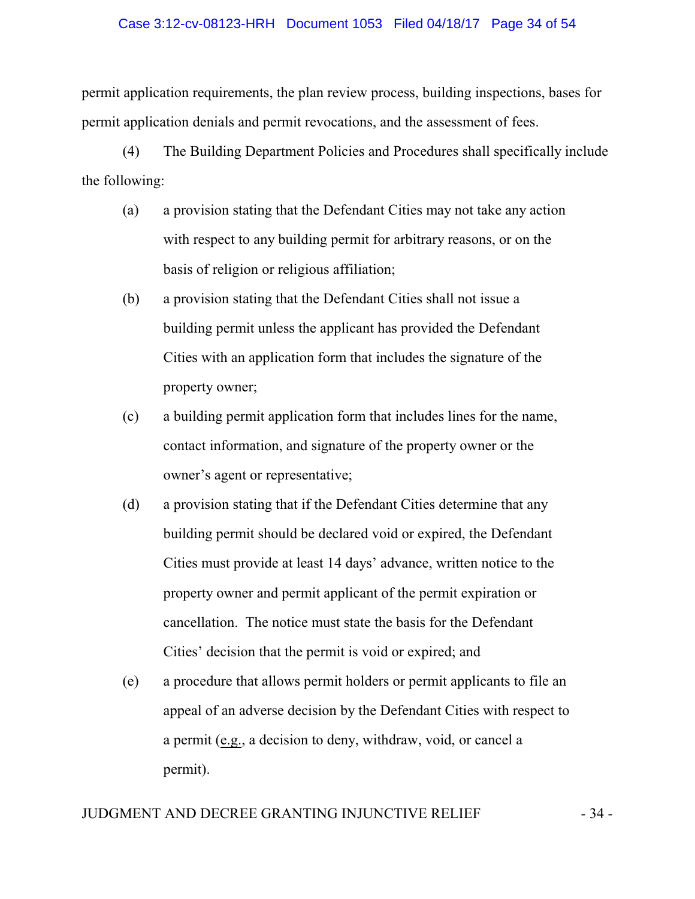permit application requirements, the plan review process, building inspections, bases for permit application denials and permit revocations, and the assessment of fees.

(4) The Building Department Policies and Procedures shall specifically include the following:

(a) a provision stating that the Defendant Cities may not take any action with respect to any building permit for arbitrary reasons, or on the basis of religion or religious affiliation;

(b) a provision stating that the Defendant Cities shall not issue a building permit unless the applicant has provided the Defendant Cities with an application form that includes the signature of the property owner;

(c) a building permit application form that includes lines for the name, contact information, and signature of the property owner or the owner's agent or representative;

(d) a provision stating that if the Defendant Cities determine that any building permit should be declared void or expired, the Defendant Cities must provide at least 14 days' advance, written notice to the property owner and permit applicant of the permit expiration or cancellation. The notice must state the basis for the Defendant Cities' decision that the permit is void or expired; and

(e) a procedure that allows permit holders or permit applicants to file an appeal of an adverse decision by the Defendant Cities with respect to a permit (e.g., a decision to deny, withdraw, void, or cancel a permit).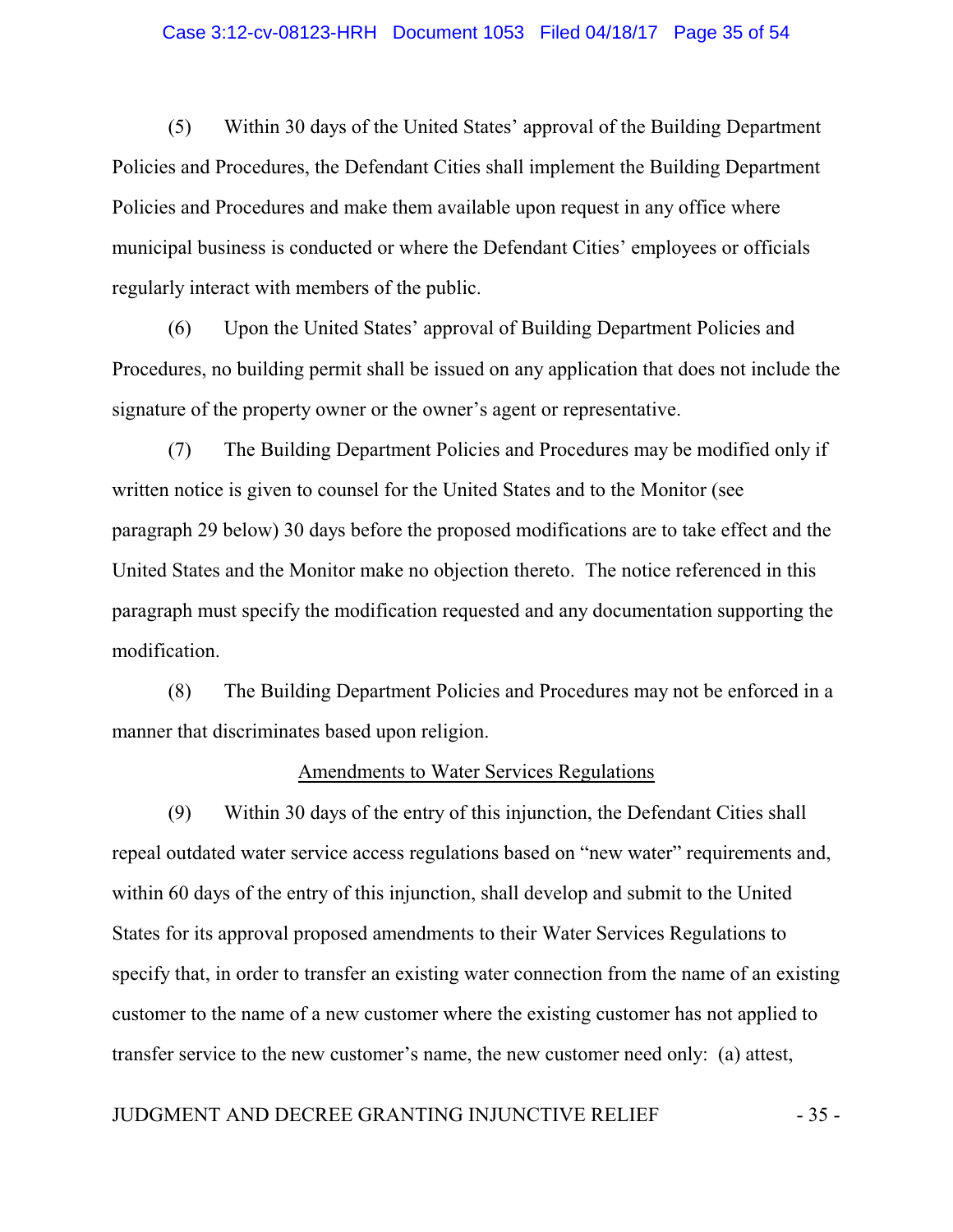(5) Within 30 days of the United States' approval of the Building Department Policies and Procedures, the Defendant Cities shall implement the Building Department Policies and Procedures and make them available upon request in any office where municipal business is conducted or where the Defendant Cities' employees or officials regularly interact with members of the public.

(6) Upon the United States' approval of Building Department Policies and Procedures, no building permit shall be issued on any application that does not include the signature of the property owner or the owner's agent or representative.

(7) The Building Department Policies and Procedures may be modified only if written notice is given to counsel for the United States and to the Monitor (see paragraph 29 below) 30 days before the proposed modifications are to take effect and the United States and the Monitor make no objection thereto. The notice referenced in this paragraph must specify the modification requested and any documentation supporting the modification.

(8) The Building Department Policies and Procedures may not be enforced in a manner that discriminates based upon religion.

<u>Amendments to Water Services Regulations</u>

(9) Within 30 days of the entry of this injunction, the Defendant Cities shall repeal outdated water service access regulations based on "new water" requirements and, within 60 days of the entry of this injunction, shall develop and submit to the United States for its approval proposed amendments to their Water Services Regulations to specify that, in order to transfer an existing water connection from the name of an existing customer to the name of a new customer where the existing customer has not applied to transfer service to the new customer's name, the new customer need only: (a) attest,

JUDGMENT AND DECREE GRANTING INJUNCTIVE RELIEF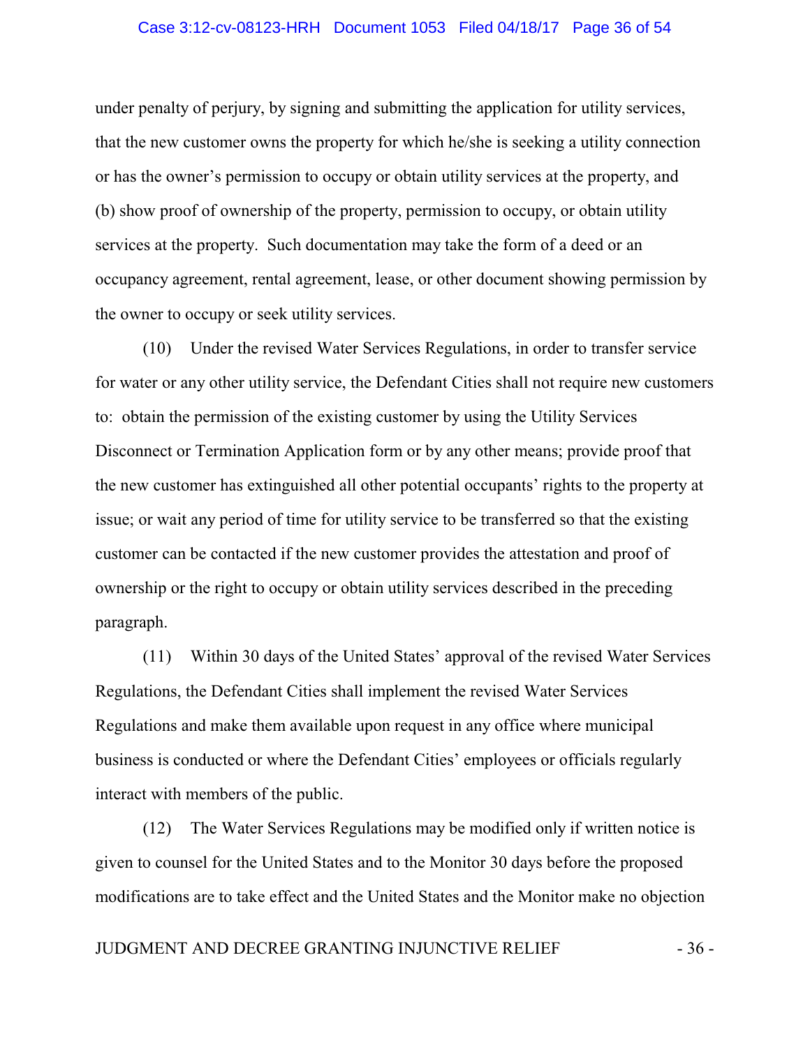under penalty of perjury, by signing and submitting the application for utility services, that the new customer owns the property for which he/she is seeking a utility connection or has the owner's permission to occupy or obtain utility services at the property, and (b) show proof of ownership of the property, permission to occupy, or obtain utility services at the property. Such documentation may take the form of a deed or an occupancy agreement, rental agreement, lease, or other document showing permission by the owner to occupy or seek utility services.

(10) Under the revised Water Services Regulations, in order to transfer service for water or any other utility service, the Defendant Cities shall not require new customers to: obtain the permission of the existing customer by using the Utility Services Disconnect or Termination Application form or by any other means; provide proof that the new customer has extinguished all other potential occupants' rights to the property at issue; or wait any period of time for utility service to be transferred so that the existing customer can be contacted if the new customer provides the attestation and proof of ownership or the right to occupy or obtain utility services described in the preceding paragraph.

(11) Within 30 days of the United States' approval of the revised Water Services Regulations, the Defendant Cities shall implement the revised Water Services Regulations and make them available upon request in any office where municipal business is conducted or where the Defendant Cities' employees or officials regularly interact with members of the public.

(12) The Water Services Regulations may be modified only if written notice is given to counsel for the United States and to the Monitor 30 days before the proposed modifications are to take effect and the United States and the Monitor make no objection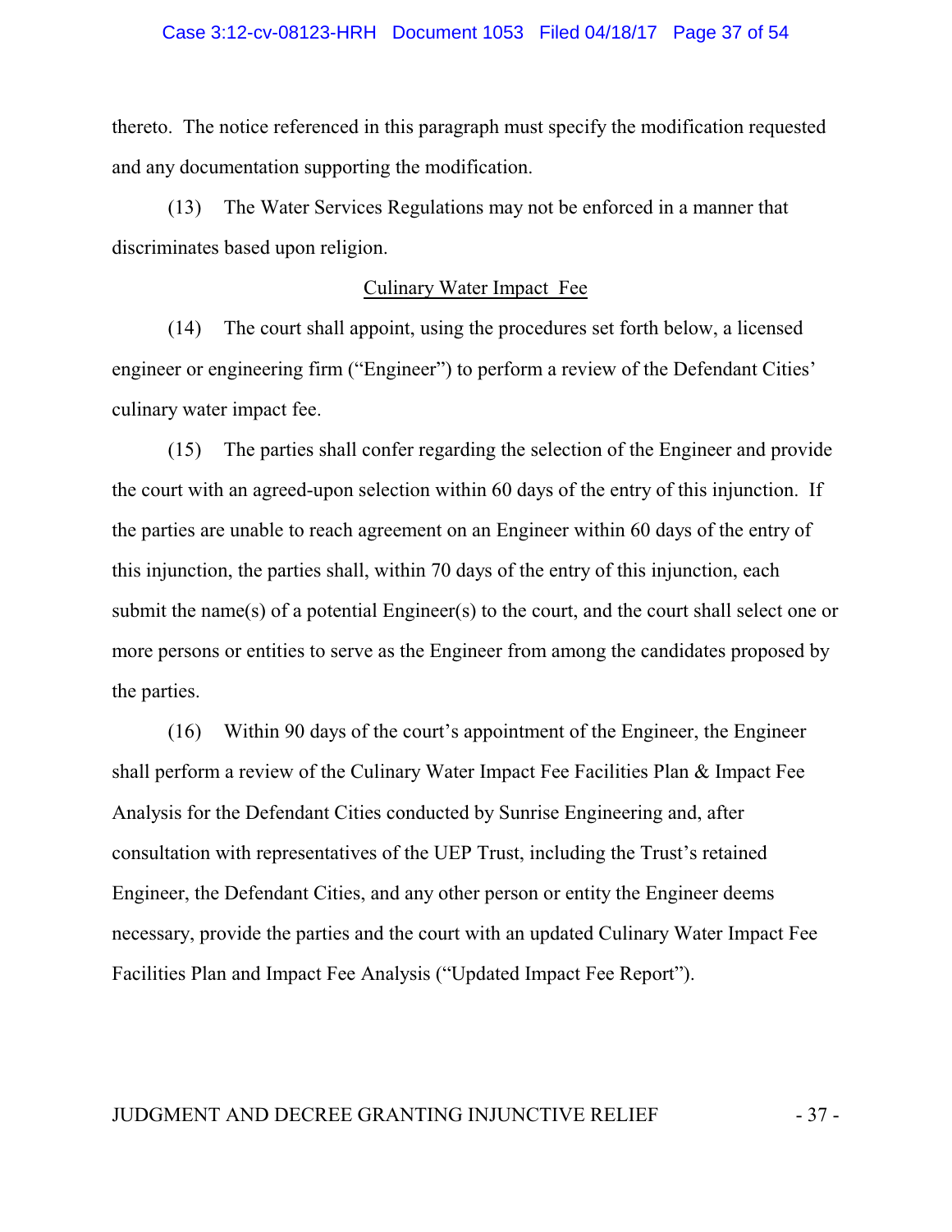thereto. The notice referenced in this paragraph must specify the modification requested and any documentation supporting the modification.

(13) The Water Services Regulations may not be enforced in a manner that discriminates based upon religion.

<u>Culinary Water Impact Fee</u>

(14) The court shall appoint, using the procedures set forth below, a licensed engineer or engineering firm ("Engineer") to perform a review of the Defendant Cities' culinary water impact fee.

(15) The parties shall confer regarding the selection of the Engineer and provide the court with an agreed-upon selection within 60 days of the entry of this injunction. If the parties are unable to reach agreement on an Engineer within 60 days of the entry of this injunction, the parties shall, within 70 days of the entry of this injunction, each submit the name(s) of a potential Engineer(s) to the court, and the court shall select one or more persons or entities to serve as the Engineer from among the candidates proposed by the parties.

(16) Within 90 days of the court's appointment of the Engineer, the Engineer shall perform a review of the Culinary Water Impact Fee Facilities Plan & Impact Fee Analysis for the Defendant Cities conducted by Sunrise Engineering and, after consultation with representatives of the UEP Trust, including the Trust's retained Engineer, the Defendant Cities, and any other person or entity the Engineer deems necessary, provide the parties and the court with an updated Culinary Water Impact Fee Facilities Plan and Impact Fee Analysis ("Updated Impact Fee Report").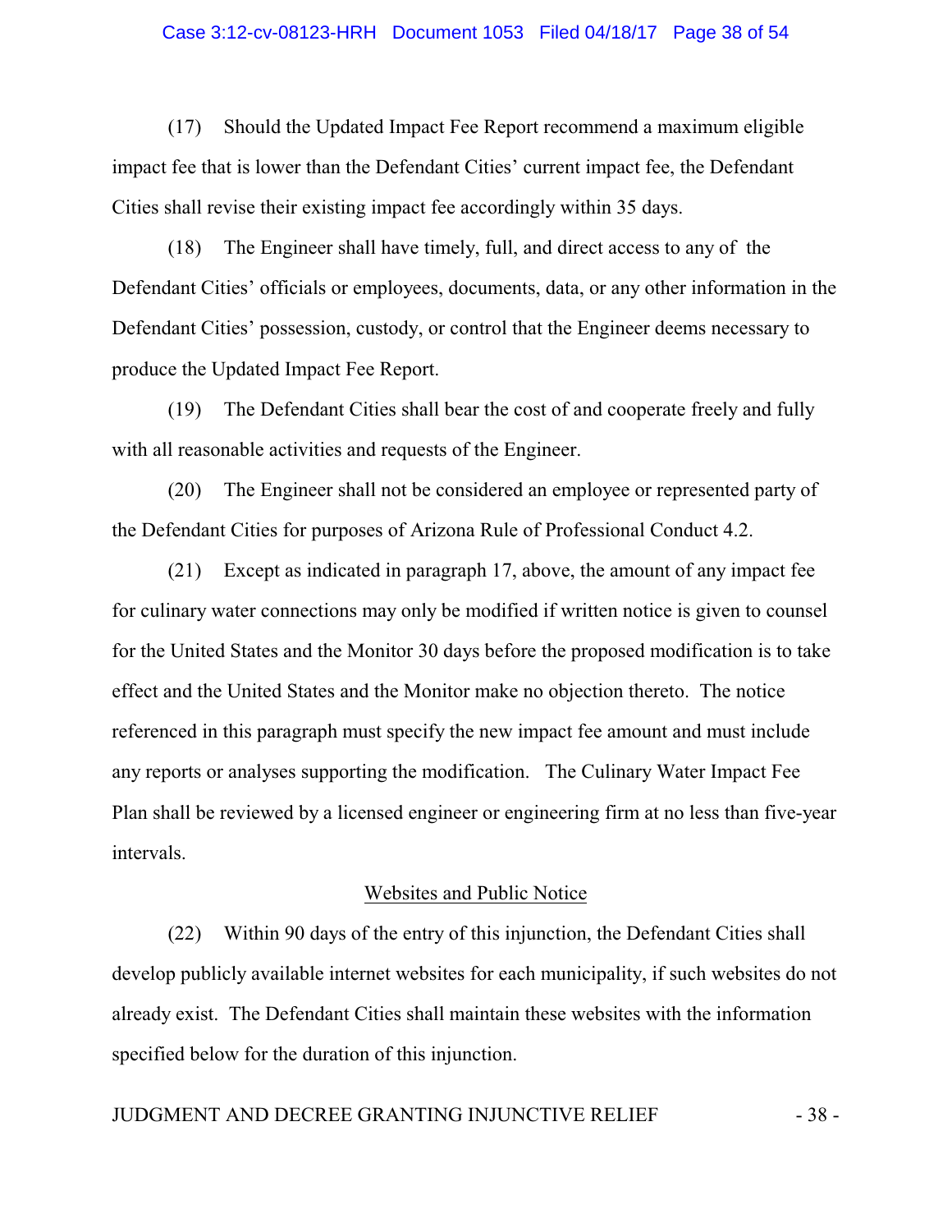(17) Should the Updated Impact Fee Report recommend a maximum eligible impact fee that is lower than the Defendant Cities' current impact fee, the Defendant Cities shall revise their existing impact fee accordingly within 35 days.

(18) The Engineer shall have timely, full, and direct access to any of the Defendant Cities' officials or employees, documents, data, or any other information in the Defendant Cities' possession, custody, or control that the Engineer deems necessary to produce the Updated Impact Fee Report.

(19) The Defendant Cities shall bear the cost of and cooperate freely and fully with all reasonable activities and requests of the Engineer.

(20) The Engineer shall not be considered an employee or represented party of the Defendant Cities for purposes of Arizona Rule of Professional Conduct 4.2.

(21) Except as indicated in paragraph 17, above, the amount of any impact fee for culinary water connections may only be modified if written notice is given to counsel for the United States and the Monitor 30 days before the proposed modification is to take effect and the United States and the Monitor make no objection thereto. The notice referenced in this paragraph must specify the new impact fee amount and must include any reports or analyses supporting the modification. The Culinary Water Impact Fee Plan shall be reviewed by a licensed engineer or engineering firm at no less than five-year intervals.

<u>Websites and Public Notice</u>

(22) Within 90 days of the entry of this injunction, the Defendant Cities shall develop publicly available internet websites for each municipality, if such websites do not already exist. The Defendant Cities shall maintain these websites with the information specified below for the duration of this injunction.

JUDGMENT AND DECREE GRANTING INJUNCTIVE RELIEF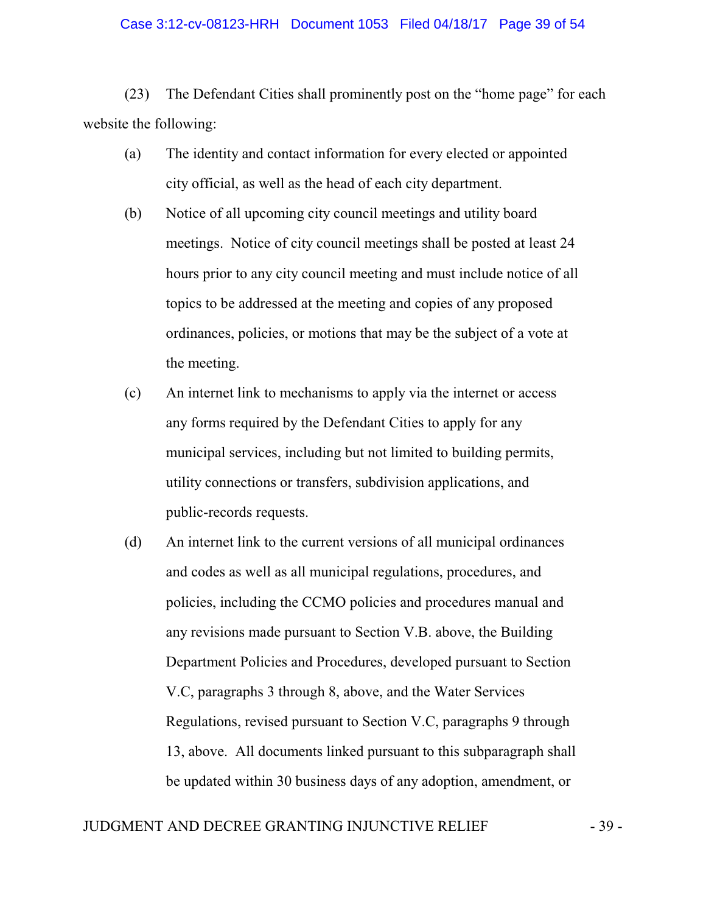(23) The Defendant Cities shall prominently post on the "home page" for each website the following:

(a) The identity and contact information for every elected or appointed city official, as well as the head of each city department.

(b) Notice of all upcoming city council meetings and utility board meetings. Notice of city council meetings shall be posted at least 24 hours prior to any city council meeting and must include notice of all topics to be addressed at the meeting and copies of any proposed ordinances, policies, or motions that may be the subject of a vote at the meeting.

(c) An internet link to mechanisms to apply via the internet or access any forms required by the Defendant Cities to apply for any municipal services, including but not limited to building permits, utility connections or transfers, subdivision applications, and public-records requests.

(d) An internet link to the current versions of all municipal ordinances and codes as well as all municipal regulations, procedures, and policies, including the CCMO policies and procedures manual and any revisions made pursuant to Section V.B. above, the Building Department Policies and Procedures, developed pursuant to Section V.C, paragraphs 3 through 8, above, and the Water Services Regulations, revised pursuant to Section V.C, paragraphs 9 through 13, above. All documents linked pursuant to this subparagraph shall be updated within 30 business days of any adoption, amendment, or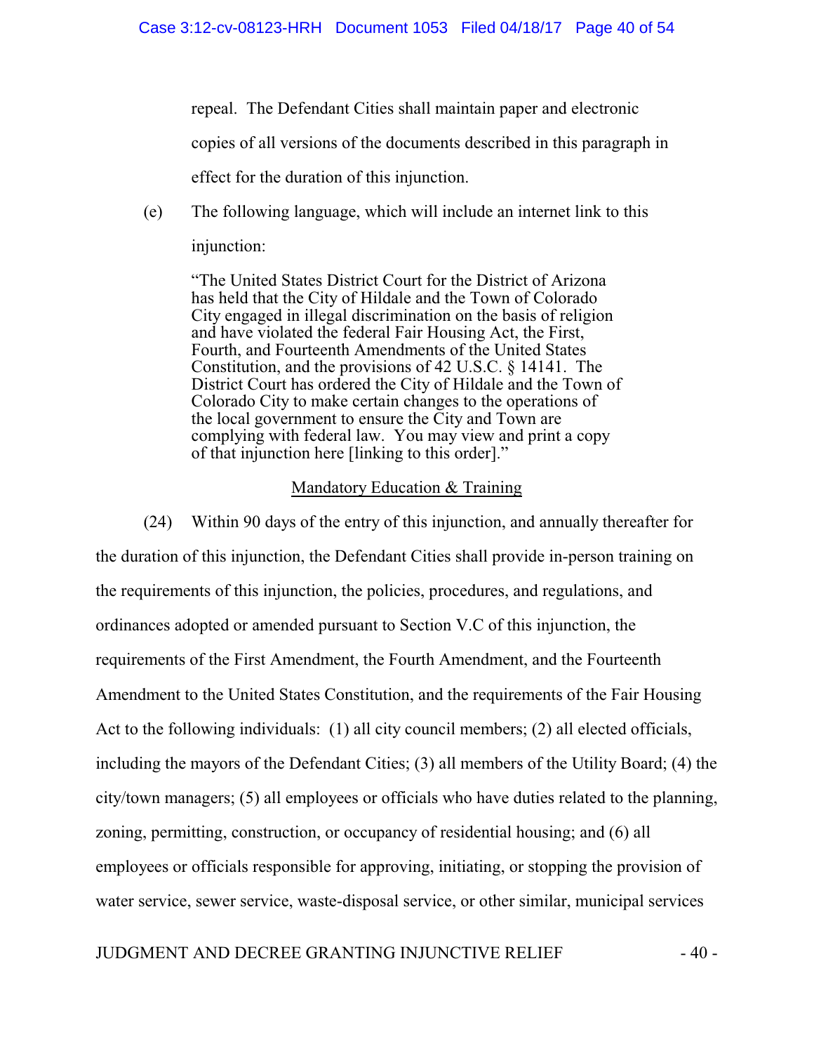repeal. The Defendant Cities shall maintain paper and electronic copies of all versions of the documents described in this paragraph in effect for the duration of this injunction.

(e) The following language, which will include an internet link to this injunction:

> "The United States District Court for the District of Arizona has held that the City of Hildale and the Town of Colorado City engaged in illegal discrimination on the basis of religion and have violated the federal Fair Housing Act, the First, Fourth, and Fourteenth Amendments of the United States Constitution, and the provisions of 42 U.S.C. § 14141. The District Court has ordered the City of Hildale and the Town of Colorado City to make certain changes to the operations of the local government to ensure the City and Town are complying with federal law. You may view and print a copy of that injunction here [linking to this order]."

Mandatory Education & Training

(24) Within 90 days of the entry of this injunction, and annually thereafter for the duration of this injunction, the Defendant Cities shall provide in-person training on the requirements of this injunction, the policies, procedures, and regulations, and ordinances adopted or amended pursuant to Section V.C of this injunction, the requirements of the First Amendment, the Fourth Amendment, and the Fourteenth Amendment to the United States Constitution, and the requirements of the Fair Housing Act to the following individuals: (1) all city council members; (2) all elected officials, including the mayors of the Defendant Cities; (3) all members of the Utility Board; (4) the city/town managers; (5) all employees or officials who have duties related to the planning, zoning, permitting, construction, or occupancy of residential housing; and (6) all employees or officials responsible for approving, initiating, or stopping the provision of water service, sewer service, waste-disposal service, or other similar, municipal services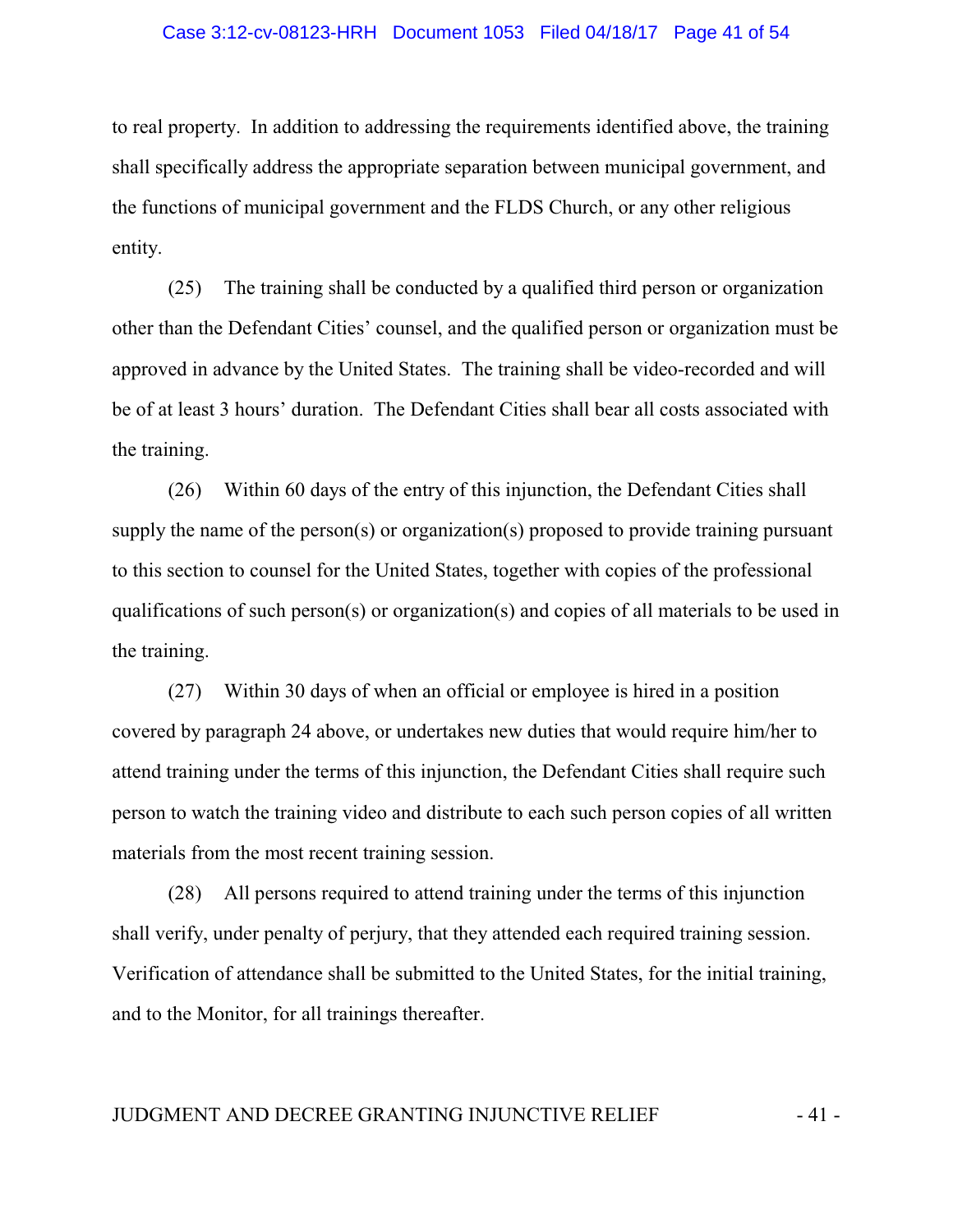to real property. In addition to addressing the requirements identified above, the training shall specifically address the appropriate separation between municipal government, and the functions of municipal government and the FLDS Church, or any other religious entity.

(25) The training shall be conducted by a qualified third person or organization other than the Defendant Cities' counsel, and the qualified person or organization must be approved in advance by the United States. The training shall be video-recorded and will be of at least 3 hours' duration. The Defendant Cities shall bear all costs associated with the training.

(26) Within 60 days of the entry of this injunction, the Defendant Cities shall supply the name of the person(s) or organization(s) proposed to provide training pursuant to this section to counsel for the United States, together with copies of the professional qualifications of such person(s) or organization(s) and copies of all materials to be used in the training.

(27) Within 30 days of when an official or employee is hired in a position covered by paragraph 24 above, or undertakes new duties that would require him/her to attend training under the terms of this injunction, the Defendant Cities shall require such person to watch the training video and distribute to each such person copies of all written materials from the most recent training session.

(28) All persons required to attend training under the terms of this injunction shall verify, under penalty of perjury, that they attended each required training session. Verification of attendance shall be submitted to the United States, for the initial training, and to the Monitor, for all trainings thereafter.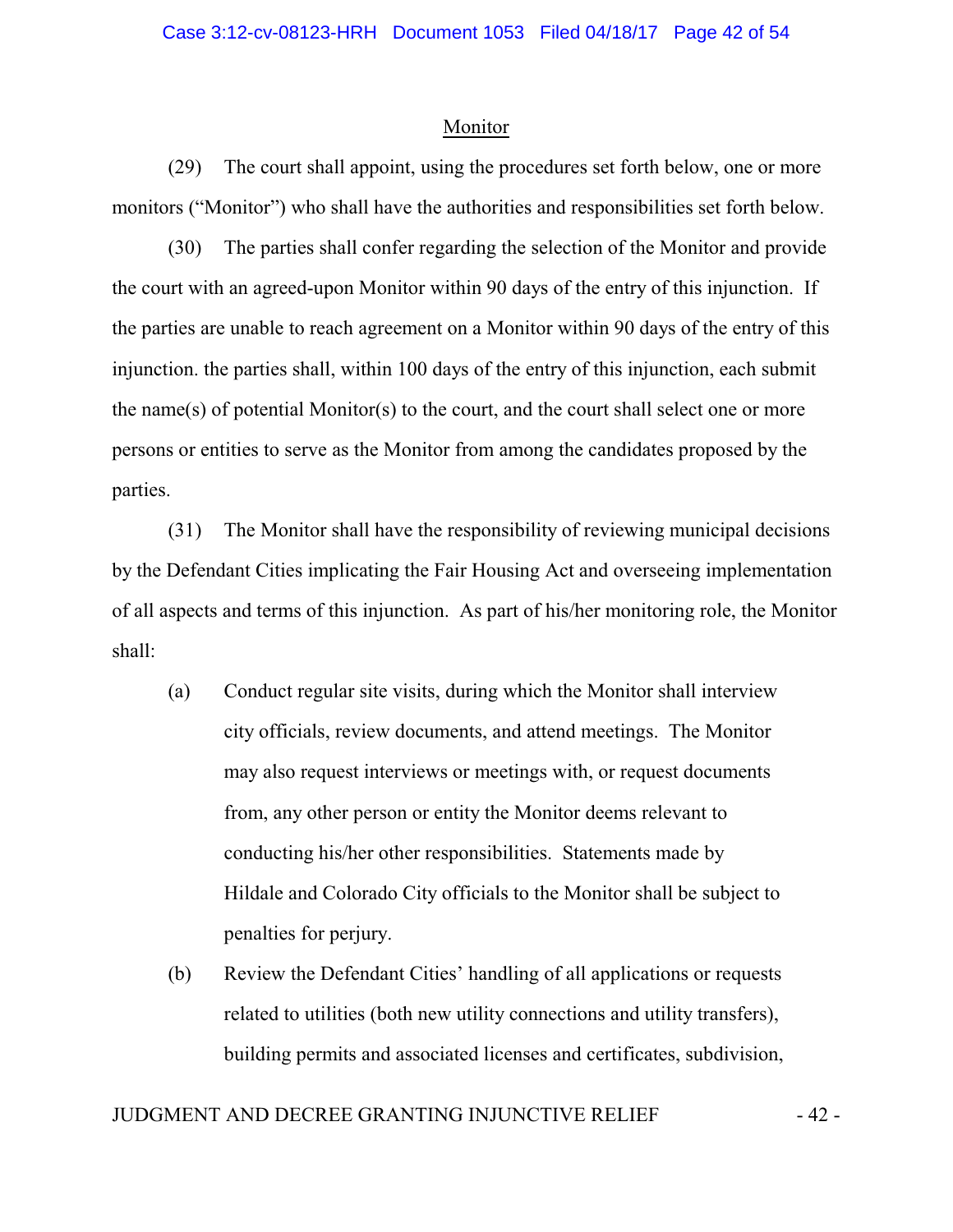## Monitor

(29) The court shall appoint, using the procedures set forth below, one or more monitors ("Monitor") who shall have the authorities and responsibilities set forth below.

(30) The parties shall confer regarding the selection of the Monitor and provide the court with an agreed-upon Monitor within 90 days of the entry of this injunction. If the parties are unable to reach agreement on a Monitor within 90 days of the entry of this injunction. the parties shall, within 100 days of the entry of this injunction, each submit the name(s) of potential Monitor(s) to the court, and the court shall select one or more persons or entities to serve as the Monitor from among the candidates proposed by the parties.

(31) The Monitor shall have the responsibility of reviewing municipal decisions by the Defendant Cities implicating the Fair Housing Act and overseeing implementation of all aspects and terms of this injunction. As part of his/her monitoring role, the Monitor shall:

(a) Conduct regular site visits, during which the Monitor shall interview city officials, review documents, and attend meetings. The Monitor may also request interviews or meetings with, or request documents from, any other person or entity the Monitor deems relevant to conducting his/her other responsibilities. Statements made by Hildale and Colorado City officials to the Monitor shall be subject to penalties for perjury.

(b) Review the Defendant Cities' handling of all applications or requests related to utilities (both new utility connections and utility transfers), building permits and associated licenses and certificates, subdivision,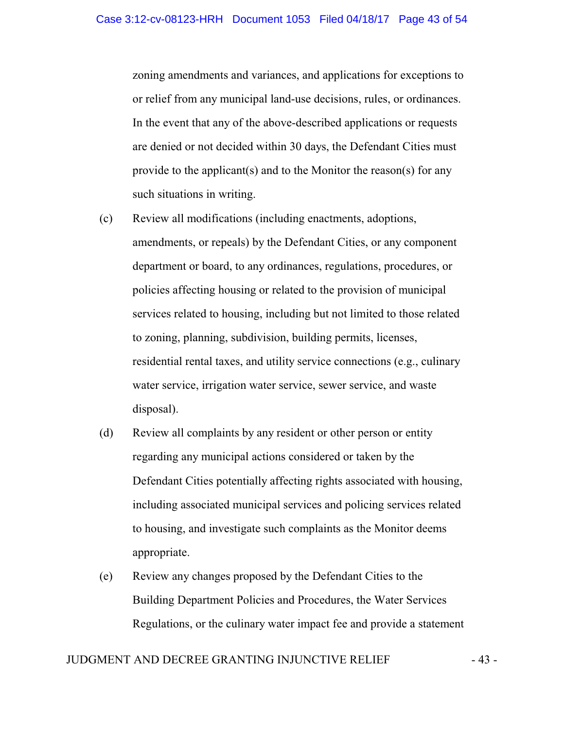zoning amendments and variances, and applications for exceptions to or relief from any municipal land-use decisions, rules, or ordinances. In the event that any of the above-described applications or requests are denied or not decided within 30 days, the Defendant Cities must provide to the applicant(s) and to the Monitor the reason(s) for any such situations in writing.

(c) Review all modifications (including enactments, adoptions, amendments, or repeals) by the Defendant Cities, or any component department or board, to any ordinances, regulations, procedures, or policies affecting housing or related to the provision of municipal services related to housing, including but not limited to those related to zoning, planning, subdivision, building permits, licenses, residential rental taxes, and utility service connections (e.g., culinary water service, irrigation water service, sewer service, and waste disposal).

(d) Review all complaints by any resident or other person or entity regarding any municipal actions considered or taken by the Defendant Cities potentially affecting rights associated with housing, including associated municipal services and policing services related to housing, and investigate such complaints as the Monitor deems appropriate.

(e) Review any changes proposed by the Defendant Cities to the Building Department Policies and Procedures, the Water Services Regulations, or the culinary water impact fee and provide a statement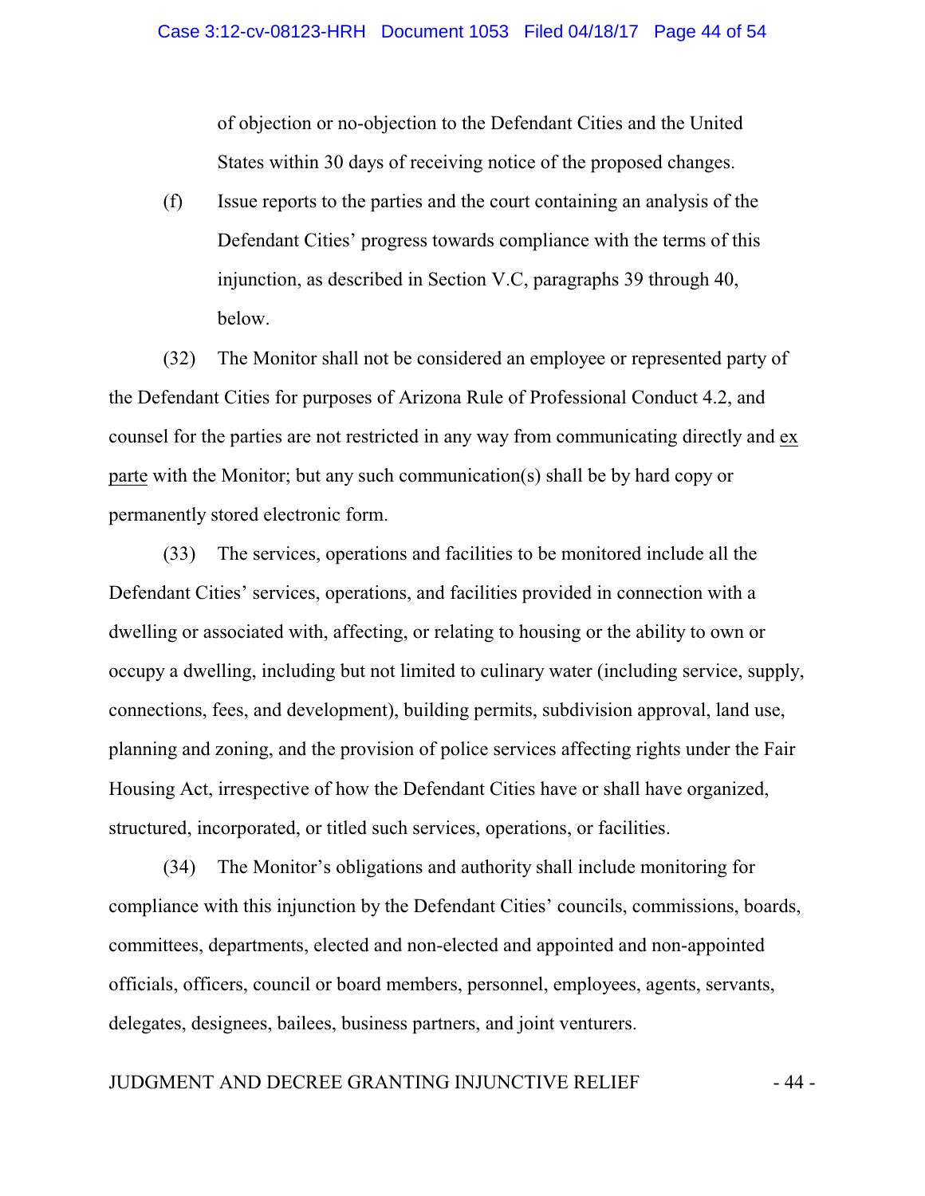of objection or no-objection to the Defendant Cities and the United States within 30 days of receiving notice of the proposed changes.

(f) Issue reports to the parties and the court containing an analysis of the Defendant Cities' progress towards compliance with the terms of this injunction, as described in Section V.C, paragraphs 39 through 40, below.

(32) The Monitor shall not be considered an employee or represented party of the Defendant Cities for purposes of Arizona Rule of Professional Conduct 4.2, and counsel for the parties are not restricted in any way from communicating directly and ex parte with the Monitor; but any such communication(s) shall be by hard copy or permanently stored electronic form.

(33) The services, operations and facilities to be monitored include all the Defendant Cities' services, operations, and facilities provided in connection with a dwelling or associated with, affecting, or relating to housing or the ability to own or occupy a dwelling, including but not limited to culinary water (including service, supply, connections, fees, and development), building permits, subdivision approval, land use, planning and zoning, and the provision of police services affecting rights under the Fair Housing Act, irrespective of how the Defendant Cities have or shall have organized, structured, incorporated, or titled such services, operations, or facilities.

(34) The Monitor's obligations and authority shall include monitoring for compliance with this injunction by the Defendant Cities' councils, commissions, boards, committees, departments, elected and non-elected and appointed and non-appointed officials, officers, council or board members, personnel, employees, agents, servants, delegates, designees, bailees, business partners, and joint venturers.

JUDGMENT AND DECREE GRANTING INJUNCTIVE RELIEF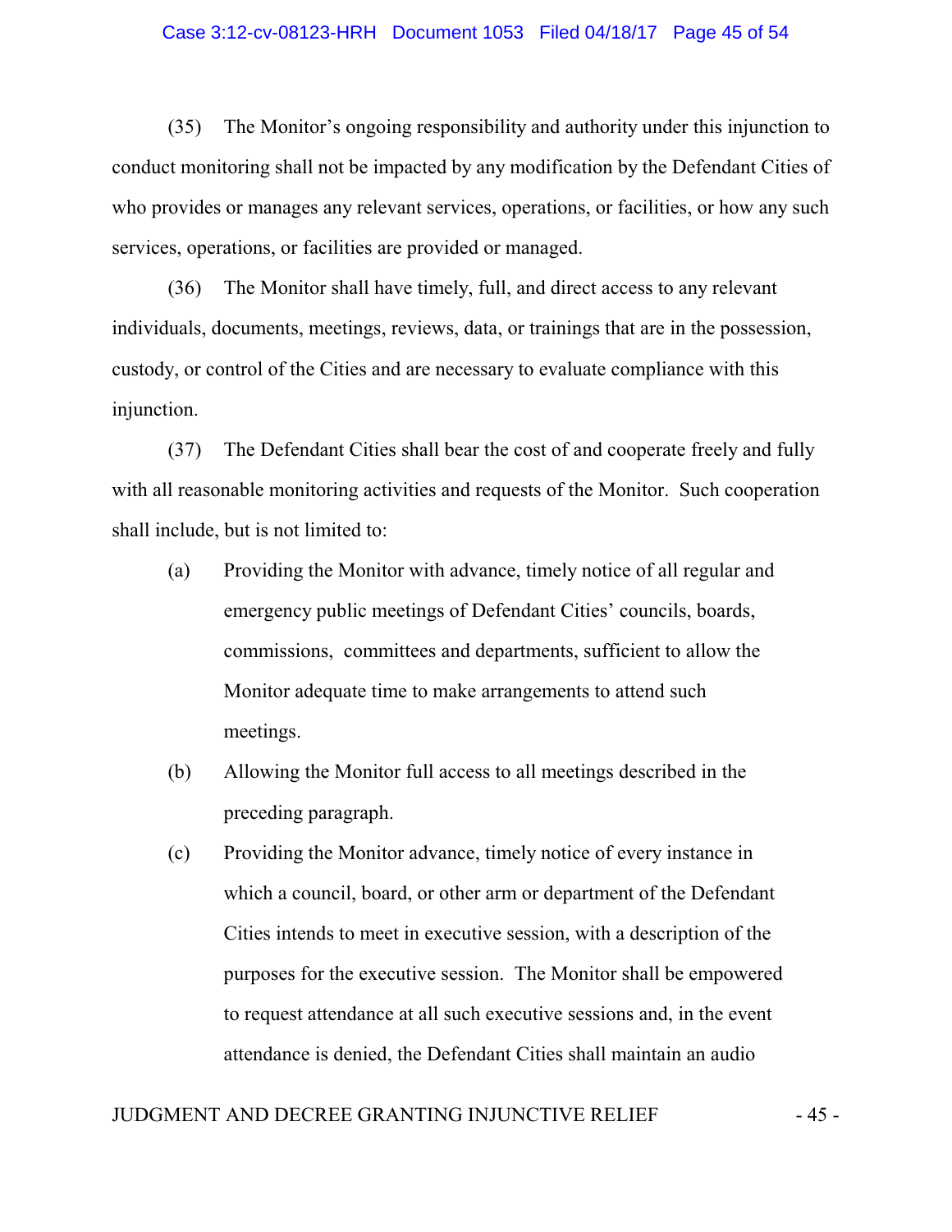(35) The Monitor's ongoing responsibility and authority under this injunction to conduct monitoring shall not be impacted by any modification by the Defendant Cities of who provides or manages any relevant services, operations, or facilities, or how any such services, operations, or facilities are provided or managed.

(36) The Monitor shall have timely, full, and direct access to any relevant individuals, documents, meetings, reviews, data, or trainings that are in the possession, custody, or control of the Cities and are necessary to evaluate compliance with this injunction.

(37) The Defendant Cities shall bear the cost of and cooperate freely and fully with all reasonable monitoring activities and requests of the Monitor. Such cooperation shall include, but is not limited to:

(a) Providing the Monitor with advance, timely notice of all regular and emergency public meetings of Defendant Cities' councils, boards, commissions, committees and departments, sufficient to allow the Monitor adequate time to make arrangements to attend such meetings.

(b) Allowing the Monitor full access to all meetings described in the preceding paragraph.

(c) Providing the Monitor advance, timely notice of every instance in which a council, board, or other arm or department of the Defendant Cities intends to meet in executive session, with a description of the purposes for the executive session. The Monitor shall be empowered to request attendance at all such executive sessions and, in the event attendance is denied, the Defendant Cities shall maintain an audio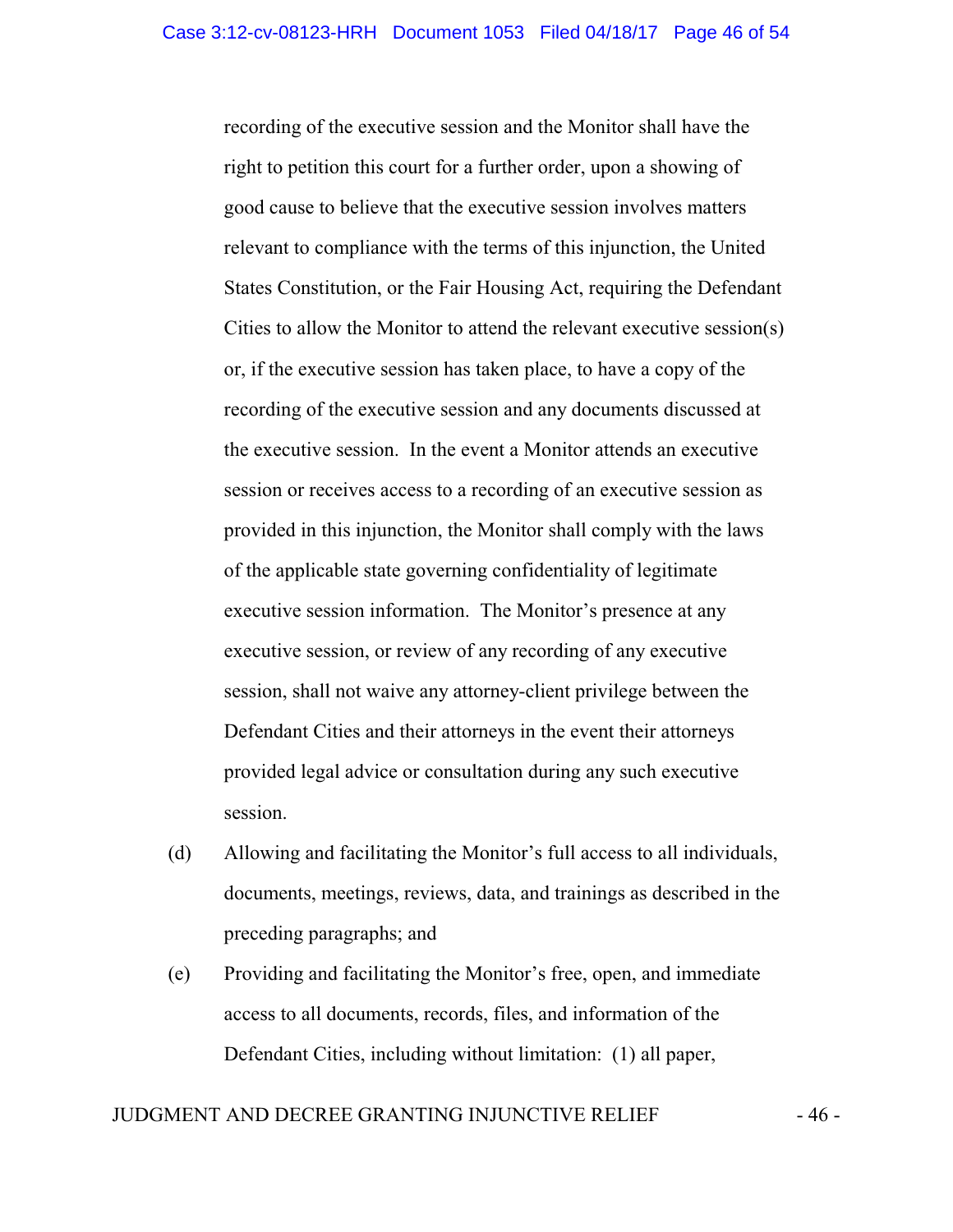recording of the executive session and the Monitor shall have the right to petition this court for a further order, upon a showing of good cause to believe that the executive session involves matters relevant to compliance with the terms of this injunction, the United States Constitution, or the Fair Housing Act, requiring the Defendant Cities to allow the Monitor to attend the relevant executive session(s) or, if the executive session has taken place, to have a copy of the recording of the executive session and any documents discussed at the executive session. In the event a Monitor attends an executive session or receives access to a recording of an executive session as provided in this injunction, the Monitor shall comply with the laws of the applicable state governing confidentiality of legitimate executive session information. The Monitor's presence at any executive session, or review of any recording of any executive session, shall not waive any attorney-client privilege between the Defendant Cities and their attorneys in the event their attorneys provided legal advice or consultation during any such executive session.

(d) Allowing and facilitating the Monitor's full access to all individuals, documents, meetings, reviews, data, and trainings as described in the preceding paragraphs; and

(e) Providing and facilitating the Monitor's free, open, and immediate access to all documents, records, files, and information of the Defendant Cities, including without limitation: (1) all paper,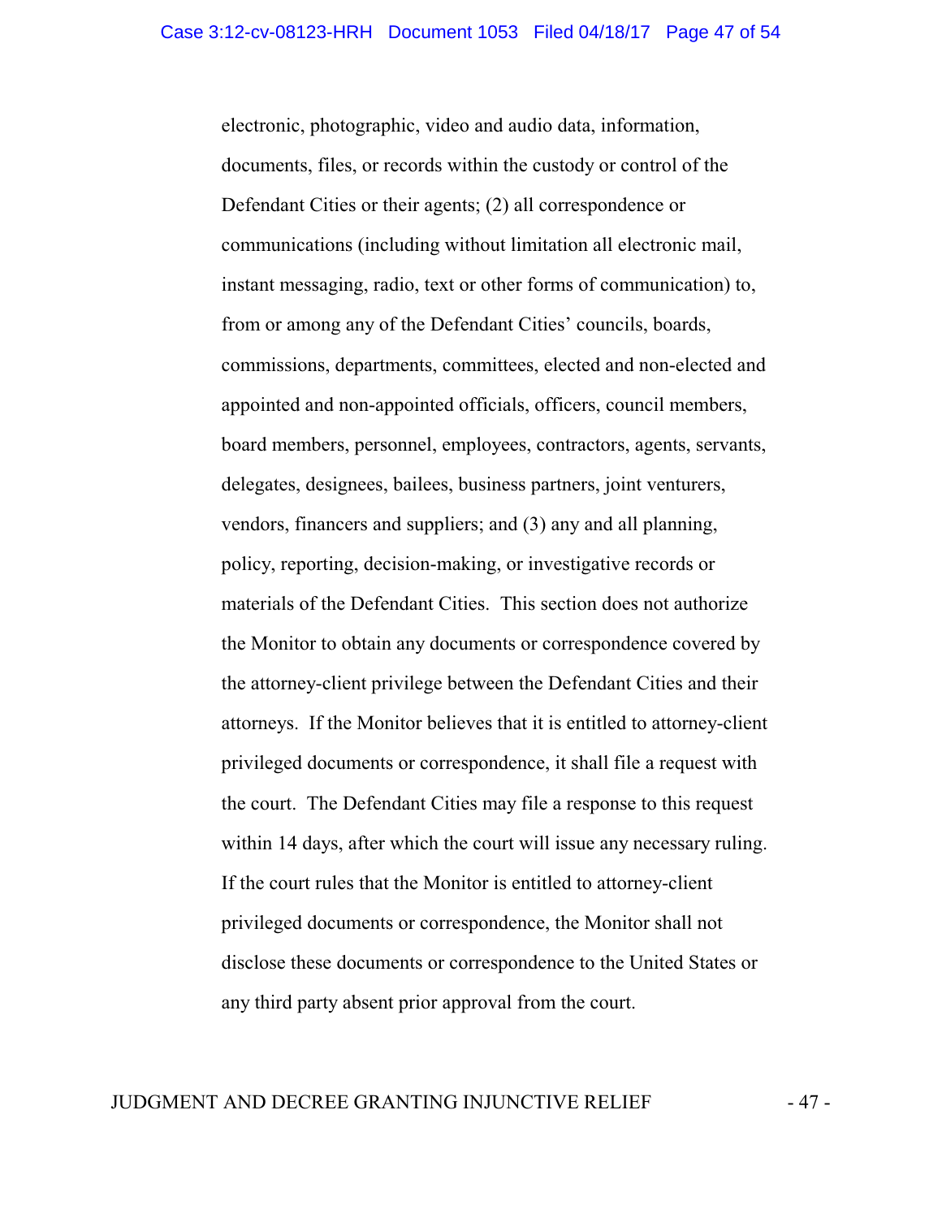electronic, photographic, video and audio data, information, documents, files, or records within the custody or control of the Defendant Cities or their agents; (2) all correspondence or communications (including without limitation all electronic mail, instant messaging, radio, text or other forms of communication) to, from or among any of the Defendant Cities' councils, boards, commissions, departments, committees, elected and non-elected and appointed and non-appointed officials, officers, council members, board members, personnel, employees, contractors, agents, servants, delegates, designees, bailees, business partners, joint venturers, vendors, financers and suppliers; and (3) any and all planning, policy, reporting, decision-making, or investigative records or materials of the Defendant Cities. This section does not authorize the Monitor to obtain any documents or correspondence covered by the attorney-client privilege between the Defendant Cities and their attorneys. If the Monitor believes that it is entitled to attorney-client privileged documents or correspondence, it shall file a request with the court. The Defendant Cities may file a response to this request within 14 days, after which the court will issue any necessary ruling. If the court rules that the Monitor is entitled to attorney-client privileged documents or correspondence, the Monitor shall not disclose these documents or correspondence to the United States or any third party absent prior approval from the court.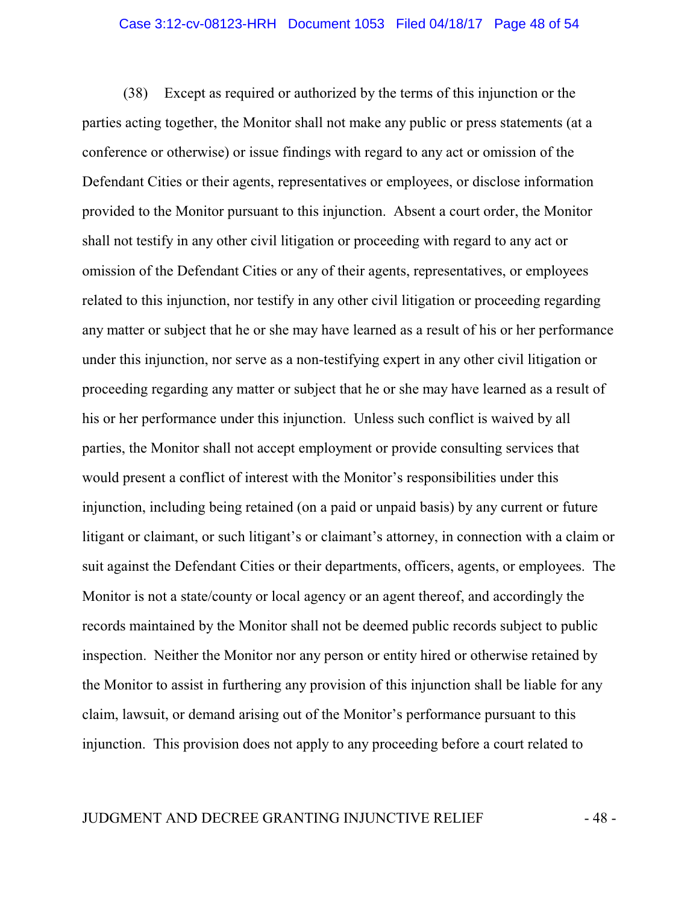(38) Except as required or authorized by the terms of this injunction or the parties acting together, the Monitor shall not make any public or press statements (at a conference or otherwise) or issue findings with regard to any act or omission of the Defendant Cities or their agents, representatives or employees, or disclose information provided to the Monitor pursuant to this injunction. Absent a court order, the Monitor shall not testify in any other civil litigation or proceeding with regard to any act or omission of the Defendant Cities or any of their agents, representatives, or employees related to this injunction, nor testify in any other civil litigation or proceeding regarding any matter or subject that he or she may have learned as a result of his or her performance under this injunction, nor serve as a non-testifying expert in any other civil litigation or proceeding regarding any matter or subject that he or she may have learned as a result of his or her performance under this injunction. Unless such conflict is waived by all parties, the Monitor shall not accept employment or provide consulting services that would present a conflict of interest with the Monitor's responsibilities under this injunction, including being retained (on a paid or unpaid basis) by any current or future litigant or claimant, or such litigant's or claimant's attorney, in connection with a claim or suit against the Defendant Cities or their departments, officers, agents, or employees. The Monitor is not a state/county or local agency or an agent thereof, and accordingly the records maintained by the Monitor shall not be deemed public records subject to public inspection. Neither the Monitor nor any person or entity hired or otherwise retained by the Monitor to assist in furthering any provision of this injunction shall be liable for any claim, lawsuit, or demand arising out of the Monitor's performance pursuant to this injunction. This provision does not apply to any proceeding before a court related to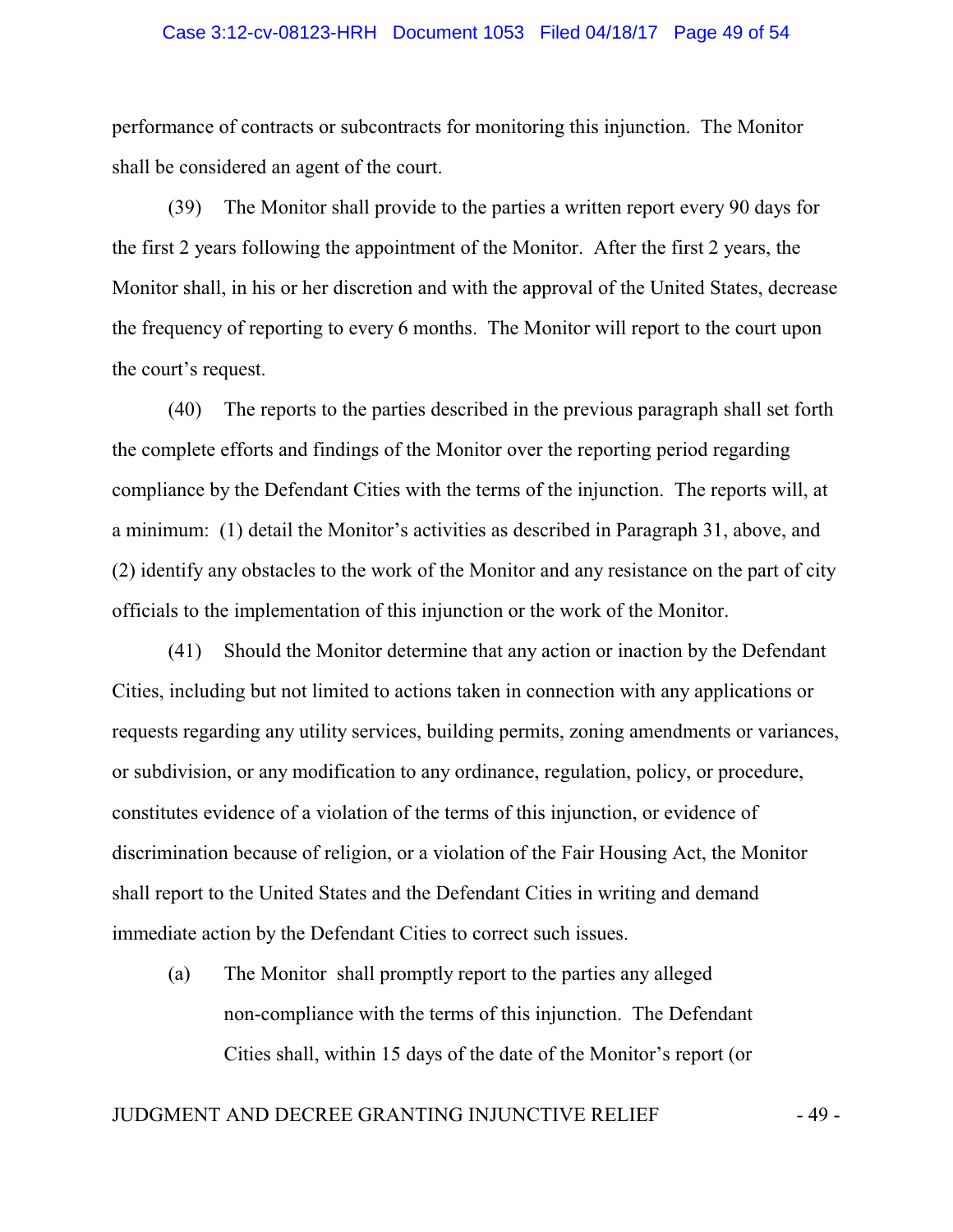performance of contracts or subcontracts for monitoring this injunction. The Monitor shall be considered an agent of the court.

(39) The Monitor shall provide to the parties a written report every 90 days for the first 2 years following the appointment of the Monitor. After the first 2 years, the Monitor shall, in his or her discretion and with the approval of the United States, decrease the frequency of reporting to every 6 months. The Monitor will report to the court upon the court's request.

(40) The reports to the parties described in the previous paragraph shall set forth the complete efforts and findings of the Monitor over the reporting period regarding compliance by the Defendant Cities with the terms of the injunction. The reports will, at a minimum: (1) detail the Monitor's activities as described in Paragraph 31, above, and (2) identify any obstacles to the work of the Monitor and any resistance on the part of city officials to the implementation of this injunction or the work of the Monitor.

(41) Should the Monitor determine that any action or inaction by the Defendant Cities, including but not limited to actions taken in connection with any applications or requests regarding any utility services, building permits, zoning amendments or variances, or subdivision, or any modification to any ordinance, regulation, policy, or procedure, constitutes evidence of a violation of the terms of this injunction, or evidence of discrimination because of religion, or a violation of the Fair Housing Act, the Monitor shall report to the United States and the Defendant Cities in writing and demand immediate action by the Defendant Cities to correct such issues.

(a) The Monitor shall promptly report to the parties any alleged non-compliance with the terms of this injunction. The Defendant Cities shall, within 15 days of the date of the Monitor's report (or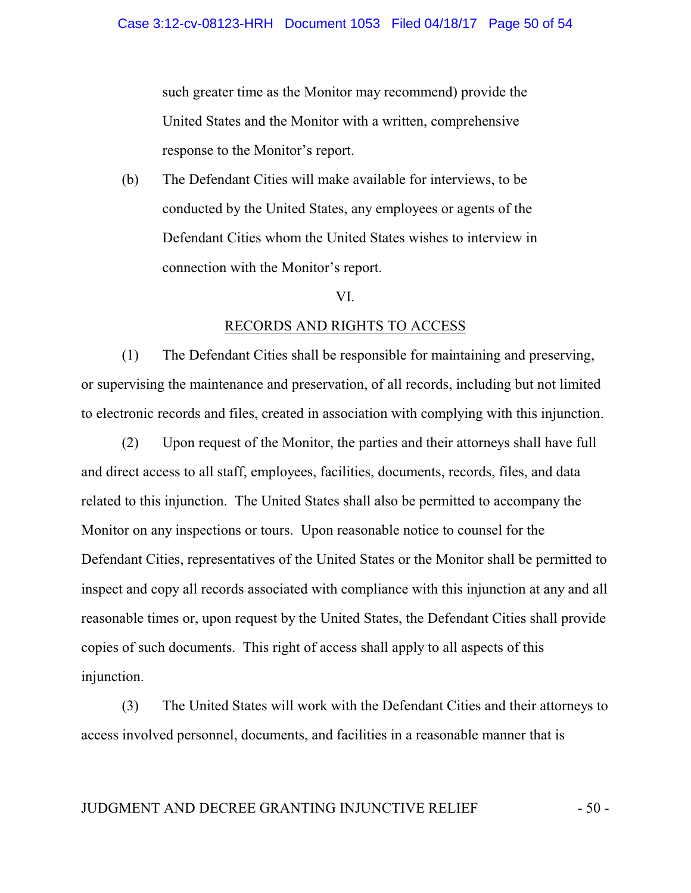such greater time as the Monitor may recommend) provide the United States and the Monitor with a written, comprehensive response to the Monitor's report.

(b) The Defendant Cities will make available for interviews, to be conducted by the United States, any employees or agents of the Defendant Cities whom the United States wishes to interview in connection with the Monitor's report.

## VI.

## RECORDS AND RIGHTS TO ACCESS

(1) The Defendant Cities shall be responsible for maintaining and preserving, or supervising the maintenance and preservation, of all records, including but not limited to electronic records and files, created in association with complying with this injunction.

(2) Upon request of the Monitor, the parties and their attorneys shall have full and direct access to all staff, employees, facilities, documents, records, files, and data related to this injunction. The United States shall also be permitted to accompany the Monitor on any inspections or tours. Upon reasonable notice to counsel for the Defendant Cities, representatives of the United States or the Monitor shall be permitted to inspect and copy all records associated with compliance with this injunction at any and all reasonable times or, upon request by the United States, the Defendant Cities shall provide copies of such documents. This right of access shall apply to all aspects of this injunction.

(3) The United States will work with the Defendant Cities and their attorneys to access involved personnel, documents, and facilities in a reasonable manner that is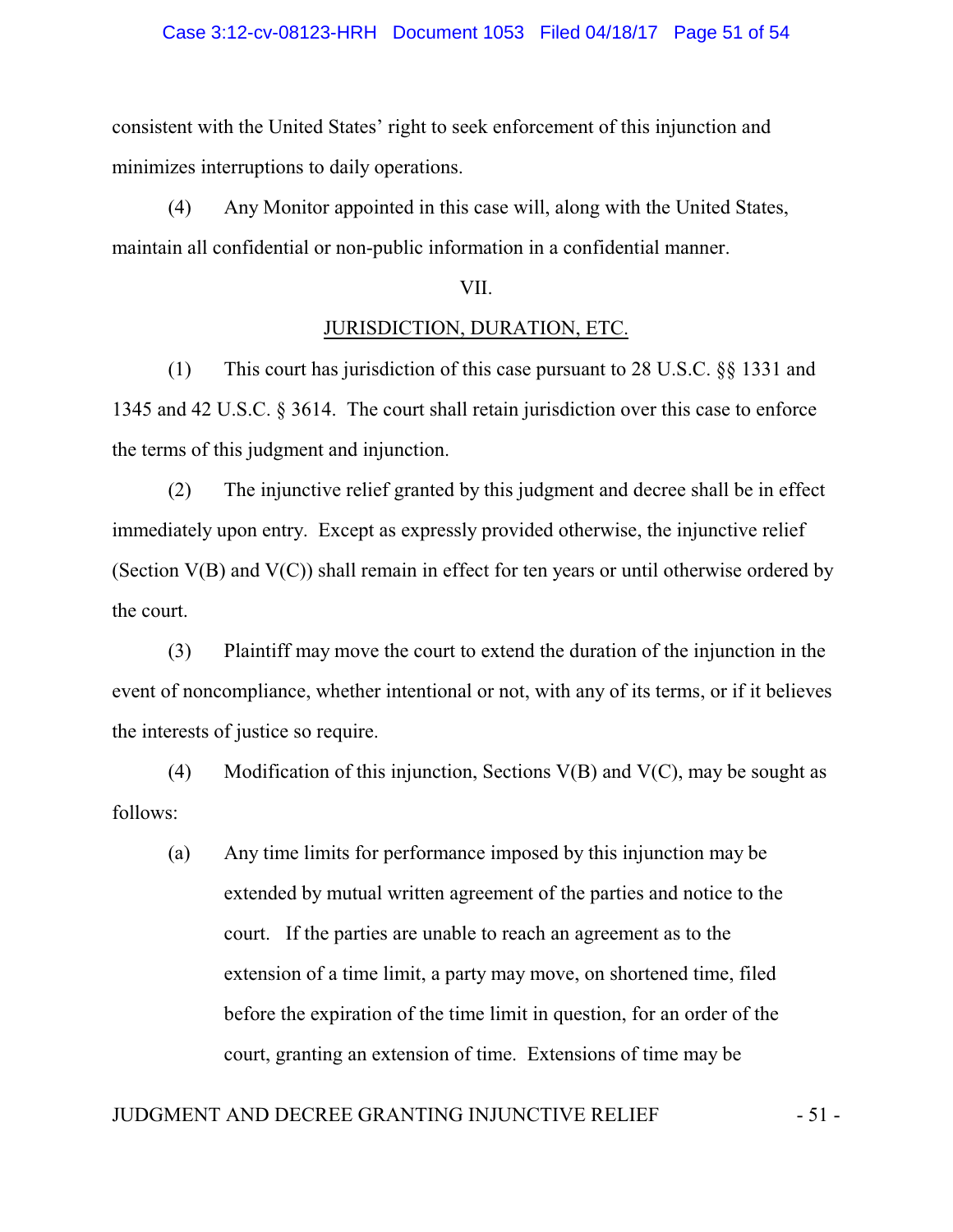consistent with the United States' right to seek enforcement of this injunction and minimizes interruptions to daily operations.

(4) Any Monitor appointed in this case will, along with the United States, maintain all confidential or non-public information in a confidential manner.

## VII.

## JURISDICTION, DURATION, ETC.

(1) This court has jurisdiction of this case pursuant to 28 U.S.C. §§ 1331 and 1345 and 42 U.S.C. § 3614. The court shall retain jurisdiction over this case to enforce the terms of this judgment and injunction.

(2) The injunctive relief granted by this judgment and decree shall be in effect immediately upon entry. Except as expressly provided otherwise, the injunctive relief (Section V(B) and V(C)) shall remain in effect for ten years or until otherwise ordered by the court.

(3) Plaintiff may move the court to extend the duration of the injunction in the event of noncompliance, whether intentional or not, with any of its terms, or if it believes the interests of justice so require.

(4) Modification of this injunction, Sections V(B) and V(C), may be sought as follows:

(a) Any time limits for performance imposed by this injunction may be extended by mutual written agreement of the parties and notice to the court. If the parties are unable to reach an agreement as to the extension of a time limit, a party may move, on shortened time, filed before the expiration of the time limit in question, for an order of the court, granting an extension of time. Extensions of time may be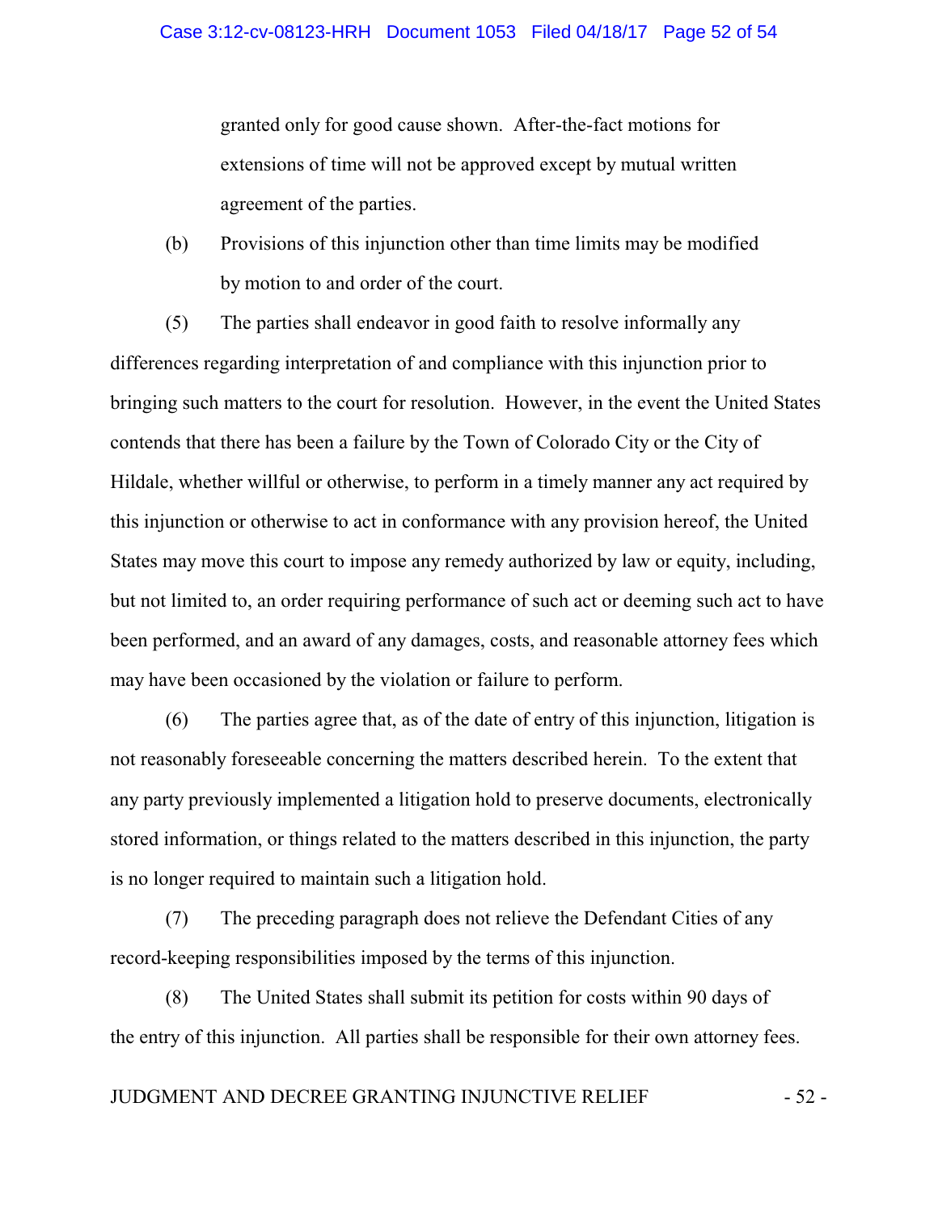granted only for good cause shown. After-the-fact motions for extensions of time will not be approved except by mutual written agreement of the parties.

(b) Provisions of this injunction other than time limits may be modified by motion to and order of the court.

(5) The parties shall endeavor in good faith to resolve informally any differences regarding interpretation of and compliance with this injunction prior to bringing such matters to the court for resolution. However, in the event the United States contends that there has been a failure by the Town of Colorado City or the City of Hildale, whether willful or otherwise, to perform in a timely manner any act required by this injunction or otherwise to act in conformance with any provision hereof, the United States may move this court to impose any remedy authorized by law or equity, including, but not limited to, an order requiring performance of such act or deeming such act to have been performed, and an award of any damages, costs, and reasonable attorney fees which may have been occasioned by the violation or failure to perform.

(6) The parties agree that, as of the date of entry of this injunction, litigation is not reasonably foreseeable concerning the matters described herein. To the extent that any party previously implemented a litigation hold to preserve documents, electronically stored information, or things related to the matters described in this injunction, the party is no longer required to maintain such a litigation hold.

(7) The preceding paragraph does not relieve the Defendant Cities of any record-keeping responsibilities imposed by the terms of this injunction.

(8) The United States shall submit its petition for costs within 90 days of the entry of this injunction. All parties shall be responsible for their own attorney fees.

JUDGMENT AND DECREE GRANTING INJUNCTIVE RELIEF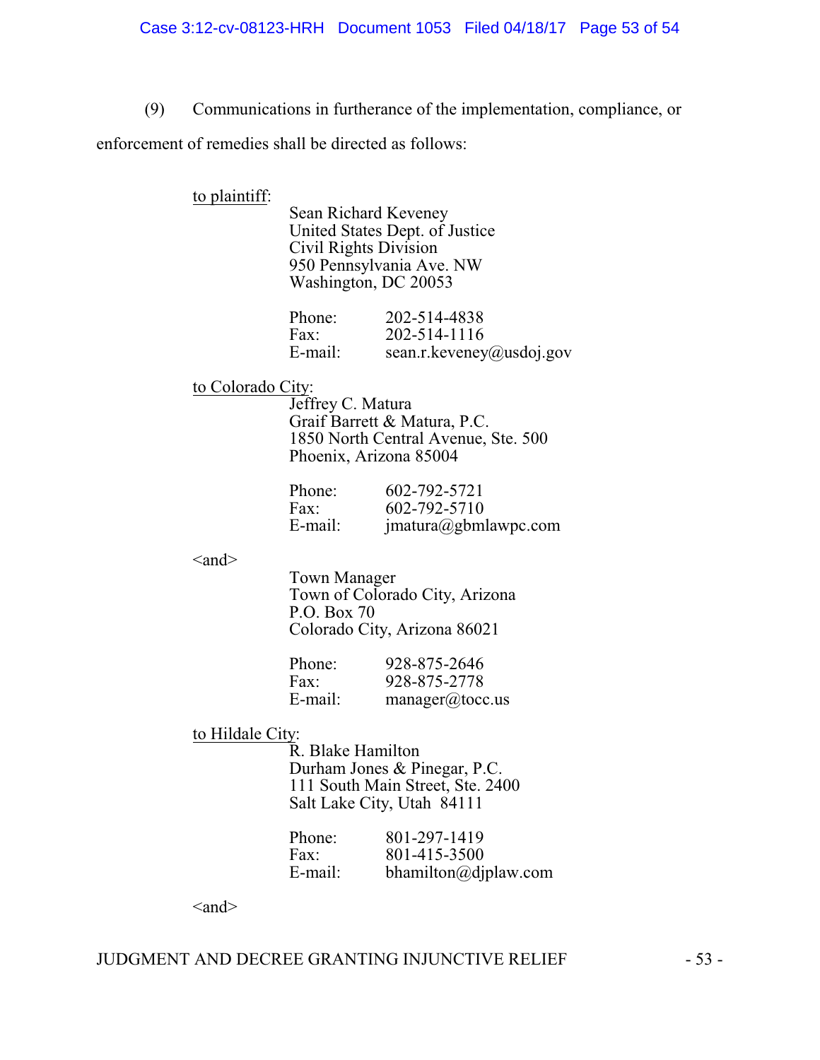(9) Communications in furtherance of the implementation, compliance, or enforcement of remedies shall be directed as follows:

to plaintiff:

Sean Richard Keveney
United States Dept. of Justice
Civil Rights Division
950 Pennsylvania Ave. NW
Washington, DC 20053

Phone: 202-514-4838
Fax: 202-514-1116
E-mail: sean.r.keveney@usdoj.gov

to Colorado City:

Jeffrey C. Matura
Graif Barrett & Matura, P.C.
1850 North Central Avenue, Ste. 500
Phoenix, Arizona 85004

Phone: 602-792-5721
Fax: 602-792-5710
E-mail: jmatura@gbmlawpc.com

<and>

Town Manager
Town of Colorado City, Arizona
P.O. Box 70
Colorado City, Arizona 86021

Phone: 928-875-2646
Fax: 928-875-2778
E-mail: manager@tocc.us

to Hildale City:

R. Blake Hamilton
Durham Jones & Pinegar, P.C.
111 South Main Street, Ste. 2400
Salt Lake City, Utah 84111

Phone: 801-297-1419
Fax: 801-415-3500
E-mail: bhamilton@djplaw.com

<and>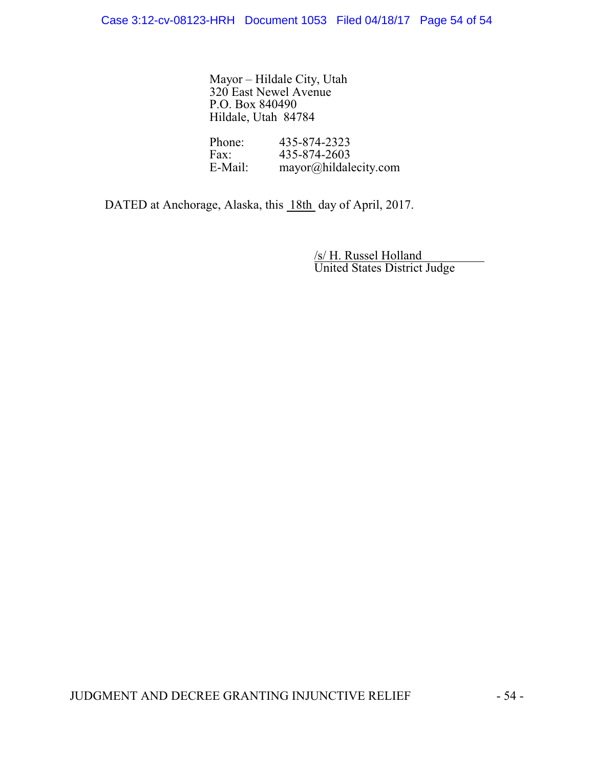Mayor – Hildale City, Utah
320 East Newel Avenue
P.O. Box 840490
Hildale, Utah 84784

| | |
|---|---|
| Phone: | 435-874-2323 |
| Fax: | 435-874-2603 |
| E-Mail: | mayor@hildalecity.com |

DATED at Anchorage, Alaska, this 18th day of April, 2017.

/s/ H. Russel Holland
United States District Judge